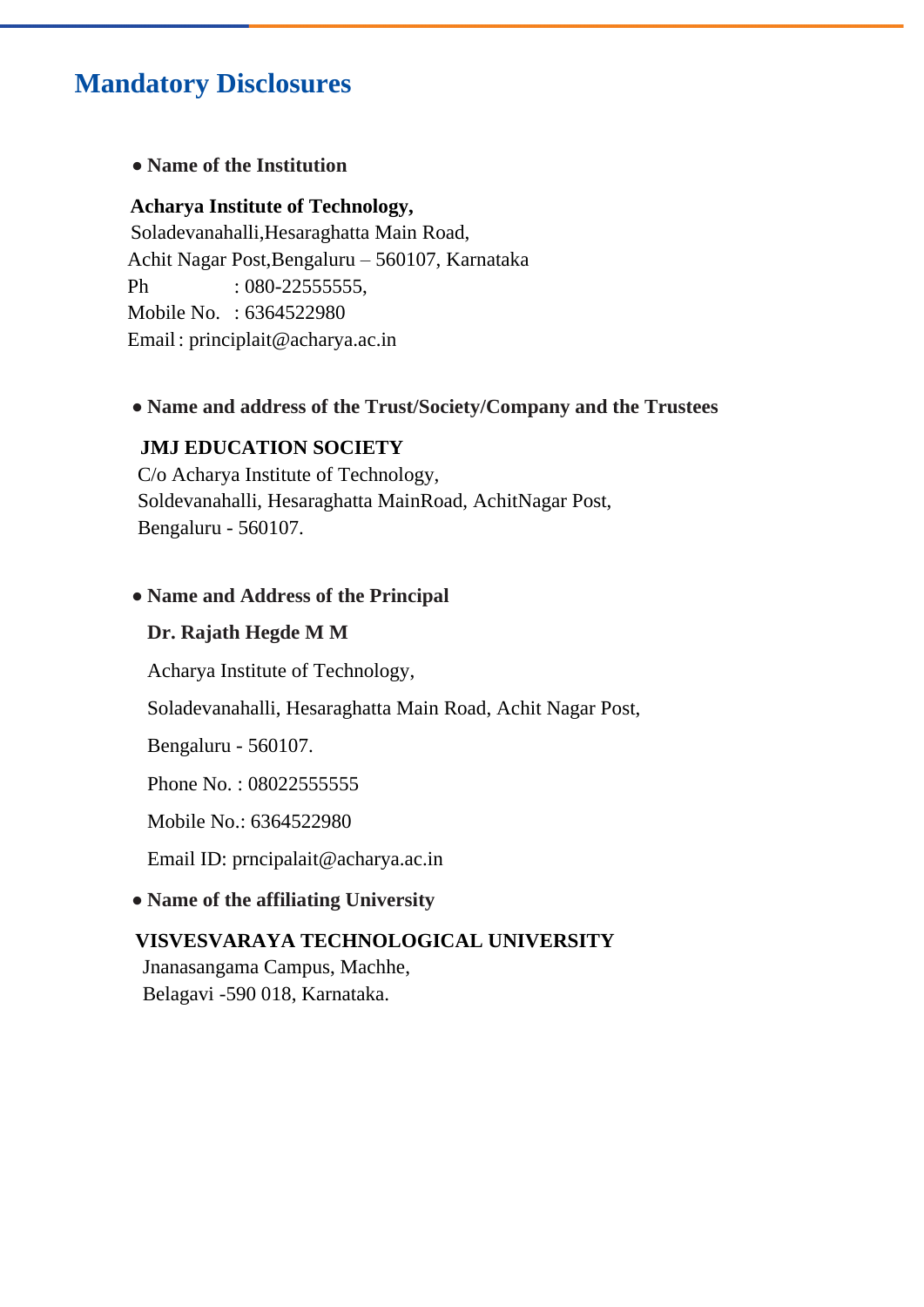# Mandatory Disclosures

- **Name of the Institution**

**Acharya Institute of Technology,**
Soladevanahalli,Hesaraghatta Main Road,
Achit Nagar Post,Bengaluru – 560107, Karnataka
Ph : 080-22555555,
Mobile No. : 6364522980
Email : principlait@acharya.ac.in

- **Name and address of the Trust/Society/Company and the Trustees**

**JMJ EDUCATION SOCIETY**
C/o Acharya Institute of Technology,
Soldevanahalli, Hesaraghatta MainRoad, AchitNagar Post,
Bengaluru - 560107.

- **Name and Address of the Principal**

**Dr. Rajath Hegde M M**

Acharya Institute of Technology,

Soladevanahalli, Hesaraghatta Main Road, Achit Nagar Post,

Bengaluru - 560107.

Phone No. : 08022555555

Mobile No.: 6364522980

Email ID: prncipalait@acharya.ac.in

- **Name of the affiliating University**

**VISVESVARAYA TECHNOLOGICAL UNIVERSITY**
Jnanasangama Campus, Machhe,
Belagavi -590 018, Karnataka.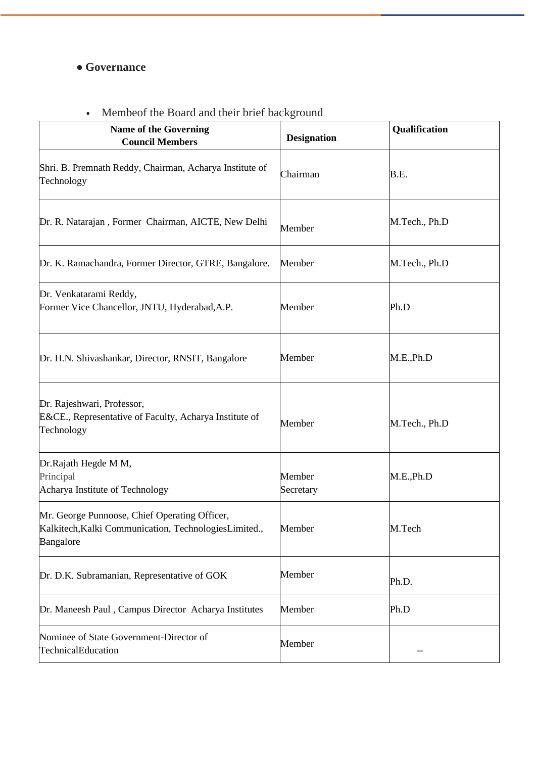- **Governance**

  - Membeof the Board and their brief background

| Name of the Governing Council Members | Designation | Qualification |
|---|---|---|
| Shri. B. Premnath Reddy, Chairman, Acharya Institute of Technology | Chairman | B.E. |
| Dr. R. Natarajan , Former Chairman, AICTE, New Delhi | Member | M.Tech., Ph.D |
| Dr. K. Ramachandra, Former Director, GTRE, Bangalore. | Member | M.Tech., Ph.D |
| Dr. Venkatarami Reddy, Former Vice Chancellor, JNTU, Hyderabad,A.P. | Member | Ph.D |
| Dr. H.N. Shivashankar, Director, RNSIT, Bangalore | Member | M.E.,Ph.D |
| Dr. Rajeshwari, Professor, E&CE., Representative of Faculty, Acharya Institute of Technology | Member | M.Tech., Ph.D |
| Dr.Rajath Hegde M M, Principal Acharya Institute of Technology | Member Secretary | M.E.,Ph.D |
| Mr. George Punnoose, Chief Operating Officer, Kalkitech,Kalki Communication, TechnologiesLimited., Bangalore | Member | M.Tech |
| Dr. D.K. Subramanian, Representative of GOK | Member | Ph.D. |
| Dr. Maneesh Paul , Campus Director Acharya Institutes | Member | Ph.D |
| Nominee of State Government-Director of TechnicalEducation | Member | -- |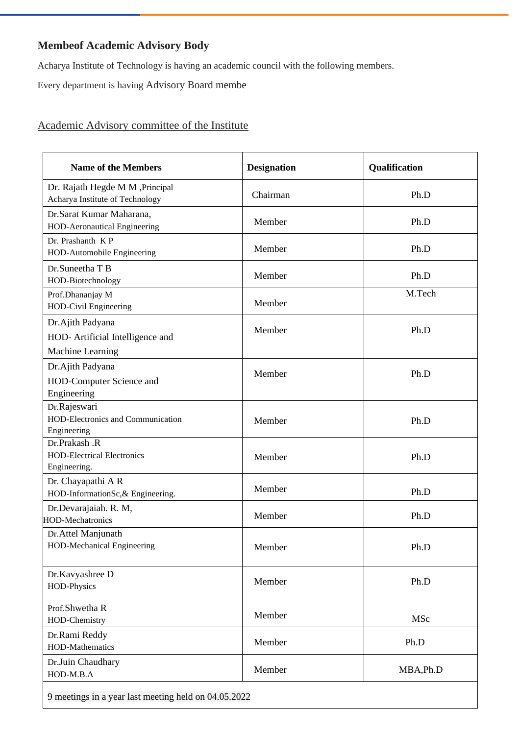## Membeof Academic Advisory Body

Acharya Institute of Technology is having an academic council with the following members.

Every department is having Advisory Board membe

Academic Advisory committee of the Institute

| Name of the Members | Designation | Qualification |
|---|---|---|
| Dr. Rajath Hegde M M ,Principal<br>Acharya Institute of Technology | Chairman | Ph.D |
| Dr.Sarat Kumar Maharana,<br>HOD-Aeronautical Engineering | Member | Ph.D |
| Dr. Prashanth K P<br>HOD-Automobile Engineering | Member | Ph.D |
| Dr.Suneetha T B<br>HOD-Biotechnology | Member | Ph.D |
| Prof.Dhananjay M<br>HOD-Civil Engineering | Member | M.Tech |
| Dr.Ajith Padyana<br>HOD- Artificial Intelligence and Machine Learning | Member | Ph.D |
| Dr.Ajith Padyana<br>HOD-Computer Science and Engineering | Member | Ph.D |
| Dr.Rajeswari<br>HOD-Electronics and Communication Engineering | Member | Ph.D |
| Dr.Prakash .R<br>HOD-Electrical Electronics Engineering. | Member | Ph.D |
| Dr. Chayapathi A R<br>HOD-InformationSc,& Engineering. | Member | Ph.D |
| Dr.Devarajaiah. R. M,<br>HOD-Mechatronics | Member | Ph.D |
| Dr.Attel Manjunath<br>HOD-Mechanical Engineering | Member | Ph.D |
| Dr.Kavyashree D<br>HOD-Physics | Member | Ph.D |
| Prof.Shwetha R<br>HOD-Chemistry | Member | MSc |
| Dr.Rami Reddy<br>HOD-Mathematics | Member | Ph.D |
| Dr.Juin Chaudhary<br>HOD-M.B.A | Member | MBA,Ph.D |
| 9 meetings in a year last meeting held on 04.05.2022 | | |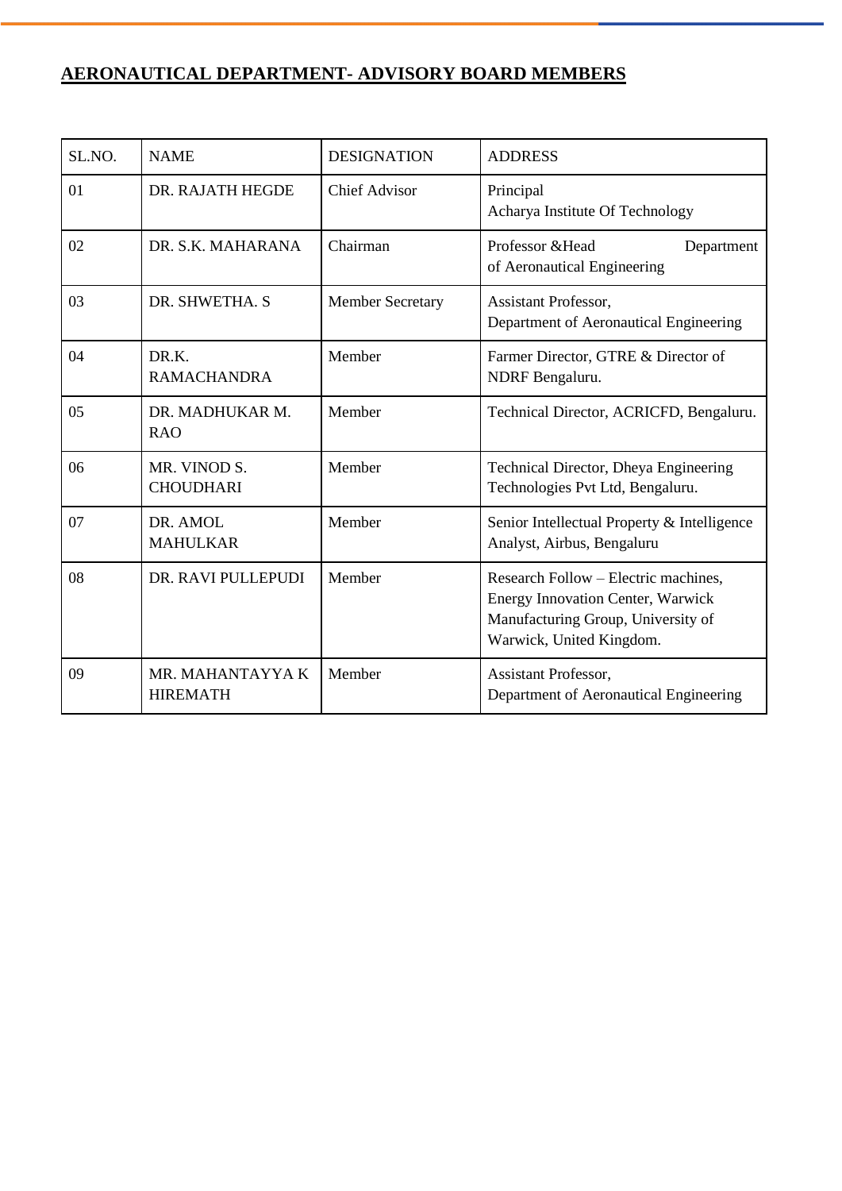## AERONAUTICAL DEPARTMENT- ADVISORY BOARD MEMBERS

| SL.NO. | NAME | DESIGNATION | ADDRESS |
|---|---|---|---|
| 01 | DR. RAJATH HEGDE | Chief Advisor | Principal<br>Acharya Institute Of Technology |
| 02 | DR. S.K. MAHARANA | Chairman | Professor &Head Department of Aeronautical Engineering |
| 03 | DR. SHWETHA. S | Member Secretary | Assistant Professor,<br>Department of Aeronautical Engineering |
| 04 | DR.K. RAMACHANDRA | Member | Farmer Director, GTRE & Director of NDRF Bengaluru. |
| 05 | DR. MADHUKAR M. RAO | Member | Technical Director, ACRICFD, Bengaluru. |
| 06 | MR. VINOD S. CHOUDHARI | Member | Technical Director, Dheya Engineering Technologies Pvt Ltd, Bengaluru. |
| 07 | DR. AMOL MAHULKAR | Member | Senior Intellectual Property & Intelligence Analyst, Airbus, Bengaluru |
| 08 | DR. RAVI PULLEPUDI | Member | Research Follow – Electric machines, Energy Innovation Center, Warwick Manufacturing Group, University of Warwick, United Kingdom. |
| 09 | MR. MAHANTAYYA K HIREMATH | Member | Assistant Professor,<br>Department of Aeronautical Engineering |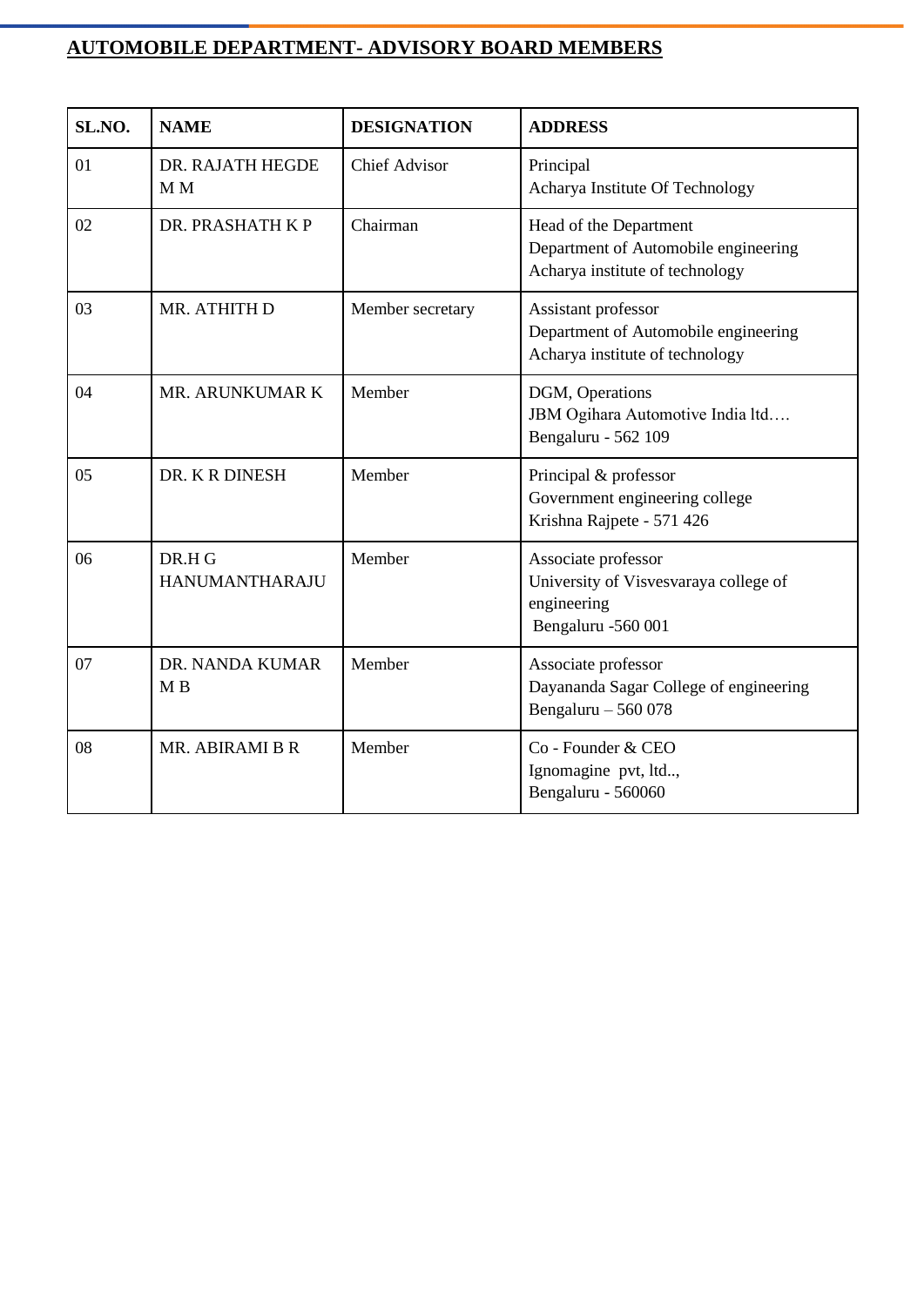## AUTOMOBILE DEPARTMENT- ADVISORY BOARD MEMBERS

| SL.NO. | NAME | DESIGNATION | ADDRESS |
|---|---|---|---|
| 01 | DR. RAJATH HEGDE M M | Chief Advisor | Principal<br>Acharya Institute Of Technology |
| 02 | DR. PRASHATH K P | Chairman | Head of the Department<br>Department of Automobile engineering<br>Acharya institute of technology |
| 03 | MR. ATHITH D | Member secretary | Assistant professor<br>Department of Automobile engineering<br>Acharya institute of technology |
| 04 | MR. ARUNKUMAR K | Member | DGM, Operations<br>JBM Ogihara Automotive India ltd….<br>Bengaluru - 562 109 |
| 05 | DR. K R DINESH | Member | Principal & professor<br>Government engineering college<br>Krishna Rajpete - 571 426 |
| 06 | DR.H G HANUMANTHARAJU | Member | Associate professor<br>University of Visvesvaraya college of engineering<br>Bengaluru -560 001 |
| 07 | DR. NANDA KUMAR M B | Member | Associate professor<br>Dayananda Sagar College of engineering<br>Bengaluru – 560 078 |
| 08 | MR. ABIRAMI B R | Member | Co - Founder & CEO<br>Ignomagine pvt, ltd..,<br>Bengaluru - 560060 |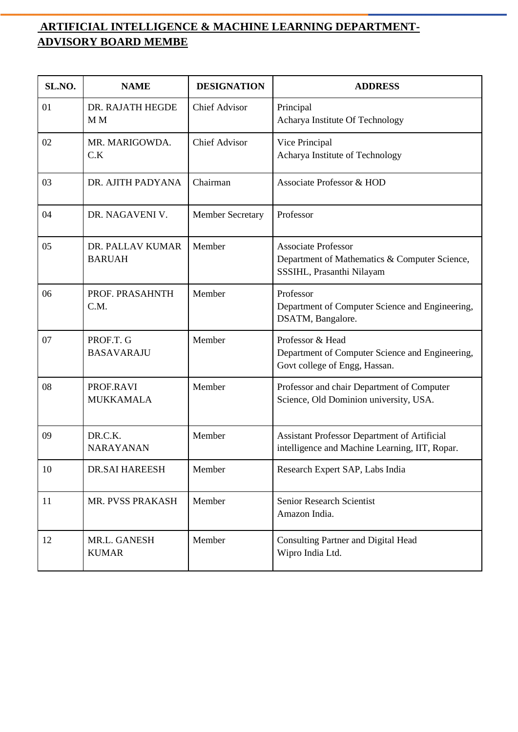## ARTIFICIAL INTELLIGENCE & MACHINE LEARNING DEPARTMENT- ADVISORY BOARD MEMBE

| SL.NO. | NAME | DESIGNATION | ADDRESS |
|---|---|---|---|
| 01 | DR. RAJATH HEGDE M M | Chief Advisor | Principal<br>Acharya Institute Of Technology |
| 02 | MR. MARIGOWDA. C.K | Chief Advisor | Vice Principal<br>Acharya Institute of Technology |
| 03 | DR. AJITH PADYANA | Chairman | Associate Professor & HOD |
| 04 | DR. NAGAVENI V. | Member Secretary | Professor |
| 05 | DR. PALLAV KUMAR BARUAH | Member | Associate Professor<br>Department of Mathematics & Computer Science, SSSIHL, Prasanthi Nilayam |
| 06 | PROF. PRASAHNTH C.M. | Member | Professor<br>Department of Computer Science and Engineering, DSATM, Bangalore. |
| 07 | PROF.T. G BASAVARAJU | Member | Professor & Head<br>Department of Computer Science and Engineering, Govt college of Engg, Hassan. |
| 08 | PROF.RAVI MUKKAMALA | Member | Professor and chair Department of Computer Science, Old Dominion university, USA. |
| 09 | DR.C.K. NARAYANAN | Member | Assistant Professor Department of Artificial intelligence and Machine Learning, IIT, Ropar. |
| 10 | DR.SAI HAREESH | Member | Research Expert SAP, Labs India |
| 11 | MR. PVSS PRAKASH | Member | Senior Research Scientist<br>Amazon India. |
| 12 | MR.L. GANESH KUMAR | Member | Consulting Partner and Digital Head<br>Wipro India Ltd. |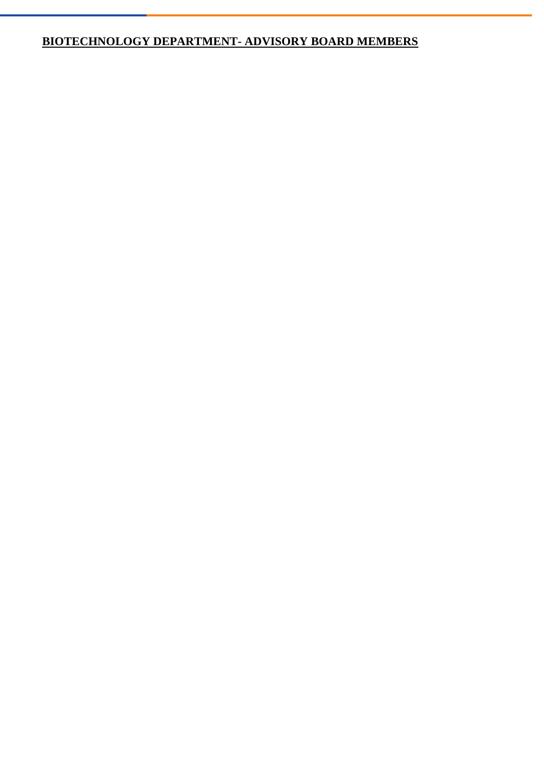## BIOTECHNOLOGY DEPARTMENT- ADVISORY BOARD MEMBERS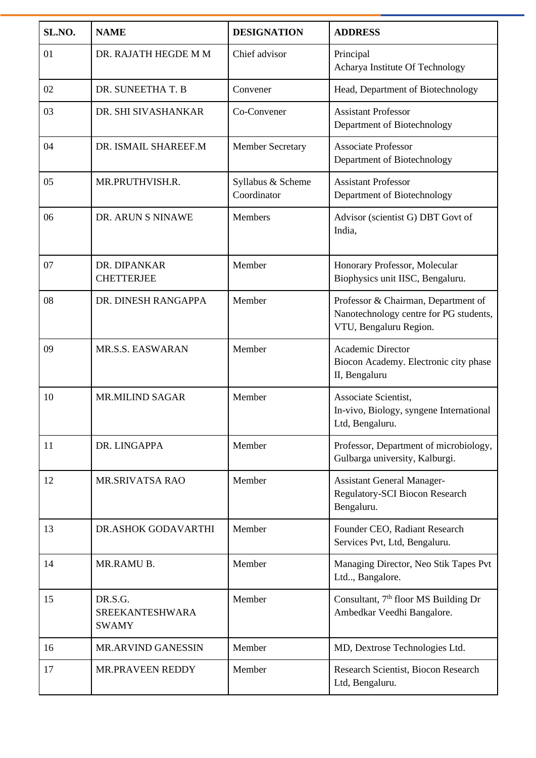| SL.NO. | NAME | DESIGNATION | ADDRESS |
|---|---|---|---|
| 01 | DR. RAJATH HEGDE M M | Chief advisor | Principal<br>Acharya Institute Of Technology |
| 02 | DR. SUNEETHA T. B | Convener | Head, Department of Biotechnology |
| 03 | DR. SHI SIVASHANKAR | Co-Convener | Assistant Professor<br>Department of Biotechnology |
| 04 | DR. ISMAIL SHAREEF.M | Member Secretary | Associate Professor<br>Department of Biotechnology |
| 05 | MR.PRUTHVISH.R. | Syllabus & Scheme Coordinator | Assistant Professor<br>Department of Biotechnology |
| 06 | DR. ARUN S NINAWE | Members | Advisor (scientist G) DBT Govt of India, |
| 07 | DR. DIPANKAR CHETTERJEE | Member | Honorary Professor, Molecular Biophysics unit IISC, Bengaluru. |
| 08 | DR. DINESH RANGAPPA | Member | Professor & Chairman, Department of Nanotechnology centre for PG students, VTU, Bengaluru Region. |
| 09 | MR.S.S. EASWARAN | Member | Academic Director<br>Biocon Academy. Electronic city phase II, Bengaluru |
| 10 | MR.MILIND SAGAR | Member | Associate Scientist,<br>In-vivo, Biology, syngene International Ltd, Bengaluru. |
| 11 | DR. LINGAPPA | Member | Professor, Department of microbiology, Gulbarga university, Kalburgi. |
| 12 | MR.SRIVATSA RAO | Member | Assistant General Manager-Regulatory-SCI Biocon Research Bengaluru. |
| 13 | DR.ASHOK GODAVARTHI | Member | Founder CEO, Radiant Research Services Pvt, Ltd, Bengaluru. |
| 14 | MR.RAMU B. | Member | Managing Director, Neo Stik Tapes Pvt Ltd.., Bangalore. |
| 15 | DR.S.G. SREEKANTESHWARA SWAMY | Member | Consultant, 7th floor MS Building Dr Ambedkar Veedhi Bangalore. |
| 16 | MR.ARVIND GANESSIN | Member | MD, Dextrose Technologies Ltd. |
| 17 | MR.PRAVEEN REDDY | Member | Research Scientist, Biocon Research Ltd, Bengaluru. |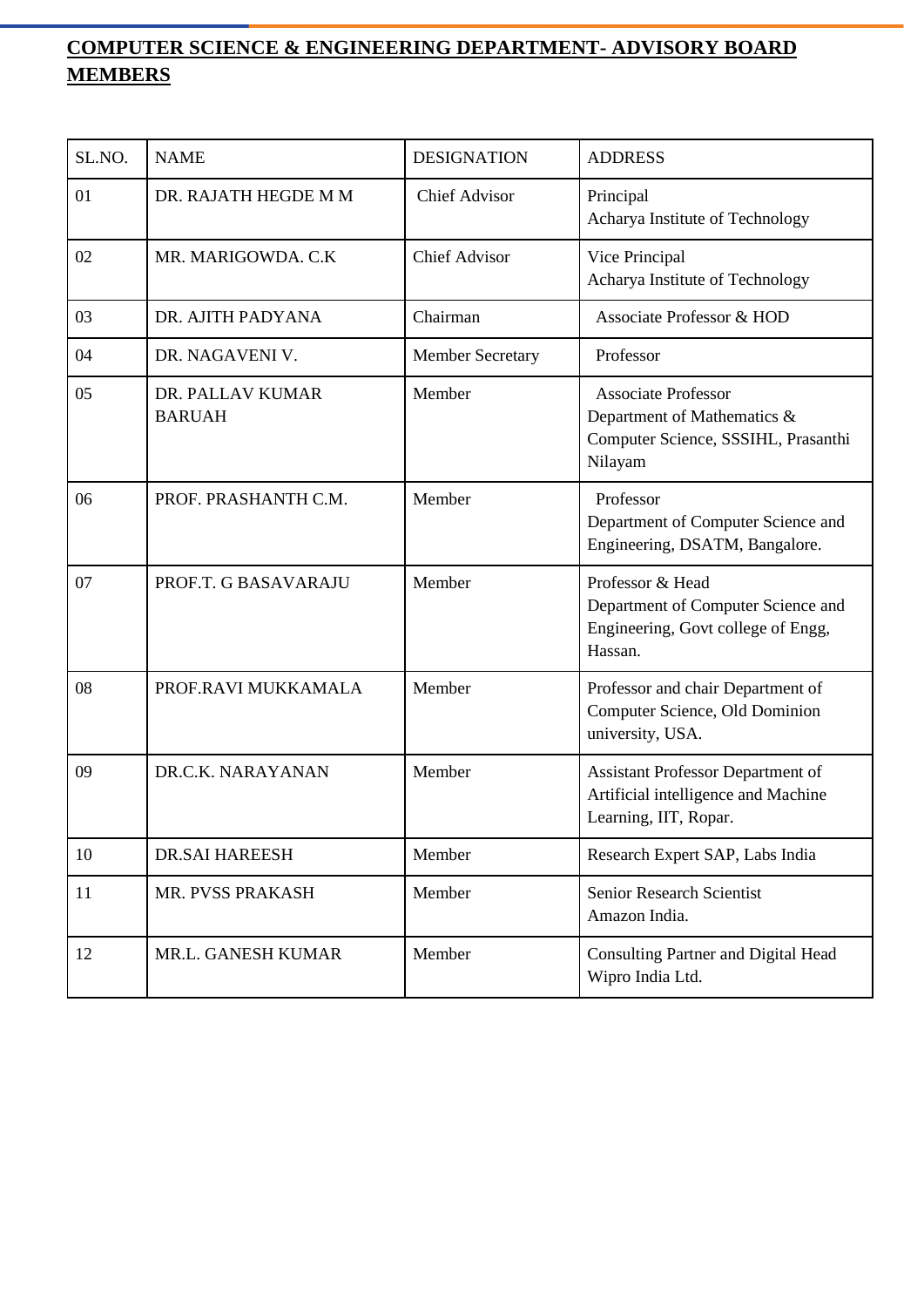## COMPUTER SCIENCE & ENGINEERING DEPARTMENT- ADVISORY BOARD MEMBERS

| SL.NO. | NAME | DESIGNATION | ADDRESS |
|---|---|---|---|
| 01 | DR. RAJATH HEGDE M M | Chief Advisor | Principal<br>Acharya Institute of Technology |
| 02 | MR. MARIGOWDA. C.K | Chief Advisor | Vice Principal<br>Acharya Institute of Technology |
| 03 | DR. AJITH PADYANA | Chairman | Associate Professor & HOD |
| 04 | DR. NAGAVENI V. | Member Secretary | Professor |
| 05 | DR. PALLAV KUMAR BARUAH | Member | Associate Professor<br>Department of Mathematics & Computer Science, SSSIHL, Prasanthi Nilayam |
| 06 | PROF. PRASHANTH C.M. | Member | Professor<br>Department of Computer Science and Engineering, DSATM, Bangalore. |
| 07 | PROF.T. G BASAVARAJU | Member | Professor & Head<br>Department of Computer Science and Engineering, Govt college of Engg, Hassan. |
| 08 | PROF.RAVI MUKKAMALA | Member | Professor and chair Department of Computer Science, Old Dominion university, USA. |
| 09 | DR.C.K. NARAYANAN | Member | Assistant Professor Department of Artificial intelligence and Machine Learning, IIT, Ropar. |
| 10 | DR.SAI HAREESH | Member | Research Expert SAP, Labs India |
| 11 | MR. PVSS PRAKASH | Member | Senior Research Scientist<br>Amazon India. |
| 12 | MR.L. GANESH KUMAR | Member | Consulting Partner and Digital Head<br>Wipro India Ltd. |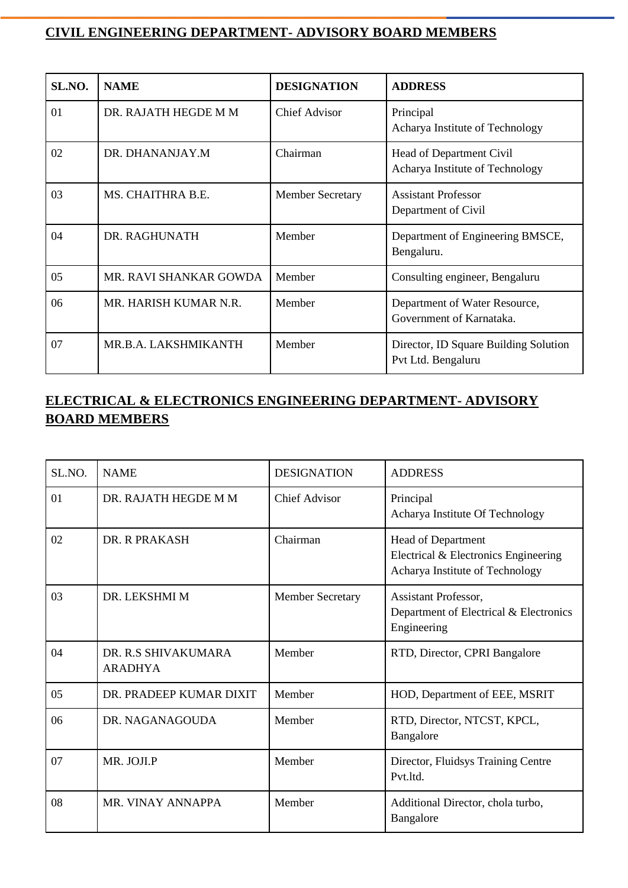## CIVIL ENGINEERING DEPARTMENT- ADVISORY BOARD MEMBERS

| SL.NO. | NAME | DESIGNATION | ADDRESS |
|---|---|---|---|
| 01 | DR. RAJATH HEGDE M M | Chief Advisor | Principal<br>Acharya Institute of Technology |
| 02 | DR. DHANANJAY.M | Chairman | Head of Department Civil<br>Acharya Institute of Technology |
| 03 | MS. CHAITHRA B.E. | Member Secretary | Assistant Professor<br>Department of Civil |
| 04 | DR. RAGHUNATH | Member | Department of Engineering BMSCE, Bengaluru. |
| 05 | MR. RAVI SHANKAR GOWDA | Member | Consulting engineer, Bengaluru |
| 06 | MR. HARISH KUMAR N.R. | Member | Department of Water Resource, Government of Karnataka. |
| 07 | MR.B.A. LAKSHMIKANTH | Member | Director, ID Square Building Solution Pvt Ltd. Bengaluru |

## ELECTRICAL & ELECTRONICS ENGINEERING DEPARTMENT- ADVISORY BOARD MEMBERS

| SL.NO. | NAME | DESIGNATION | ADDRESS |
|---|---|---|---|
| 01 | DR. RAJATH HEGDE M M | Chief Advisor | Principal<br>Acharya Institute Of Technology |
| 02 | DR. R PRAKASH | Chairman | Head of Department<br>Electrical & Electronics Engineering<br>Acharya Institute of Technology |
| 03 | DR. LEKSHMI M | Member Secretary | Assistant Professor,<br>Department of Electrical & Electronics Engineering |
| 04 | DR. R.S SHIVAKUMARA ARADHYA | Member | RTD, Director, CPRI Bangalore |
| 05 | DR. PRADEEP KUMAR DIXIT | Member | HOD, Department of EEE, MSRIT |
| 06 | DR. NAGANAGOUDA | Member | RTD, Director, NTCST, KPCL, Bangalore |
| 07 | MR. JOJI.P | Member | Director, Fluidsys Training Centre Pvt.ltd. |
| 08 | MR. VINAY ANNAPPA | Member | Additional Director, chola turbo, Bangalore |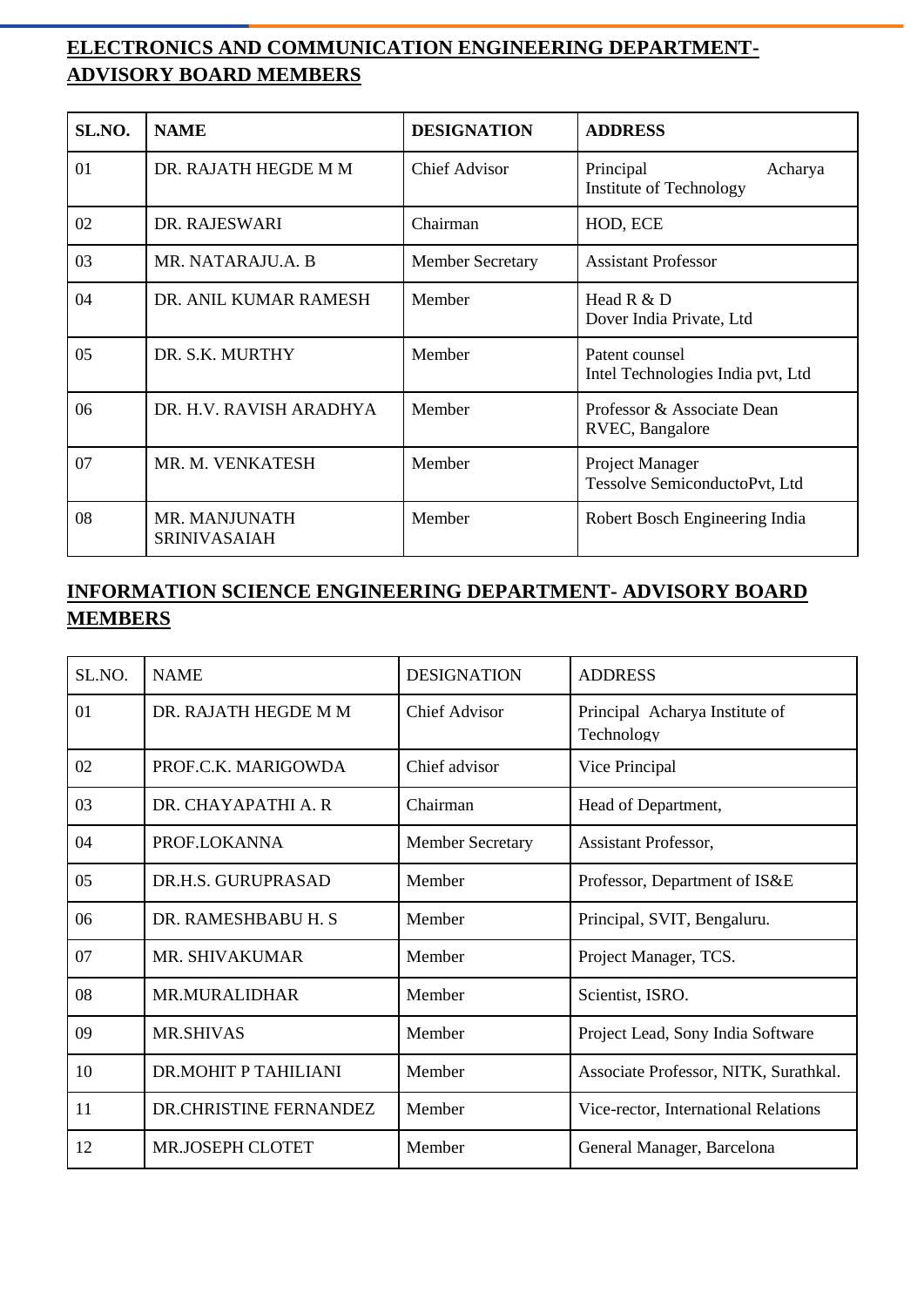## ELECTRONICS AND COMMUNICATION ENGINEERING DEPARTMENT- ADVISORY BOARD MEMBERS

| SL.NO. | NAME | DESIGNATION | ADDRESS |
|---|---|---|---|
| 01 | DR. RAJATH HEGDE M M | Chief Advisor | Principal Acharya Institute of Technology |
| 02 | DR. RAJESWARI | Chairman | HOD, ECE |
| 03 | MR. NATARAJU.A. B | Member Secretary | Assistant Professor |
| 04 | DR. ANIL KUMAR RAMESH | Member | Head R & D<br>Dover India Private, Ltd |
| 05 | DR. S.K. MURTHY | Member | Patent counsel<br>Intel Technologies India pvt, Ltd |
| 06 | DR. H.V. RAVISH ARADHYA | Member | Professor & Associate Dean<br>RVEC, Bangalore |
| 07 | MR. M. VENKATESH | Member | Project Manager<br>Tessolve SemiconductoPvt, Ltd |
| 08 | MR. MANJUNATH SRINIVASAIAH | Member | Robert Bosch Engineering India |

## INFORMATION SCIENCE ENGINEERING DEPARTMENT- ADVISORY BOARD MEMBERS

| SL.NO. | NAME | DESIGNATION | ADDRESS |
|---|---|---|---|
| 01 | DR. RAJATH HEGDE M M | Chief Advisor | Principal Acharya Institute of Technology |
| 02 | PROF.C.K. MARIGOWDA | Chief advisor | Vice Principal |
| 03 | DR. CHAYAPATHI A. R | Chairman | Head of Department, |
| 04 | PROF.LOKANNA | Member Secretary | Assistant Professor, |
| 05 | DR.H.S. GURUPRASAD | Member | Professor, Department of IS&E |
| 06 | DR. RAMESHBABU H. S | Member | Principal, SVIT, Bengaluru. |
| 07 | MR. SHIVAKUMAR | Member | Project Manager, TCS. |
| 08 | MR.MURALIDHAR | Member | Scientist, ISRO. |
| 09 | MR.SHIVAS | Member | Project Lead, Sony India Software |
| 10 | DR.MOHIT P TAHILIANI | Member | Associate Professor, NITK, Surathkal. |
| 11 | DR.CHRISTINE FERNANDEZ | Member | Vice-rector, International Relations |
| 12 | MR.JOSEPH CLOTET | Member | General Manager, Barcelona |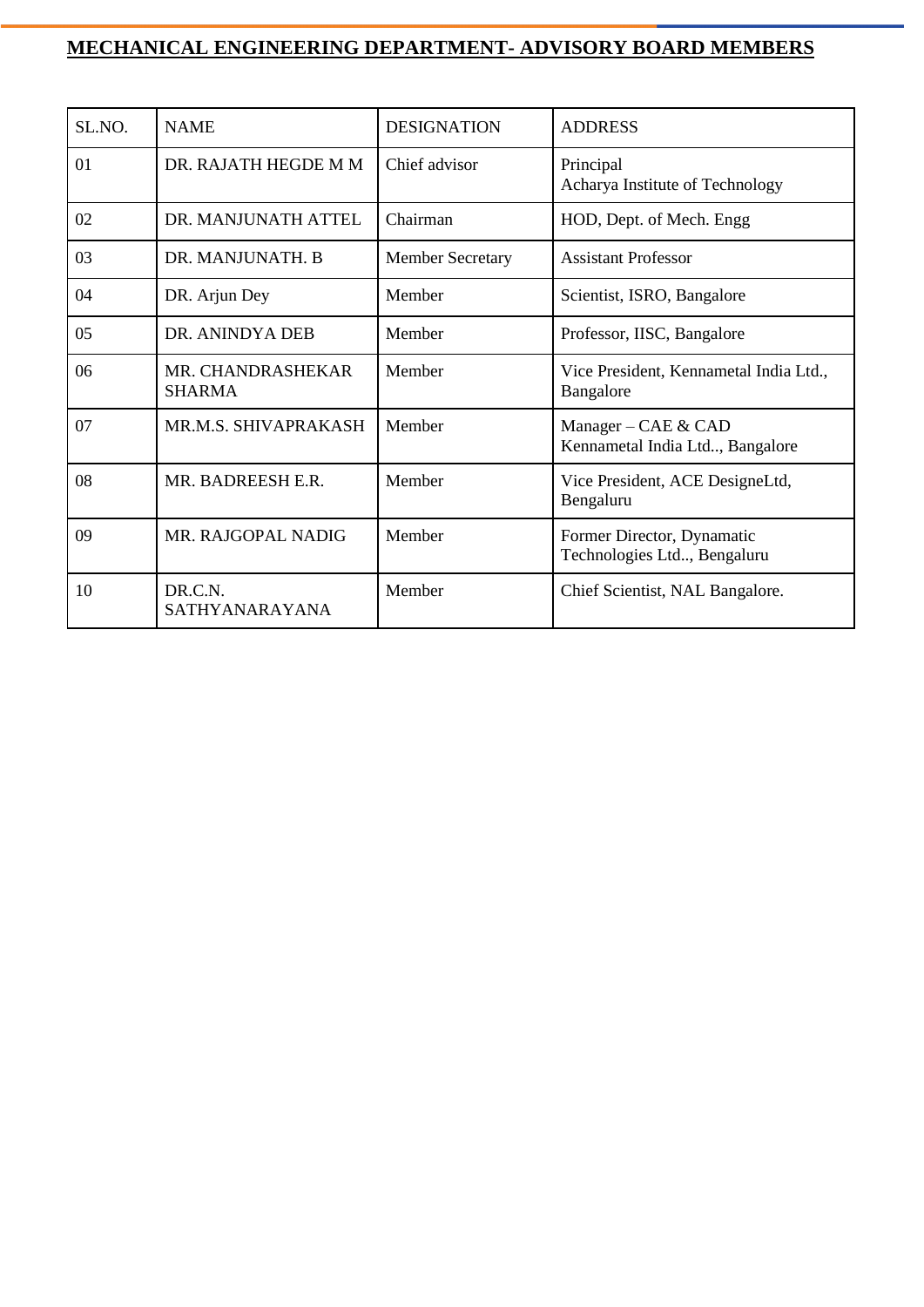## MECHANICAL ENGINEERING DEPARTMENT- ADVISORY BOARD MEMBERS

| SL.NO. | NAME | DESIGNATION | ADDRESS |
| --- | --- | --- | --- |
| 01 | DR. RAJATH HEGDE M M | Chief advisor | Principal<br>Acharya Institute of Technology |
| 02 | DR. MANJUNATH ATTEL | Chairman | HOD, Dept. of Mech. Engg |
| 03 | DR. MANJUNATH. B | Member Secretary | Assistant Professor |
| 04 | DR. Arjun Dey | Member | Scientist, ISRO, Bangalore |
| 05 | DR. ANINDYA DEB | Member | Professor, IISC, Bangalore |
| 06 | MR. CHANDRASHEKAR SHARMA | Member | Vice President, Kennametal India Ltd., Bangalore |
| 07 | MR.M.S. SHIVAPRAKASH | Member | Manager – CAE & CAD<br>Kennametal India Ltd.., Bangalore |
| 08 | MR. BADREESH E.R. | Member | Vice President, ACE DesigneLtd, Bengaluru |
| 09 | MR. RAJGOPAL NADIG | Member | Former Director, Dynamatic Technologies Ltd.., Bengaluru |
| 10 | DR.C.N. SATHYANARAYANA | Member | Chief Scientist, NAL Bangalore. |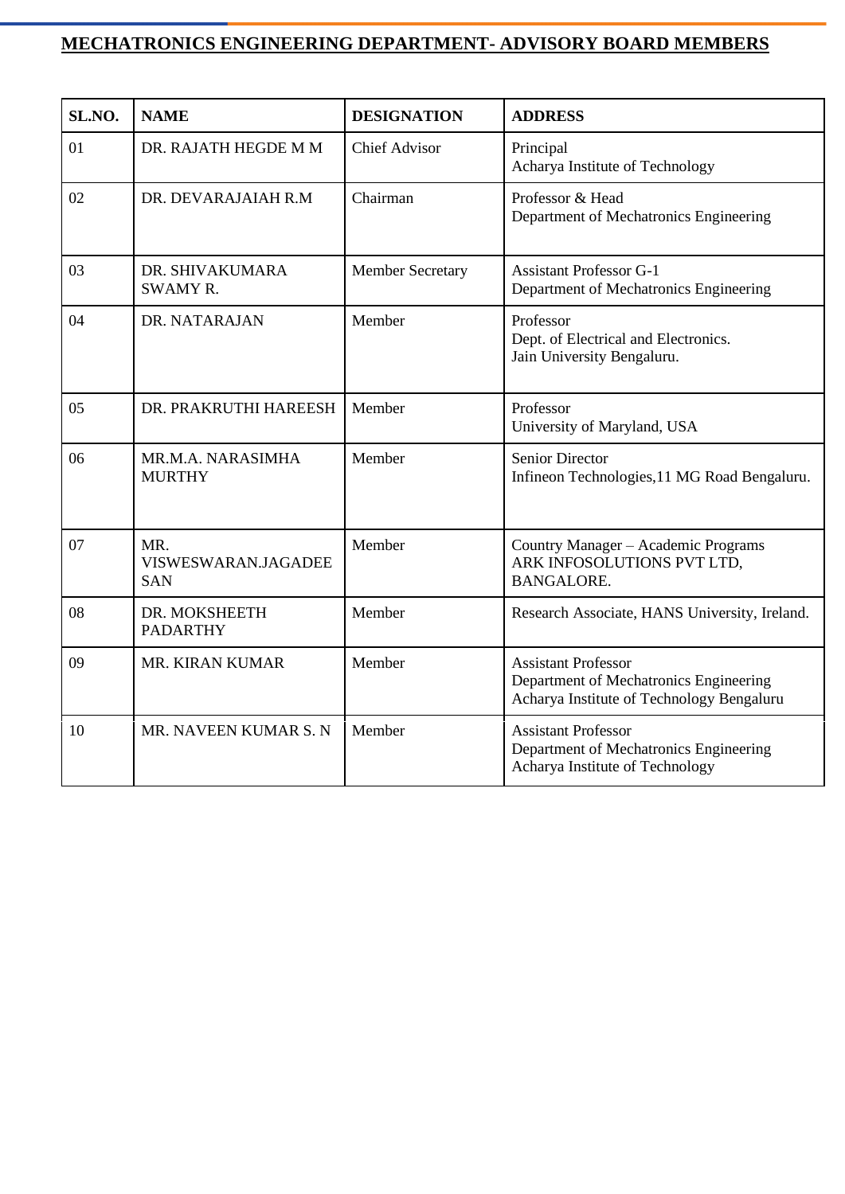## MECHATRONICS ENGINEERING DEPARTMENT- ADVISORY BOARD MEMBERS

| SL.NO. | NAME | DESIGNATION | ADDRESS |
|---|---|---|---|
| 01 | DR. RAJATH HEGDE M M | Chief Advisor | Principal<br>Acharya Institute of Technology |
| 02 | DR. DEVARAJAIAH R.M | Chairman | Professor & Head<br>Department of Mechatronics Engineering |
| 03 | DR. SHIVAKUMARA SWAMY R. | Member Secretary | Assistant Professor G-1<br>Department of Mechatronics Engineering |
| 04 | DR. NATARAJAN | Member | Professor<br>Dept. of Electrical and Electronics.<br>Jain University Bengaluru. |
| 05 | DR. PRAKRUTHI HAREESH | Member | Professor<br>University of Maryland, USA |
| 06 | MR.M.A. NARASIMHA MURTHY | Member | Senior Director<br>Infineon Technologies,11 MG Road Bengaluru. |
| 07 | MR. VISWESWARAN.JAGADEESAN | Member | Country Manager – Academic Programs<br>ARK INFOSOLUTIONS PVT LTD, BANGALORE. |
| 08 | DR. MOKSHEETH PADARTHY | Member | Research Associate, HANS University, Ireland. |
| 09 | MR. KIRAN KUMAR | Member | Assistant Professor<br>Department of Mechatronics Engineering<br>Acharya Institute of Technology Bengaluru |
| 10 | MR. NAVEEN KUMAR S. N | Member | Assistant Professor<br>Department of Mechatronics Engineering<br>Acharya Institute of Technology |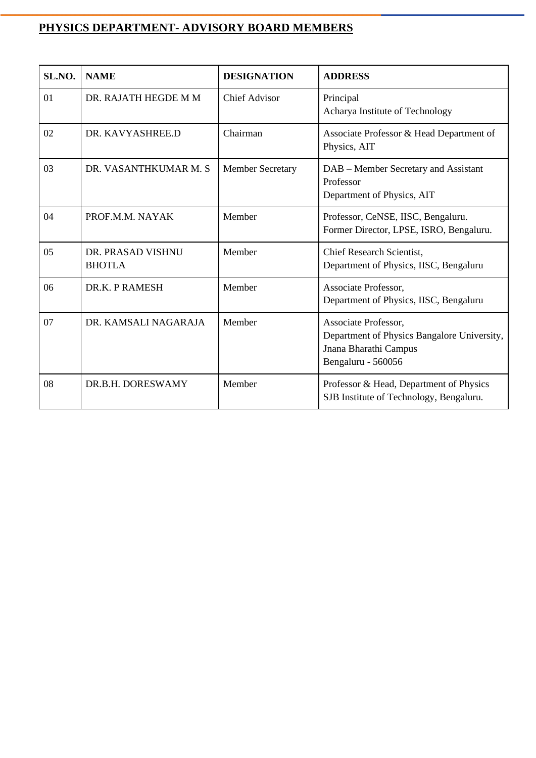## PHYSICS DEPARTMENT- ADVISORY BOARD MEMBERS

| SL.NO. | NAME | DESIGNATION | ADDRESS |
|---|---|---|---|
| 01 | DR. RAJATH HEGDE M M | Chief Advisor | Principal<br>Acharya Institute of Technology |
| 02 | DR. KAVYASHREE.D | Chairman | Associate Professor & Head Department of Physics, AIT |
| 03 | DR. VASANTHKUMAR M. S | Member Secretary | DAB – Member Secretary and Assistant Professor<br>Department of Physics, AIT |
| 04 | PROF.M.M. NAYAK | Member | Professor, CeNSE, IISC, Bengaluru.<br>Former Director, LPSE, ISRO, Bengaluru. |
| 05 | DR. PRASAD VISHNU BHOTLA | Member | Chief Research Scientist,<br>Department of Physics, IISC, Bengaluru |
| 06 | DR.K. P RAMESH | Member | Associate Professor,<br>Department of Physics, IISC, Bengaluru |
| 07 | DR. KAMSALI NAGARAJA | Member | Associate Professor,<br>Department of Physics Bangalore University, Jnana Bharathi Campus<br>Bengaluru - 560056 |
| 08 | DR.B.H. DORESWAMY | Member | Professor & Head, Department of Physics<br>SJB Institute of Technology, Bengaluru. |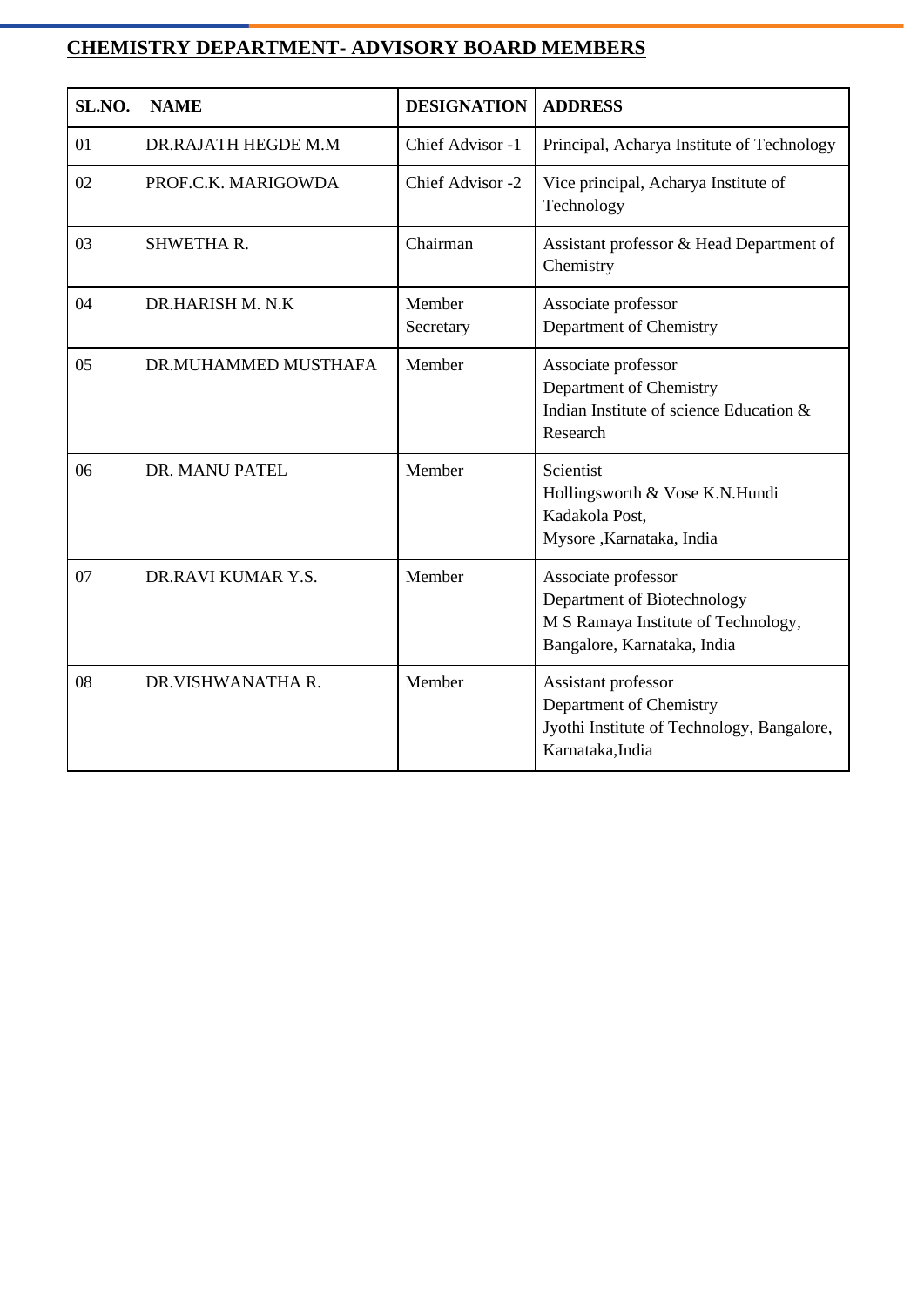## CHEMISTRY DEPARTMENT- ADVISORY BOARD MEMBERS

| SL.NO. | NAME | DESIGNATION | ADDRESS |
|---|---|---|---|
| 01 | DR.RAJATH HEGDE M.M | Chief Advisor -1 | Principal, Acharya Institute of Technology |
| 02 | PROF.C.K. MARIGOWDA | Chief Advisor -2 | Vice principal, Acharya Institute of Technology |
| 03 | SHWETHA R. | Chairman | Assistant professor & Head Department of Chemistry |
| 04 | DR.HARISH M. N.K | Member Secretary | Associate professor<br>Department of Chemistry |
| 05 | DR.MUHAMMED MUSTHAFA | Member | Associate professor<br>Department of Chemistry<br>Indian Institute of science Education & Research |
| 06 | DR. MANU PATEL | Member | Scientist<br>Hollingsworth & Vose K.N.Hundi<br>Kadakola Post,<br>Mysore ,Karnataka, India |
| 07 | DR.RAVI KUMAR Y.S. | Member | Associate professor<br>Department of Biotechnology<br>M S Ramaya Institute of Technology,<br>Bangalore, Karnataka, India |
| 08 | DR.VISHWANATHA R. | Member | Assistant professor<br>Department of Chemistry<br>Jyothi Institute of Technology, Bangalore, Karnataka,India |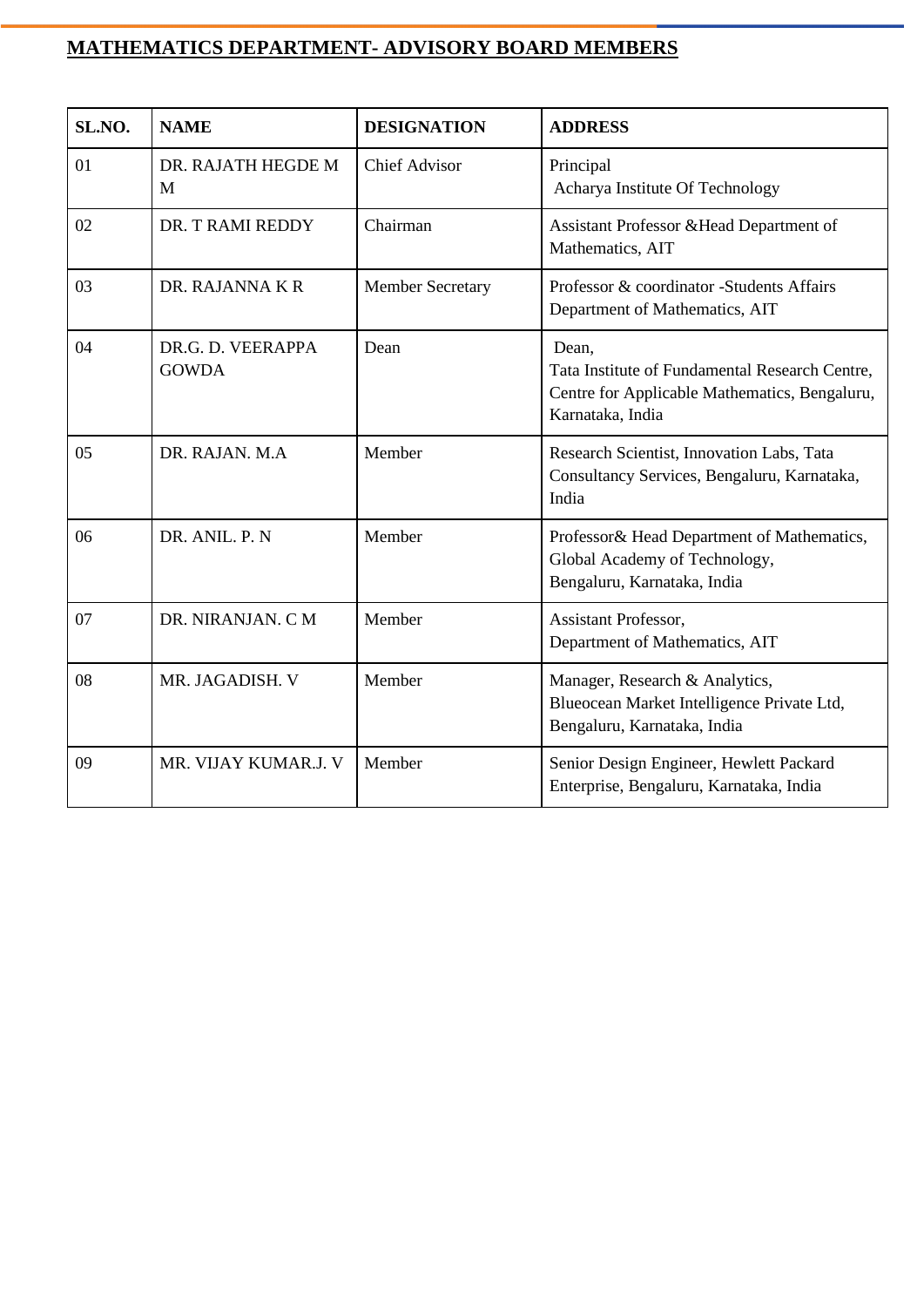## MATHEMATICS DEPARTMENT- ADVISORY BOARD MEMBERS

| SL.NO. | NAME | DESIGNATION | ADDRESS |
|---|---|---|---|
| 01 | DR. RAJATH HEGDE M M | Chief Advisor | Principal Acharya Institute Of Technology |
| 02 | DR. T RAMI REDDY | Chairman | Assistant Professor &Head Department of Mathematics, AIT |
| 03 | DR. RAJANNA K R | Member Secretary | Professor & coordinator -Students Affairs Department of Mathematics, AIT |
| 04 | DR.G. D. VEERAPPA GOWDA | Dean | Dean, Tata Institute of Fundamental Research Centre, Centre for Applicable Mathematics, Bengaluru, Karnataka, India |
| 05 | DR. RAJAN. M.A | Member | Research Scientist, Innovation Labs, Tata Consultancy Services, Bengaluru, Karnataka, India |
| 06 | DR. ANIL. P. N | Member | Professor& Head Department of Mathematics, Global Academy of Technology, Bengaluru, Karnataka, India |
| 07 | DR. NIRANJAN. C M | Member | Assistant Professor, Department of Mathematics, AIT |
| 08 | MR. JAGADISH. V | Member | Manager, Research & Analytics, Blueocean Market Intelligence Private Ltd, Bengaluru, Karnataka, India |
| 09 | MR. VIJAY KUMAR.J. V | Member | Senior Design Engineer, Hewlett Packard Enterprise, Bengaluru, Karnataka, India |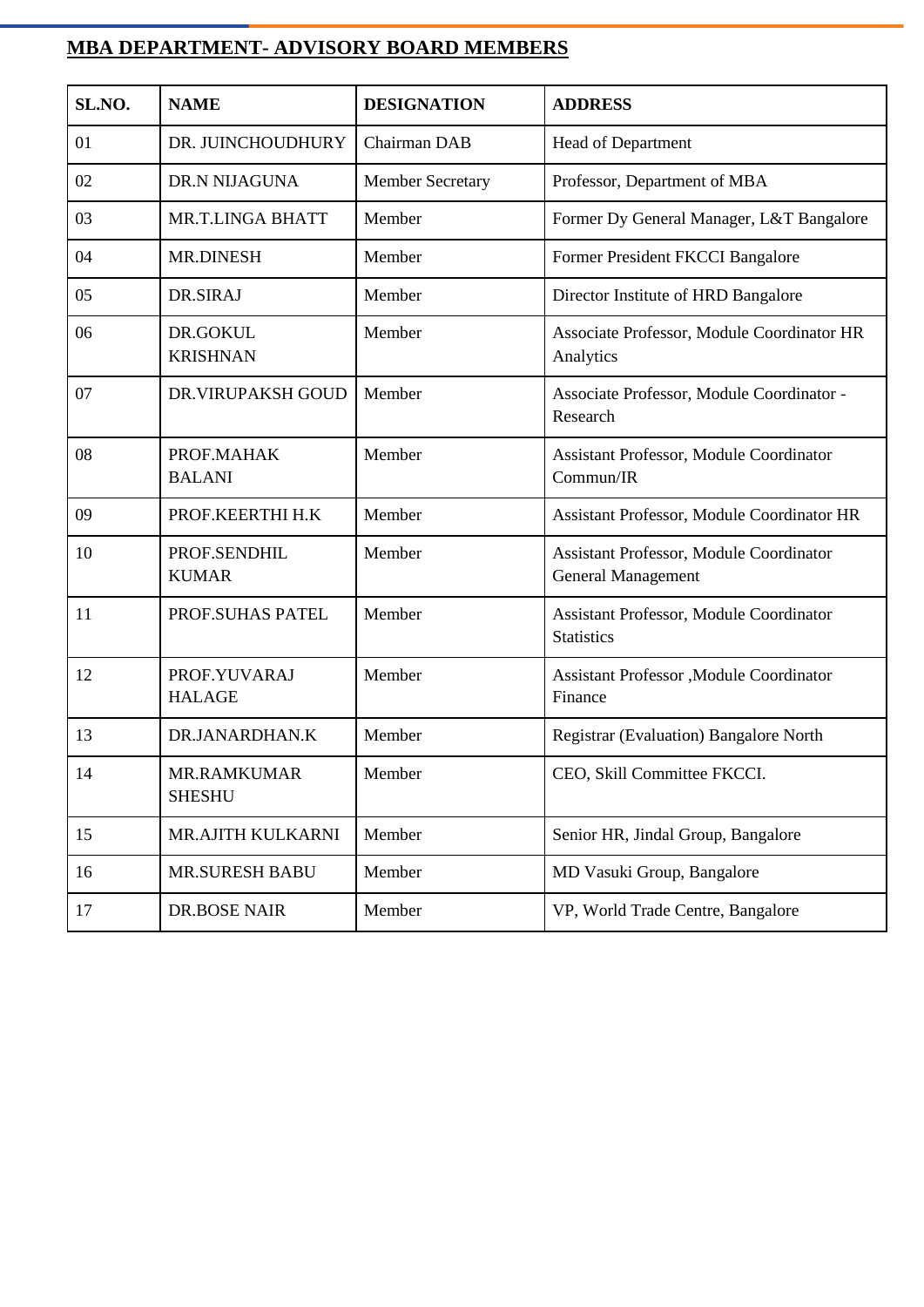## MBA DEPARTMENT- ADVISORY BOARD MEMBERS

| SL.NO. | NAME | DESIGNATION | ADDRESS |
|---|---|---|---|
| 01 | DR. JUINCHOUDHURY | Chairman DAB | Head of Department |
| 02 | DR.N NIJAGUNA | Member Secretary | Professor, Department of MBA |
| 03 | MR.T.LINGA BHATT | Member | Former Dy General Manager, L&T Bangalore |
| 04 | MR.DINESH | Member | Former President FKCCI Bangalore |
| 05 | DR.SIRAJ | Member | Director Institute of HRD Bangalore |
| 06 | DR.GOKUL KRISHNAN | Member | Associate Professor, Module Coordinator HR Analytics |
| 07 | DR.VIRUPAKSH GOUD | Member | Associate Professor, Module Coordinator - Research |
| 08 | PROF.MAHAK BALANI | Member | Assistant Professor, Module Coordinator Commun/IR |
| 09 | PROF.KEERTHI H.K | Member | Assistant Professor, Module Coordinator HR |
| 10 | PROF.SENDHIL KUMAR | Member | Assistant Professor, Module Coordinator General Management |
| 11 | PROF.SUHAS PATEL | Member | Assistant Professor, Module Coordinator Statistics |
| 12 | PROF.YUVARAJ HALAGE | Member | Assistant Professor ,Module Coordinator Finance |
| 13 | DR.JANARDHAN.K | Member | Registrar (Evaluation) Bangalore North |
| 14 | MR.RAMKUMAR SHESHU | Member | CEO, Skill Committee FKCCI. |
| 15 | MR.AJITH KULKARNI | Member | Senior HR, Jindal Group, Bangalore |
| 16 | MR.SURESH BABU | Member | MD Vasuki Group, Bangalore |
| 17 | DR.BOSE NAIR | Member | VP, World Trade Centre, Bangalore |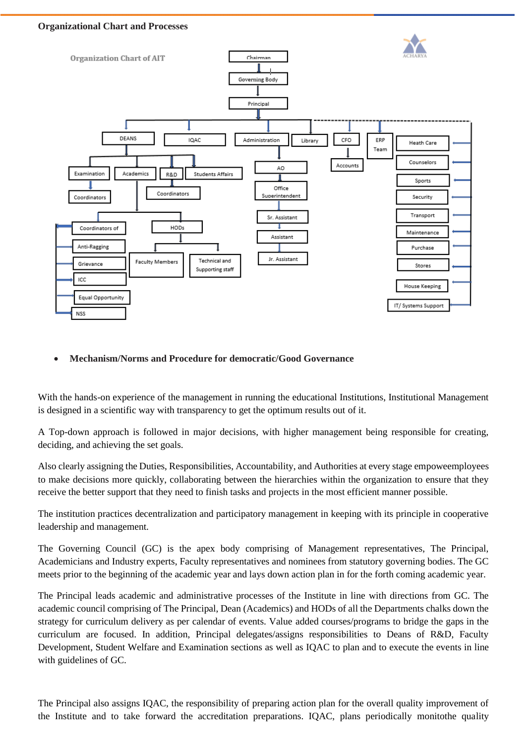**Organizational Chart and Processes**

**Organization Chart of AIT**

- Chairman
  - Governing Body
    - Principal
      - DEANS
        - Examination
          - Coordinators
        - Academics
          - Coordinators of
            - Anti-Ragging
            - Grievance
            - ICC
            - Equal Opportunity
            - NSS
          - HODs
            - Faculty Members
            - Technical and Supporting staff
        - R&D
          - Coordinators
        - Students Affairs
      - IQAC
      - Administration
        - AO
          - Office Superintendent
            - Sr. Assistant
              - Assistant
                - Jr. Assistant
      - Library
      - CFO
        - Accounts
      - ERP Team
      - Heath Care
      - Counselors
      - Sports
      - Security
      - Transport
      - Maintenance
      - Purchase
      - Stores
      - House Keeping
      - IT/ Systems Support

- **Mechanism/Norms and Procedure for democratic/Good Governance**

With the hands-on experience of the management in running the educational Institutions, Institutional Management is designed in a scientific way with transparency to get the optimum results out of it.

A Top-down approach is followed in major decisions, with higher management being responsible for creating, deciding, and achieving the set goals.

Also clearly assigning the Duties, Responsibilities, Accountability, and Authorities at every stage empoweemployees to make decisions more quickly, collaborating between the hierarchies within the organization to ensure that they receive the better support that they need to finish tasks and projects in the most efficient manner possible.

The institution practices decentralization and participatory management in keeping with its principle in cooperative leadership and management.

The Governing Council (GC) is the apex body comprising of Management representatives, The Principal, Academicians and Industry experts, Faculty representatives and nominees from statutory governing bodies. The GC meets prior to the beginning of the academic year and lays down action plan in for the forth coming academic year.

The Principal leads academic and administrative processes of the Institute in line with directions from GC. The academic council comprising of The Principal, Dean (Academics) and HODs of all the Departments chalks down the strategy for curriculum delivery as per calendar of events. Value added courses/programs to bridge the gaps in the curriculum are focused. In addition, Principal delegates/assigns responsibilities to Deans of R&D, Faculty Development, Student Welfare and Examination sections as well as IQAC to plan and to execute the events in line with guidelines of GC.

The Principal also assigns IQAC, the responsibility of preparing action plan for the overall quality improvement of the Institute and to take forward the accreditation preparations. IQAC, plans periodically monitothe quality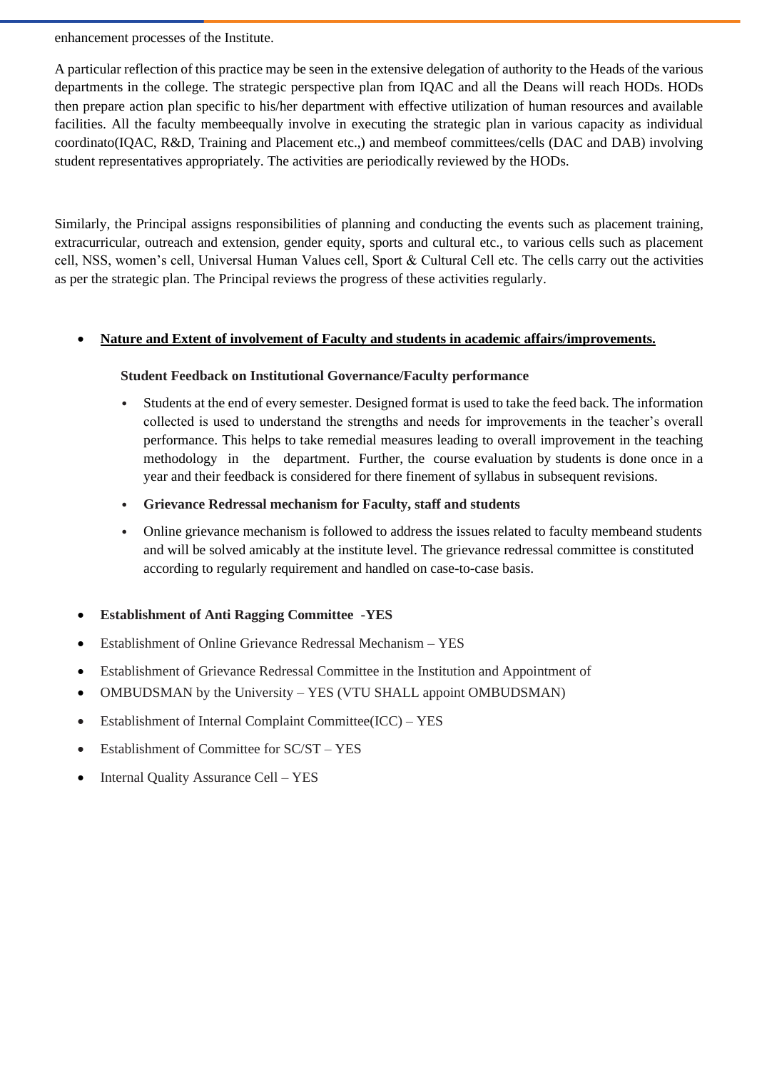enhancement processes of the Institute.

A particular reflection of this practice may be seen in the extensive delegation of authority to the Heads of the various departments in the college. The strategic perspective plan from IQAC and all the Deans will reach HODs. HODs then prepare action plan specific to his/her department with effective utilization of human resources and available facilities. All the faculty membeequally involve in executing the strategic plan in various capacity as individual coordinato(IQAC, R&D, Training and Placement etc.,) and membeof committees/cells (DAC and DAB) involving student representatives appropriately. The activities are periodically reviewed by the HODs.

Similarly, the Principal assigns responsibilities of planning and conducting the events such as placement training, extracurricular, outreach and extension, gender equity, sports and cultural etc., to various cells such as placement cell, NSS, women's cell, Universal Human Values cell, Sport & Cultural Cell etc. The cells carry out the activities as per the strategic plan. The Principal reviews the progress of these activities regularly.

- **Nature and Extent of involvement of Faculty and students in academic affairs/improvements.**

  **Student Feedback on Institutional Governance/Faculty performance**

  - Students at the end of every semester. Designed format is used to take the feed back. The information collected is used to understand the strengths and needs for improvements in the teacher's overall performance. This helps to take remedial measures leading to overall improvement in the teaching methodology in the department. Further, the course evaluation by students is done once in a year and their feedback is considered for there finement of syllabus in subsequent revisions.
  - **Grievance Redressal mechanism for Faculty, staff and students**
  - Online grievance mechanism is followed to address the issues related to faculty membeand students and will be solved amicably at the institute level. The grievance redressal committee is constituted according to regularly requirement and handled on case-to-case basis.

- **Establishment of Anti Ragging Committee -YES**
- Establishment of Online Grievance Redressal Mechanism – YES
- Establishment of Grievance Redressal Committee in the Institution and Appointment of
- OMBUDSMAN by the University – YES (VTU SHALL appoint OMBUDSMAN)
- Establishment of Internal Complaint Committee(ICC) – YES
- Establishment of Committee for SC/ST – YES
- Internal Quality Assurance Cell – YES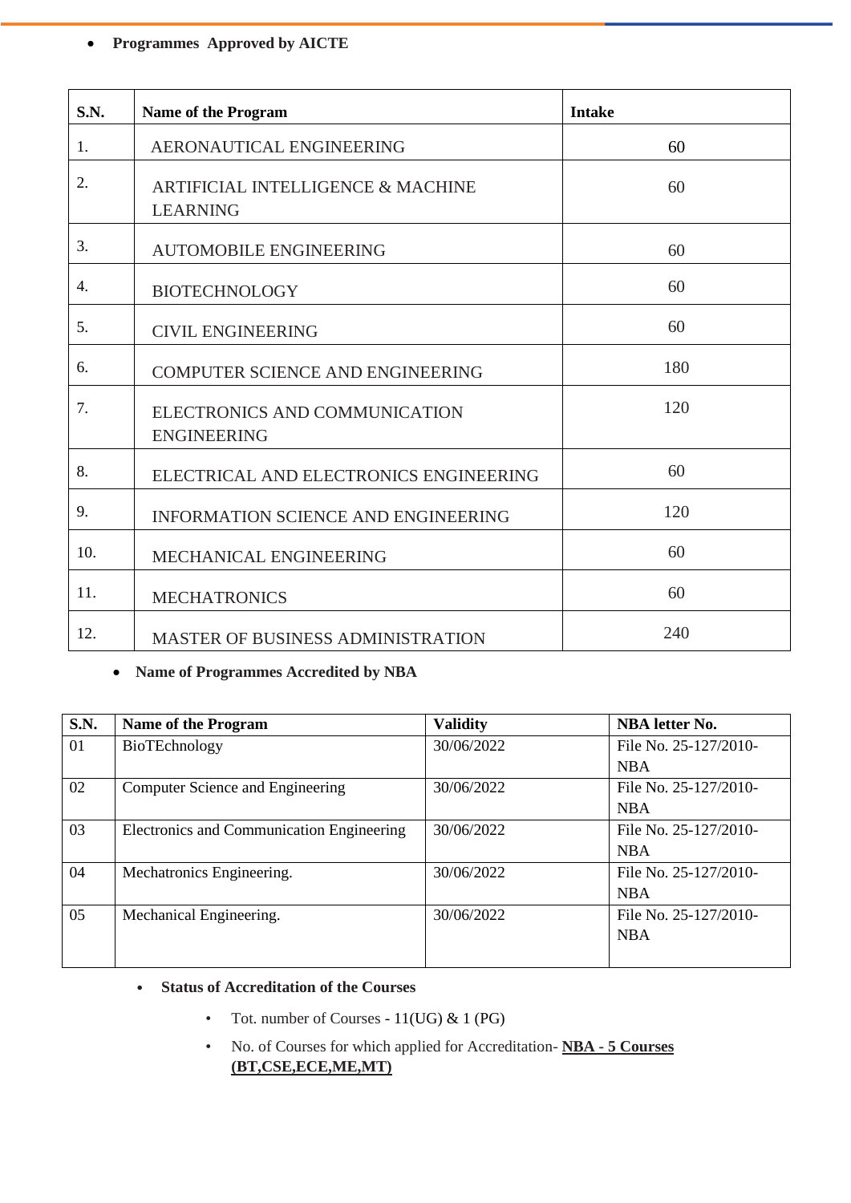- **Programmes Approved by AICTE**

| S.N. | Name of the Program | Intake |
|---|---|---|
| 1. | AERONAUTICAL ENGINEERING | 60 |
| 2. | ARTIFICIAL INTELLIGENCE & MACHINE LEARNING | 60 |
| 3. | AUTOMOBILE ENGINEERING | 60 |
| 4. | BIOTECHNOLOGY | 60 |
| 5. | CIVIL ENGINEERING | 60 |
| 6. | COMPUTER SCIENCE AND ENGINEERING | 180 |
| 7. | ELECTRONICS AND COMMUNICATION ENGINEERING | 120 |
| 8. | ELECTRICAL AND ELECTRONICS ENGINEERING | 60 |
| 9. | INFORMATION SCIENCE AND ENGINEERING | 120 |
| 10. | MECHANICAL ENGINEERING | 60 |
| 11. | MECHATRONICS | 60 |
| 12. | MASTER OF BUSINESS ADMINISTRATION | 240 |

- **Name of Programmes Accredited by NBA**

| S.N. | Name of the Program | Validity | NBA letter No. |
|---|---|---|---|
| 01 | BioTEchnology | 30/06/2022 | File No. 25-127/2010-NBA |
| 02 | Computer Science and Engineering | 30/06/2022 | File No. 25-127/2010-NBA |
| 03 | Electronics and Communication Engineering | 30/06/2022 | File No. 25-127/2010-NBA |
| 04 | Mechatronics Engineering. | 30/06/2022 | File No. 25-127/2010-NBA |
| 05 | Mechanical Engineering. | 30/06/2022 | File No. 25-127/2010-NBA |

- **Status of Accreditation of the Courses**
  - Tot. number of Courses - 11(UG) & 1 (PG)
  - No. of Courses for which applied for Accreditation- **NBA - 5 Courses (BT,CSE,ECE,ME,MT)**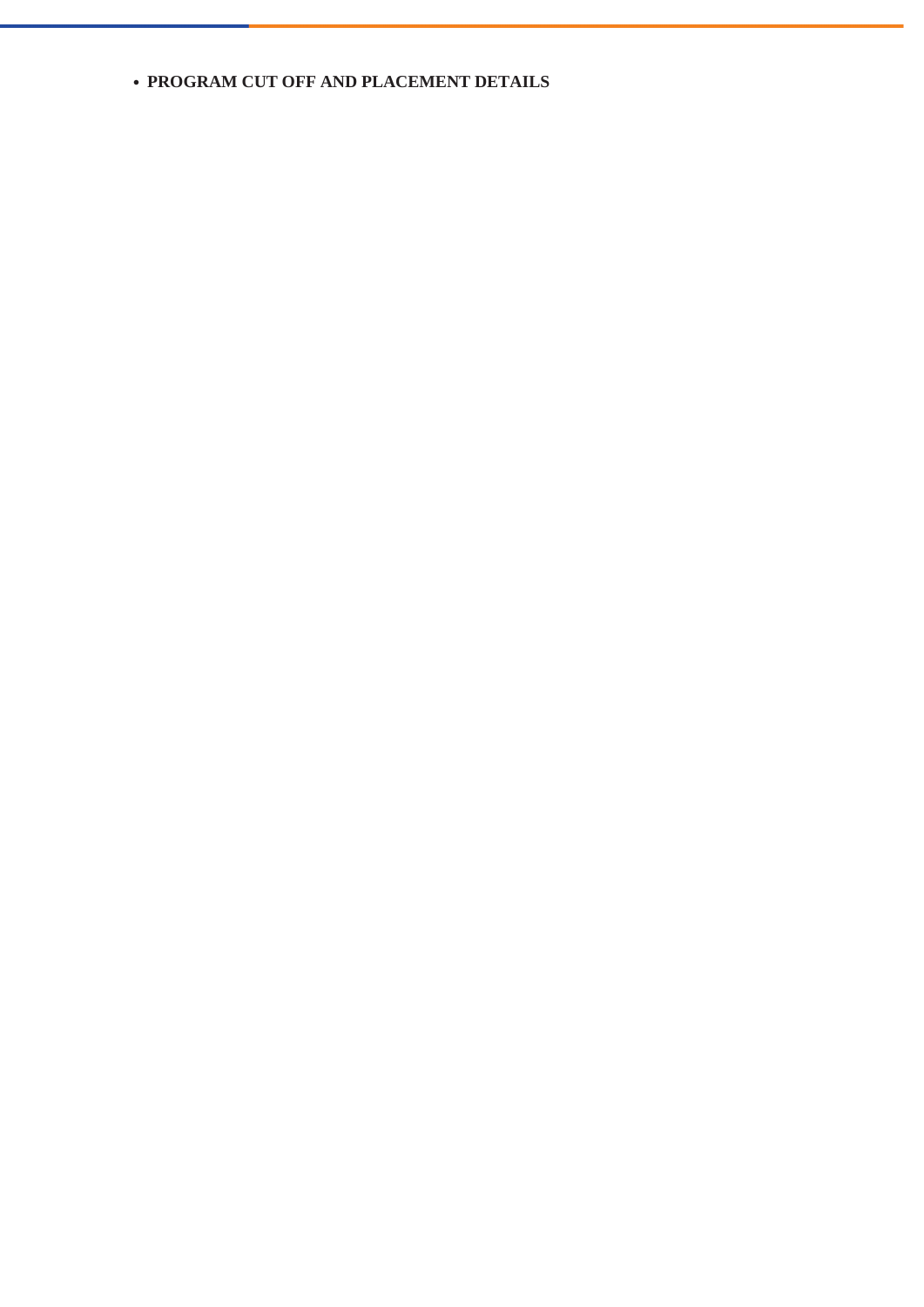- **PROGRAM CUT OFF AND PLACEMENT DETAILS**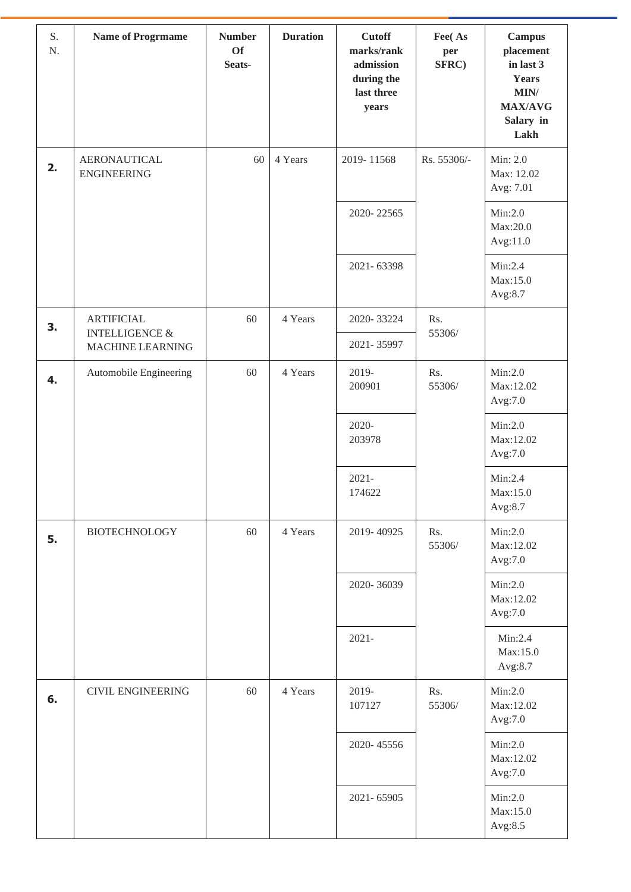| S. N. | Name of Progrmame | Number Of Seats- | Duration | Cutoff marks/rank admission during the last three years | Fee( As per SFRC) | Campus placement in last 3 Years MIN/ MAX/AVG Salary in Lakh |
|---|---|---|---|---|---|---|
| **2.** | AERONAUTICAL ENGINEERING | 60 | 4 Years | 2019- 11568 | Rs. 55306/- | Min: 2.0 Max: 12.02 Avg: 7.01 |
| | | | | 2020- 22565 | | Min:2.0 Max:20.0 Avg:11.0 |
| | | | | 2021- 63398 | | Min:2.4 Max:15.0 Avg:8.7 |
| **3.** | ARTIFICIAL INTELLIGENCE & MACHINE LEARNING | 60 | 4 Years | 2020- 33224 | Rs. 55306/ | |
| | | | | 2021- 35997 | | |
| **4.** | Automobile Engineering | 60 | 4 Years | 2019- 200901 | Rs. 55306/ | Min:2.0 Max:12.02 Avg:7.0 |
| | | | | 2020- 203978 | | Min:2.0 Max:12.02 Avg:7.0 |
| | | | | 2021- 174622 | | Min:2.4 Max:15.0 Avg:8.7 |
| **5.** | BIOTECHNOLOGY | 60 | 4 Years | 2019- 40925 | Rs. 55306/ | Min:2.0 Max:12.02 Avg:7.0 |
| | | | | 2020- 36039 | | Min:2.0 Max:12.02 Avg:7.0 |
| | | | | 2021- | | Min:2.4 Max:15.0 Avg:8.7 |
| **6.** | CIVIL ENGINEERING | 60 | 4 Years | 2019- 107127 | Rs. 55306/ | Min:2.0 Max:12.02 Avg:7.0 |
| | | | | 2020- 45556 | | Min:2.0 Max:12.02 Avg:7.0 |
| | | | | 2021- 65905 | | Min:2.0 Max:15.0 Avg:8.5 |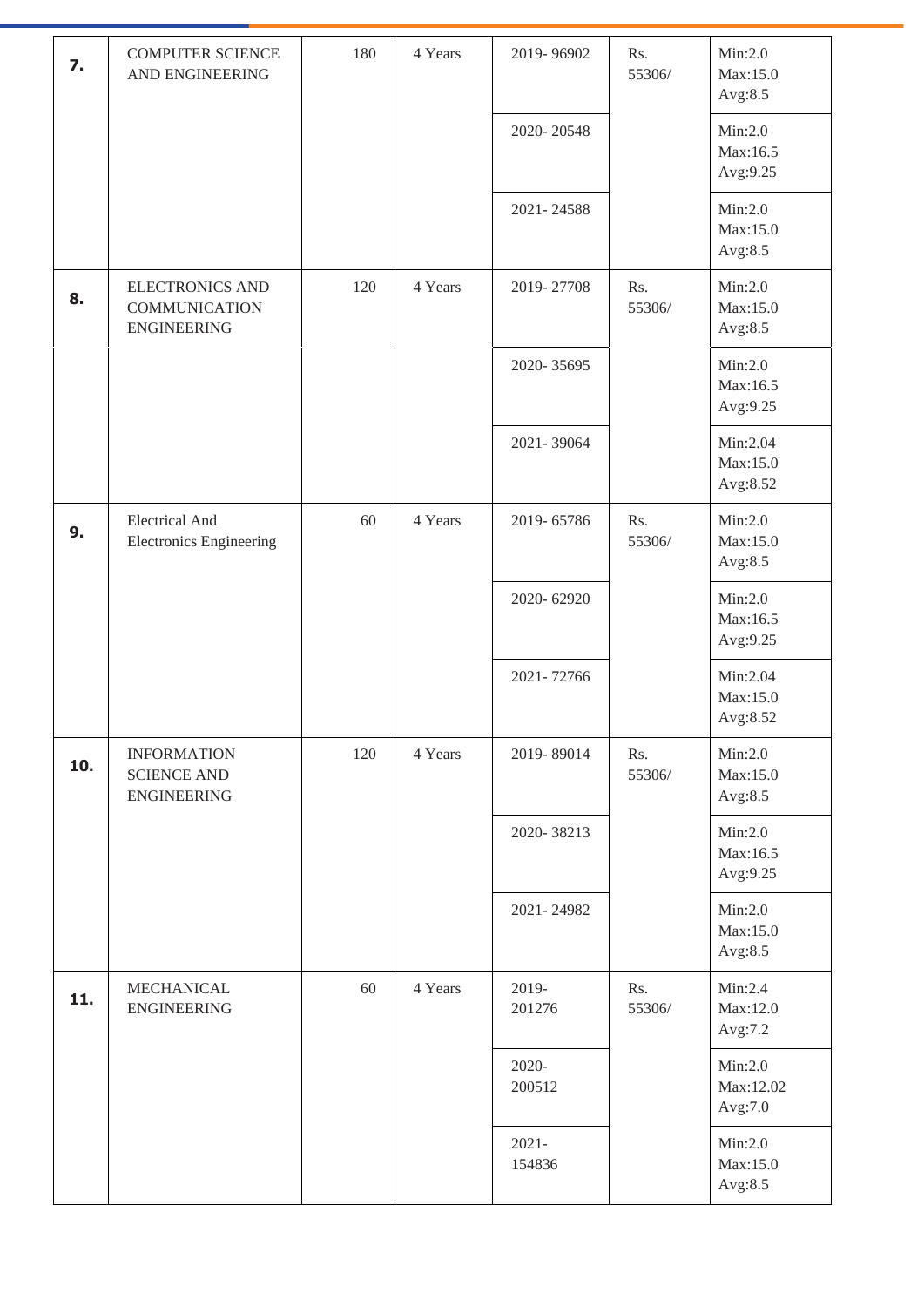| 7. | COMPUTER SCIENCE AND ENGINEERING | 180 | 4 Years | 2019- 96902 | Rs. 55306/ | Min:2.0 Max:15.0 Avg:8.5 |
|---|---|---|---|---|---|---|
| | | | | 2020- 20548 | | Min:2.0 Max:16.5 Avg:9.25 |
| | | | | 2021- 24588 | | Min:2.0 Max:15.0 Avg:8.5 |
| 8. | ELECTRONICS AND COMMUNICATION ENGINEERING | 120 | 4 Years | 2019- 27708 | Rs. 55306/ | Min:2.0 Max:15.0 Avg:8.5 |
| | | | | 2020- 35695 | | Min:2.0 Max:16.5 Avg:9.25 |
| | | | | 2021- 39064 | | Min:2.04 Max:15.0 Avg:8.52 |
| 9. | Electrical And Electronics Engineering | 60 | 4 Years | 2019- 65786 | Rs. 55306/ | Min:2.0 Max:15.0 Avg:8.5 |
| | | | | 2020- 62920 | | Min:2.0 Max:16.5 Avg:9.25 |
| | | | | 2021- 72766 | | Min:2.04 Max:15.0 Avg:8.52 |
| 10. | INFORMATION SCIENCE AND ENGINEERING | 120 | 4 Years | 2019- 89014 | Rs. 55306/ | Min:2.0 Max:15.0 Avg:8.5 |
| | | | | 2020- 38213 | | Min:2.0 Max:16.5 Avg:9.25 |
| | | | | 2021- 24982 | | Min:2.0 Max:15.0 Avg:8.5 |
| 11. | MECHANICAL ENGINEERING | 60 | 4 Years | 2019- 201276 | Rs. 55306/ | Min:2.4 Max:12.0 Avg:7.2 |
| | | | | 2020- 200512 | | Min:2.0 Max:12.02 Avg:7.0 |
| | | | | 2021- 154836 | | Min:2.0 Max:15.0 Avg:8.5 |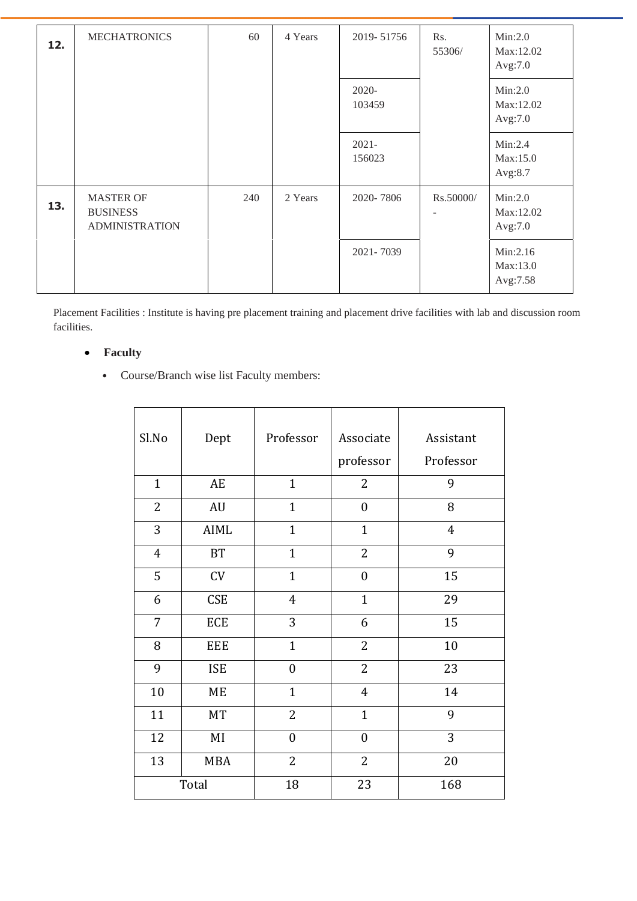| 12. | MECHATRONICS | 60 | 4 Years | 2019- 51756 | Rs. 55306/ | Min:2.0 Max:12.02 Avg:7.0 |
|---|---|---|---|---|---|---|
| | | | | 2020- 103459 | | Min:2.0 Max:12.02 Avg:7.0 |
| | | | | 2021- 156023 | | Min:2.4 Max:15.0 Avg:8.7 |
| 13. | MASTER OF BUSINESS ADMINISTRATION | 240 | 2 Years | 2020- 7806 | Rs.50000/ - | Min:2.0 Max:12.02 Avg:7.0 |
| | | | | 2021- 7039 | | Min:2.16 Max:13.0 Avg:7.58 |

Placement Facilities : Institute is having pre placement training and placement drive facilities with lab and discussion room facilities.

- **Faculty**
  - Course/Branch wise list Faculty members:

| Sl.No | Dept | Professor | Associate professor | Assistant Professor |
|---|---|---|---|---|
| 1 | AE | 1 | 2 | 9 |
| 2 | AU | 1 | 0 | 8 |
| 3 | AIML | 1 | 1 | 4 |
| 4 | BT | 1 | 2 | 9 |
| 5 | CV | 1 | 0 | 15 |
| 6 | CSE | 4 | 1 | 29 |
| 7 | ECE | 3 | 6 | 15 |
| 8 | EEE | 1 | 2 | 10 |
| 9 | ISE | 0 | 2 | 23 |
| 10 | ME | 1 | 4 | 14 |
| 11 | MT | 2 | 1 | 9 |
| 12 | MI | 0 | 0 | 3 |
| 13 | MBA | 2 | 2 | 20 |
| Total | | 18 | 23 | 168 |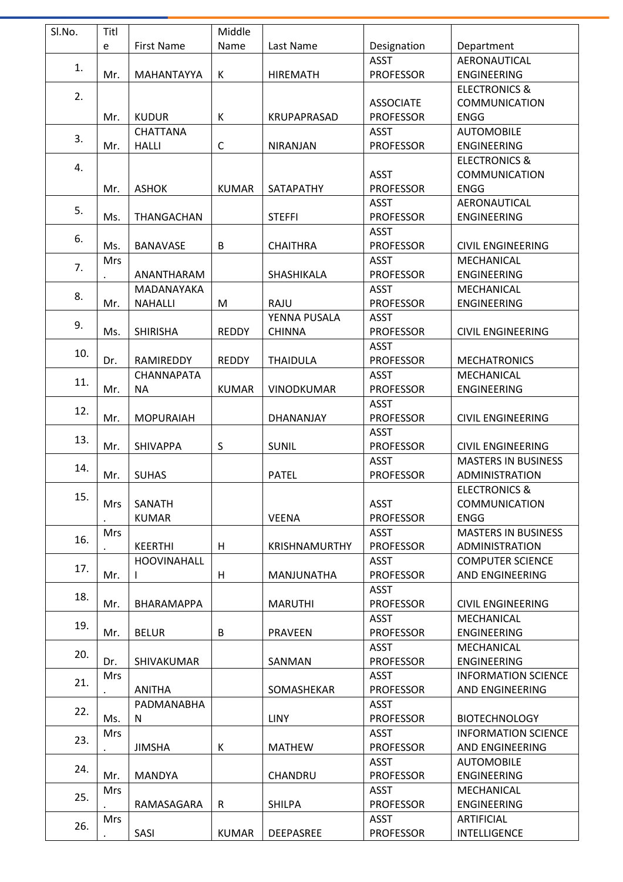| Sl.No. | Title | First Name | Middle Name | Last Name | Designation | Department |
|---|---|---|---|---|---|---|
| 1. | Mr. | MAHANTAYYA | K | HIREMATH | ASST PROFESSOR | AERONAUTICAL ENGINEERING |
| 2. | Mr. | KUDUR | K | KRUPAPRASAD | ASSOCIATE PROFESSOR | ELECTRONICS & COMMUNICATION ENGG |
| 3. | Mr. | CHATTANA HALLI | C | NIRANJAN | ASST PROFESSOR | AUTOMOBILE ENGINEERING |
| 4. | Mr. | ASHOK | KUMAR | SATAPATHY | ASST PROFESSOR | ELECTRONICS & COMMUNICATION ENGG |
| 5. | Ms. | THANGACHAN | | STEFFI | ASST PROFESSOR | AERONAUTICAL ENGINEERING |
| 6. | Ms. | BANAVASE | B | CHAITHRA | ASST PROFESSOR | CIVIL ENGINEERING |
| 7. | Mrs. | ANANTHARAM | | SHASHIKALA | ASST PROFESSOR | MECHANICAL ENGINEERING |
| 8. | Mr. | MADANAYAKA NAHALLI | M | RAJU | ASST PROFESSOR | MECHANICAL ENGINEERING |
| 9. | Ms. | SHIRISHA | REDDY | YENNA PUSALA CHINNA | ASST PROFESSOR | CIVIL ENGINEERING |
| 10. | Dr. | RAMIREDDY | REDDY | THAIDULA | ASST PROFESSOR | MECHATRONICS |
| 11. | Mr. | CHANNAPATANA | KUMAR | VINODKUMAR | ASST PROFESSOR | MECHANICAL ENGINEERING |
| 12. | Mr. | MOPURAIAH | | DHANANJAY | ASST PROFESSOR | CIVIL ENGINEERING |
| 13. | Mr. | SHIVAPPA | S | SUNIL | ASST PROFESSOR | CIVIL ENGINEERING |
| 14. | Mr. | SUHAS | | PATEL | ASST PROFESSOR | MASTERS IN BUSINESS ADMINISTRATION |
| 15. | Mrs. | SANATH KUMAR | | VEENA | ASST PROFESSOR | ELECTRONICS & COMMUNICATION ENGG |
| 16. | Mrs. | KEERTHI | H | KRISHNAMURTHY | ASST PROFESSOR | MASTERS IN BUSINESS ADMINISTRATION |
| 17. | Mr. | HOOVINAHALLI | H | MANJUNATHA | ASST PROFESSOR | COMPUTER SCIENCE AND ENGINEERING |
| 18. | Mr. | BHARAMAPPA | | MARUTHI | ASST PROFESSOR | CIVIL ENGINEERING |
| 19. | Mr. | BELUR | B | PRAVEEN | ASST PROFESSOR | MECHANICAL ENGINEERING |
| 20. | Dr. | SHIVAKUMAR | | SANMAN | ASST PROFESSOR | MECHANICAL ENGINEERING |
| 21. | Mrs. | ANITHA | | SOMASHEKAR | ASST PROFESSOR | INFORMATION SCIENCE AND ENGINEERING |
| 22. | Ms. | PADMANABHAN | | LINY | ASST PROFESSOR | BIOTECHNOLOGY |
| 23. | Mrs. | JIMSHA | K | MATHEW | ASST PROFESSOR | INFORMATION SCIENCE AND ENGINEERING |
| 24. | Mr. | MANDYA | | CHANDRU | ASST PROFESSOR | AUTOMOBILE ENGINEERING |
| 25. | Mrs. | RAMASAGARA | R | SHILPA | ASST PROFESSOR | MECHANICAL ENGINEERING |
| 26. | Mrs. | SASI | KUMAR | DEEPASREE | ASST PROFESSOR | ARTIFICIAL INTELLIGENCE |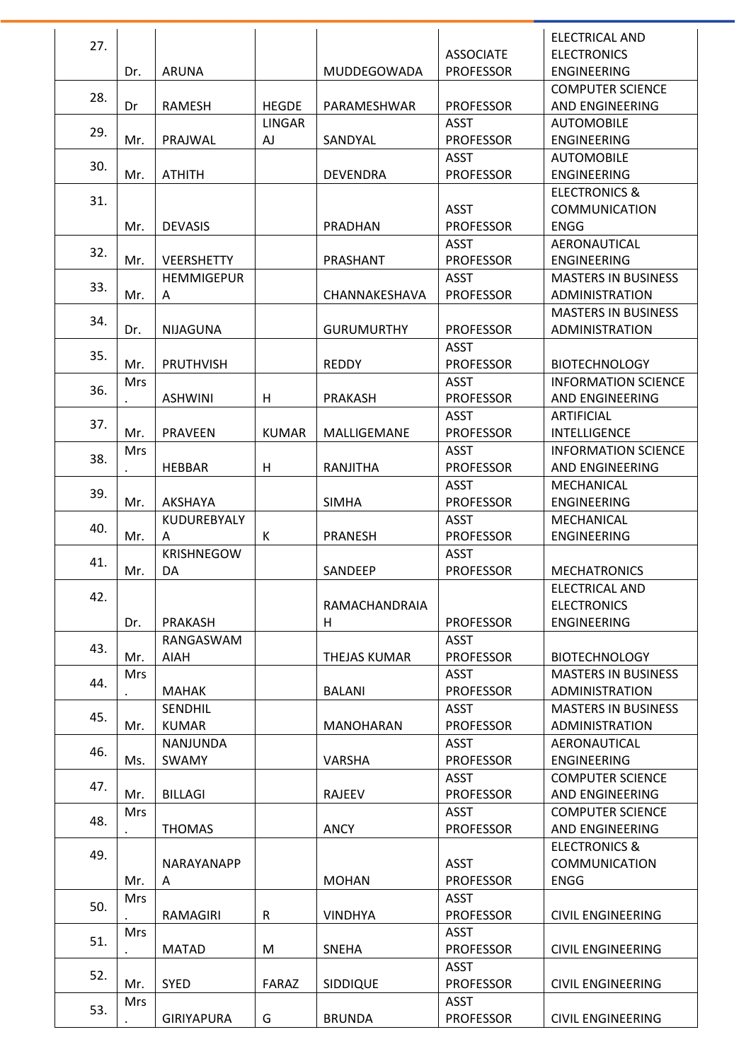| 27. | Dr. | ARUNA | | MUDDEGOWADA | ASSOCIATE PROFESSOR | ELECTRICAL AND ELECTRONICS ENGINEERING |
|---|---|---|---|---|---|---|
| 28. | Dr | RAMESH | HEGDE | PARAMESHWAR | PROFESSOR | COMPUTER SCIENCE AND ENGINEERING |
| 29. | Mr. | PRAJWAL | LINGARAJ | SANDYAL | ASST PROFESSOR | AUTOMOBILE ENGINEERING |
| 30. | Mr. | ATHITH | | DEVENDRA | ASST PROFESSOR | AUTOMOBILE ENGINEERING |
| 31. | Mr. | DEVASIS | | PRADHAN | ASST PROFESSOR | ELECTRONICS & COMMUNICATION ENGG |
| 32. | Mr. | VEERSHETTY | | PRASHANT | ASST PROFESSOR | AERONAUTICAL ENGINEERING |
| 33. | Mr. | HEMMIGEPURA | | CHANNAKESHAVA | ASST PROFESSOR | MASTERS IN BUSINESS ADMINISTRATION |
| 34. | Dr. | NIJAGUNA | | GURUMURTHY | PROFESSOR | MASTERS IN BUSINESS ADMINISTRATION |
| 35. | Mr. | PRUTHVISH | | REDDY | ASST PROFESSOR | BIOTECHNOLOGY |
| 36. | Mrs. | ASHWINI | H | PRAKASH | ASST PROFESSOR | INFORMATION SCIENCE AND ENGINEERING |
| 37. | Mr. | PRAVEEN | KUMAR | MALLIGEMANE | ASST PROFESSOR | ARTIFICIAL INTELLIGENCE |
| 38. | Mrs. | HEBBAR | H | RANJITHA | ASST PROFESSOR | INFORMATION SCIENCE AND ENGINEERING |
| 39. | Mr. | AKSHAYA | | SIMHA | ASST PROFESSOR | MECHANICAL ENGINEERING |
| 40. | Mr. | KUDUREBYALYA | K | PRANESH | ASST PROFESSOR | MECHANICAL ENGINEERING |
| 41. | Mr. | KRISHNEGOWDA | | SANDEEP | ASST PROFESSOR | MECHATRONICS |
| 42. | Dr. | PRAKASH | | RAMACHANDRAIAH | PROFESSOR | ELECTRICAL AND ELECTRONICS ENGINEERING |
| 43. | Mr. | RANGASWAMAIAH | | THEJAS KUMAR | ASST PROFESSOR | BIOTECHNOLOGY |
| 44. | Mrs. | MAHAK | | BALANI | ASST PROFESSOR | MASTERS IN BUSINESS ADMINISTRATION |
| 45. | Mr. | SENDHIL KUMAR | | MANOHARAN | ASST PROFESSOR | MASTERS IN BUSINESS ADMINISTRATION |
| 46. | Ms. | NANJUNDA SWAMY | | VARSHA | ASST PROFESSOR | AERONAUTICAL ENGINEERING |
| 47. | Mr. | BILLAGI | | RAJEEV | ASST PROFESSOR | COMPUTER SCIENCE AND ENGINEERING |
| 48. | Mrs. | THOMAS | | ANCY | ASST PROFESSOR | COMPUTER SCIENCE AND ENGINEERING |
| 49. | Mr. | NARAYANAPPA | | MOHAN | ASST PROFESSOR | ELECTRONICS & COMMUNICATION ENGG |
| 50. | Mrs. | RAMAGIRI | R | VINDHYA | ASST PROFESSOR | CIVIL ENGINEERING |
| 51. | Mrs. | MATAD | M | SNEHA | ASST PROFESSOR | CIVIL ENGINEERING |
| 52. | Mr. | SYED | FARAZ | SIDDIQUE | ASST PROFESSOR | CIVIL ENGINEERING |
| 53. | Mrs. | GIRIYAPURA | G | BRUNDA | ASST PROFESSOR | CIVIL ENGINEERING |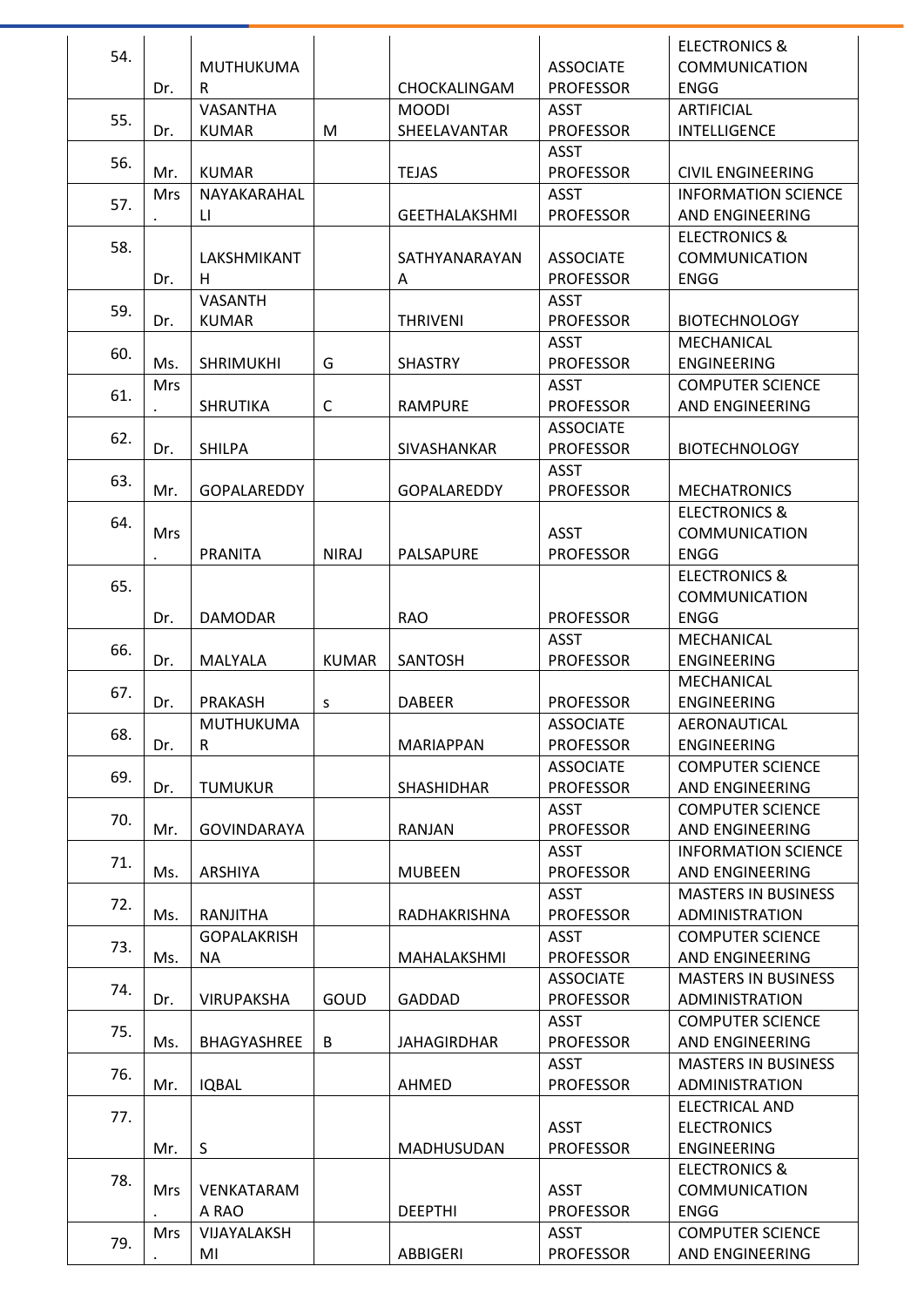| 54. | Dr. | MUTHUKUMAR | | CHOCKALINGAM | ASSOCIATE PROFESSOR | ELECTRONICS & COMMUNICATION ENGG |
|---|---|---|---|---|---|---|
| 55. | Dr. | VASANTHA KUMAR | M | MOODI SHEELAVANTAR | ASST PROFESSOR | ARTIFICIAL INTELLIGENCE |
| 56. | Mr. | KUMAR | | TEJAS | ASST PROFESSOR | CIVIL ENGINEERING |
| 57. | Mrs. | NAYAKARAHALLI | | GEETHALAKSHMI | ASST PROFESSOR | INFORMATION SCIENCE AND ENGINEERING |
| 58. | Dr. | LAKSHMIKANTH | | SATHYANARAYANA | ASSOCIATE PROFESSOR | ELECTRONICS & COMMUNICATION ENGG |
| 59. | Dr. | VASANTH KUMAR | | THRIVENI | ASST PROFESSOR | BIOTECHNOLOGY |
| 60. | Ms. | SHRIMUKHI | G | SHASTRY | ASST PROFESSOR | MECHANICAL ENGINEERING |
| 61. | Mrs. | SHRUTIKA | C | RAMPURE | ASST PROFESSOR | COMPUTER SCIENCE AND ENGINEERING |
| 62. | Dr. | SHILPA | | SIVASHANKAR | ASSOCIATE PROFESSOR | BIOTECHNOLOGY |
| 63. | Mr. | GOPALAREDDY | | GOPALAREDDY | ASST PROFESSOR | MECHATRONICS |
| 64. | Mrs. | PRANITA | NIRAJ | PALSAPURE | ASST PROFESSOR | ELECTRONICS & COMMUNICATION ENGG |
| 65. | Dr. | DAMODAR | | RAO | PROFESSOR | ELECTRONICS & COMMUNICATION ENGG |
| 66. | Dr. | MALYALA | KUMAR | SANTOSH | ASST PROFESSOR | MECHANICAL ENGINEERING |
| 67. | Dr. | PRAKASH | s | DABEER | PROFESSOR | MECHANICAL ENGINEERING |
| 68. | Dr. | MUTHUKUMAR | | MARIAPPAN | ASSOCIATE PROFESSOR | AERONAUTICAL ENGINEERING |
| 69. | Dr. | TUMUKUR | | SHASHIDHAR | ASSOCIATE PROFESSOR | COMPUTER SCIENCE AND ENGINEERING |
| 70. | Mr. | GOVINDARAYA | | RANJAN | ASST PROFESSOR | COMPUTER SCIENCE AND ENGINEERING |
| 71. | Ms. | ARSHIYA | | MUBEEN | ASST PROFESSOR | INFORMATION SCIENCE AND ENGINEERING |
| 72. | Ms. | RANJITHA | | RADHAKRISHNA | ASST PROFESSOR | MASTERS IN BUSINESS ADMINISTRATION |
| 73. | Ms. | GOPALAKRISHNA | | MAHALAKSHMI | ASST PROFESSOR | COMPUTER SCIENCE AND ENGINEERING |
| 74. | Dr. | VIRUPAKSHA | GOUD | GADDAD | ASSOCIATE PROFESSOR | MASTERS IN BUSINESS ADMINISTRATION |
| 75. | Ms. | BHAGYASHREE | B | JAHAGIRDHAR | ASST PROFESSOR | COMPUTER SCIENCE AND ENGINEERING |
| 76. | Mr. | IQBAL | | AHMED | ASST PROFESSOR | MASTERS IN BUSINESS ADMINISTRATION |
| 77. | Mr. | S | | MADHUSUDAN | ASST PROFESSOR | ELECTRICAL AND ELECTRONICS ENGINEERING |
| 78. | Mrs. | VENKATARAMA RAO | | DEEPTHI | ASST PROFESSOR | ELECTRONICS & COMMUNICATION ENGG |
| 79. | Mrs. | VIJAYALAKSHMI | | ABBIGERI | ASST PROFESSOR | COMPUTER SCIENCE AND ENGINEERING |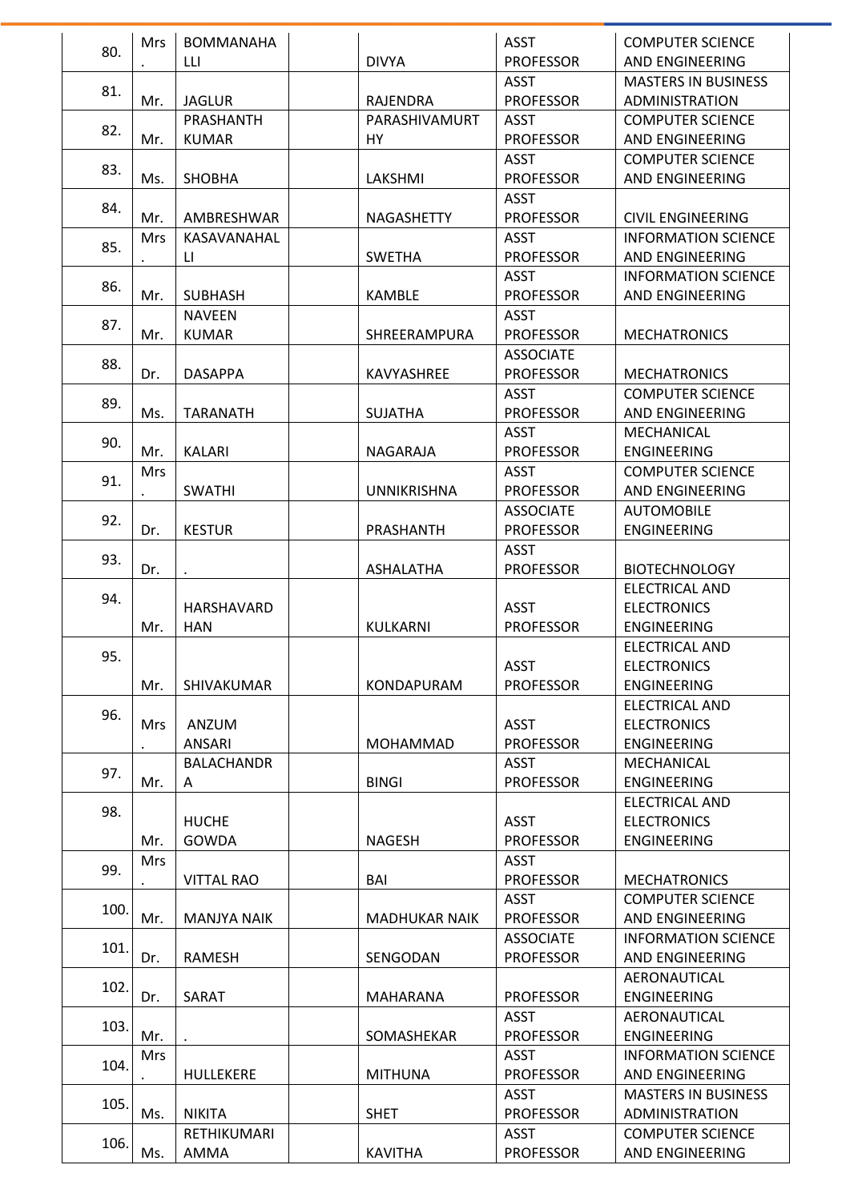| 80. | Mrs. | BOMMANAHALLI | | DIVYA | ASST PROFESSOR | COMPUTER SCIENCE AND ENGINEERING |
|---|---|---|---|---|---|---|
| 81. | Mr. | JAGLUR | | RAJENDRA | ASST PROFESSOR | MASTERS IN BUSINESS ADMINISTRATION |
| 82. | Mr. | PRASHANTH KUMAR | | PARASHIVAMURTHY | ASST PROFESSOR | COMPUTER SCIENCE AND ENGINEERING |
| 83. | Ms. | SHOBHA | | LAKSHMI | ASST PROFESSOR | COMPUTER SCIENCE AND ENGINEERING |
| 84. | Mr. | AMBRESHWAR | | NAGASHETTY | ASST PROFESSOR | CIVIL ENGINEERING |
| 85. | Mrs. | KASAVANAHALLI | | SWETHA | ASST PROFESSOR | INFORMATION SCIENCE AND ENGINEERING |
| 86. | Mr. | SUBHASH | | KAMBLE | ASST PROFESSOR | INFORMATION SCIENCE AND ENGINEERING |
| 87. | Mr. | NAVEEN KUMAR | | SHREERAMPURA | ASST PROFESSOR | MECHATRONICS |
| 88. | Dr. | DASAPPA | | KAVYASHREE | ASSOCIATE PROFESSOR | MECHATRONICS |
| 89. | Ms. | TARANATH | | SUJATHA | ASST PROFESSOR | COMPUTER SCIENCE AND ENGINEERING |
| 90. | Mr. | KALARI | | NAGARAJA | ASST PROFESSOR | MECHANICAL ENGINEERING |
| 91. | Mrs. | SWATHI | | UNNIKRISHNA | ASST PROFESSOR | COMPUTER SCIENCE AND ENGINEERING |
| 92. | Dr. | KESTUR | | PRASHANTH | ASSOCIATE PROFESSOR | AUTOMOBILE ENGINEERING |
| 93. | Dr. | . | | ASHALATHA | ASST PROFESSOR | BIOTECHNOLOGY |
| 94. | Mr. | HARSHAVARDHAN | | KULKARNI | ASST PROFESSOR | ELECTRICAL AND ELECTRONICS ENGINEERING |
| 95. | Mr. | SHIVAKUMAR | | KONDAPURAM | ASST PROFESSOR | ELECTRICAL AND ELECTRONICS ENGINEERING |
| 96. | Mrs. | ANZUM ANSARI | | MOHAMMAD | ASST PROFESSOR | ELECTRICAL AND ELECTRONICS ENGINEERING |
| 97. | Mr. | BALACHANDRA | | BINGI | ASST PROFESSOR | MECHANICAL ENGINEERING |
| 98. | Mr. | HUCHE GOWDA | | NAGESH | ASST PROFESSOR | ELECTRICAL AND ELECTRONICS ENGINEERING |
| 99. | Mrs. | VITTAL RAO | | BAI | ASST PROFESSOR | MECHATRONICS |
| 100. | Mr. | MANJYA NAIK | | MADHUKAR NAIK | ASST PROFESSOR | COMPUTER SCIENCE AND ENGINEERING |
| 101. | Dr. | RAMESH | | SENGODAN | ASSOCIATE PROFESSOR | INFORMATION SCIENCE AND ENGINEERING |
| 102. | Dr. | SARAT | | MAHARANA | PROFESSOR | AERONAUTICAL ENGINEERING |
| 103. | Mr. | . | | SOMASHEKAR | ASST PROFESSOR | AERONAUTICAL ENGINEERING |
| 104. | Mrs. | HULLEKERE | | MITHUNA | ASST PROFESSOR | INFORMATION SCIENCE AND ENGINEERING |
| 105. | Ms. | NIKITA | | SHET | ASST PROFESSOR | MASTERS IN BUSINESS ADMINISTRATION |
| 106. | Ms. | RETHIKUMARI AMMA | | KAVITHA | ASST PROFESSOR | COMPUTER SCIENCE AND ENGINEERING |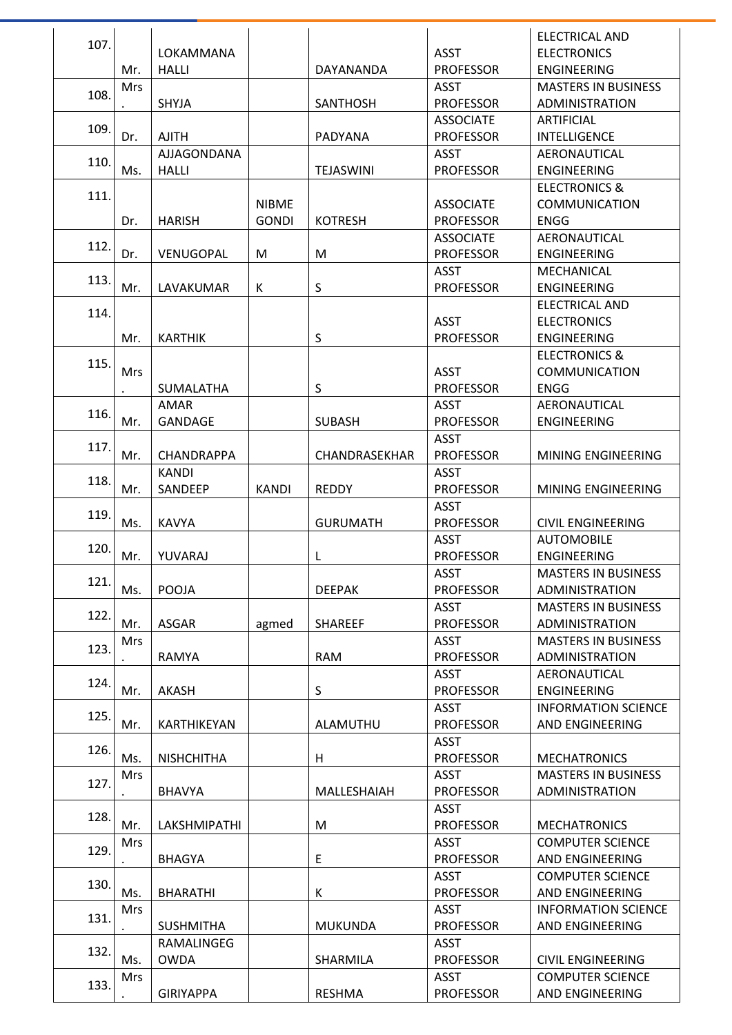| 107. | Mr. | LOKAMMANA HALLI | | DAYANANDA | ASST PROFESSOR | ELECTRICAL AND ELECTRONICS ENGINEERING |
|---|---|---|---|---|---|---|
| 108. | Mrs. | SHYJA | | SANTHOSH | ASST PROFESSOR | MASTERS IN BUSINESS ADMINISTRATION |
| 109. | Dr. | AJITH | | PADYANA | ASSOCIATE PROFESSOR | ARTIFICIAL INTELLIGENCE |
| 110. | Ms. | AJJAGONDANA HALLI | | TEJASWINI | ASST PROFESSOR | AERONAUTICAL ENGINEERING |
| 111. | Dr. | HARISH | NIBME GONDI | KOTRESH | ASSOCIATE PROFESSOR | ELECTRONICS & COMMUNICATION ENGG |
| 112. | Dr. | VENUGOPAL | M | M | ASSOCIATE PROFESSOR | AERONAUTICAL ENGINEERING |
| 113. | Mr. | LAVAKUMAR | K | S | ASST PROFESSOR | MECHANICAL ENGINEERING |
| 114. | Mr. | KARTHIK | | S | ASST PROFESSOR | ELECTRICAL AND ELECTRONICS ENGINEERING |
| 115. | Mrs. | SUMALATHA | | S | ASST PROFESSOR | ELECTRONICS & COMMUNICATION ENGG |
| 116. | Mr. | AMAR GANDAGE | | SUBASH | ASST PROFESSOR | AERONAUTICAL ENGINEERING |
| 117. | Mr. | CHANDRAPPA | | CHANDRASEKHAR | ASST PROFESSOR | MINING ENGINEERING |
| 118. | Mr. | KANDI SANDEEP | KANDI | REDDY | ASST PROFESSOR | MINING ENGINEERING |
| 119. | Ms. | KAVYA | | GURUMATH | ASST PROFESSOR | CIVIL ENGINEERING |
| 120. | Mr. | YUVARAJ | | L | ASST PROFESSOR | AUTOMOBILE ENGINEERING |
| 121. | Ms. | POOJA | | DEEPAK | ASST PROFESSOR | MASTERS IN BUSINESS ADMINISTRATION |
| 122. | Mr. | ASGAR | agmed | SHAREEF | ASST PROFESSOR | MASTERS IN BUSINESS ADMINISTRATION |
| 123. | Mrs. | RAMYA | | RAM | ASST PROFESSOR | MASTERS IN BUSINESS ADMINISTRATION |
| 124. | Mr. | AKASH | | S | ASST PROFESSOR | AERONAUTICAL ENGINEERING |
| 125. | Mr. | KARTHIKEYAN | | ALAMUTHU | ASST PROFESSOR | INFORMATION SCIENCE AND ENGINEERING |
| 126. | Ms. | NISHCHITHA | | H | ASST PROFESSOR | MECHATRONICS |
| 127. | Mrs. | BHAVYA | | MALLESHAIAH | ASST PROFESSOR | MASTERS IN BUSINESS ADMINISTRATION |
| 128. | Mr. | LAKSHMIPATHI | | M | ASST PROFESSOR | MECHATRONICS |
| 129. | Mrs. | BHAGYA | | E | ASST PROFESSOR | COMPUTER SCIENCE AND ENGINEERING |
| 130. | Ms. | BHARATHI | | K | ASST PROFESSOR | COMPUTER SCIENCE AND ENGINEERING |
| 131. | Mrs. | SUSHMITHA | | MUKUNDA | ASST PROFESSOR | INFORMATION SCIENCE AND ENGINEERING |
| 132. | Ms. | RAMALINGEGOWDA | | SHARMILA | ASST PROFESSOR | CIVIL ENGINEERING |
| 133. | Mrs. | GIRIYAPPA | | RESHMA | ASST PROFESSOR | COMPUTER SCIENCE AND ENGINEERING |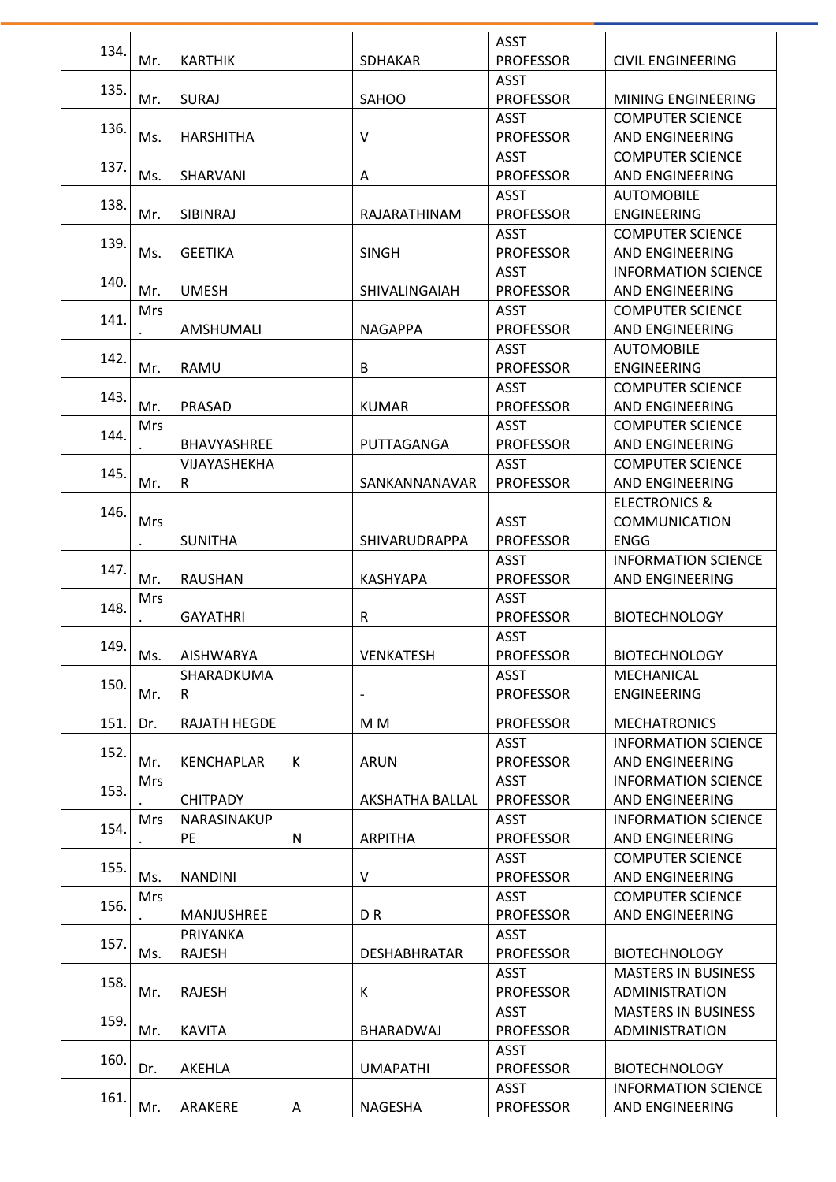| 134. | Mr. | KARTHIK | | SDHAKAR | ASST PROFESSOR | CIVIL ENGINEERING |
|---|---|---|---|---|---|---|
| 135. | Mr. | SURAJ | | SAHOO | ASST PROFESSOR | MINING ENGINEERING |
| 136. | Ms. | HARSHITHA | | V | ASST PROFESSOR | COMPUTER SCIENCE AND ENGINEERING |
| 137. | Ms. | SHARVANI | | A | ASST PROFESSOR | COMPUTER SCIENCE AND ENGINEERING |
| 138. | Mr. | SIBINRAJ | | RAJARATHINAM | ASST PROFESSOR | AUTOMOBILE ENGINEERING |
| 139. | Ms. | GEETIKA | | SINGH | ASST PROFESSOR | COMPUTER SCIENCE AND ENGINEERING |
| 140. | Mr. | UMESH | | SHIVALINGAIAH | ASST PROFESSOR | INFORMATION SCIENCE AND ENGINEERING |
| 141. | Mrs. | AMSHUMALI | | NAGAPPA | ASST PROFESSOR | COMPUTER SCIENCE AND ENGINEERING |
| 142. | Mr. | RAMU | | B | ASST PROFESSOR | AUTOMOBILE ENGINEERING |
| 143. | Mr. | PRASAD | | KUMAR | ASST PROFESSOR | COMPUTER SCIENCE AND ENGINEERING |
| 144. | Mrs. | BHAVYASHREE | | PUTTAGANGA | ASST PROFESSOR | COMPUTER SCIENCE AND ENGINEERING |
| 145. | Mr. | VIJAYASHEKHAR | | SANKANNANAVAR | ASST PROFESSOR | COMPUTER SCIENCE AND ENGINEERING |
| 146. | Mrs. | SUNITHA | | SHIVARUDRAPPA | ASST PROFESSOR | ELECTRONICS & COMMUNICATION ENGG |
| 147. | Mr. | RAUSHAN | | KASHYAPA | ASST PROFESSOR | INFORMATION SCIENCE AND ENGINEERING |
| 148. | Mrs. | GAYATHRI | | R | ASST PROFESSOR | BIOTECHNOLOGY |
| 149. | Ms. | AISHWARYA | | VENKATESH | ASST PROFESSOR | BIOTECHNOLOGY |
| 150. | Mr. | SHARADKUMAR | | - | ASST PROFESSOR | MECHANICAL ENGINEERING |
| 151. | Dr. | RAJATH HEGDE | | M M | PROFESSOR | MECHATRONICS |
| 152. | Mr. | KENCHAPLAR | K | ARUN | ASST PROFESSOR | INFORMATION SCIENCE AND ENGINEERING |
| 153. | Mrs. | CHITPADY | | AKSHATHA BALLAL | ASST PROFESSOR | INFORMATION SCIENCE AND ENGINEERING |
| 154. | Mrs. | NARASINAKUPPE | N | ARPITHA | ASST PROFESSOR | INFORMATION SCIENCE AND ENGINEERING |
| 155. | Ms. | NANDINI | | V | ASST PROFESSOR | COMPUTER SCIENCE AND ENGINEERING |
| 156. | Mrs. | MANJUSHREE | | D R | ASST PROFESSOR | COMPUTER SCIENCE AND ENGINEERING |
| 157. | Ms. | PRIYANKA RAJESH | | DESHABHRATAR | ASST PROFESSOR | BIOTECHNOLOGY |
| 158. | Mr. | RAJESH | | K | ASST PROFESSOR | MASTERS IN BUSINESS ADMINISTRATION |
| 159. | Mr. | KAVITA | | BHARADWAJ | ASST PROFESSOR | MASTERS IN BUSINESS ADMINISTRATION |
| 160. | Dr. | AKEHLA | | UMAPATHI | ASST PROFESSOR | BIOTECHNOLOGY |
| 161. | Mr. | ARAKERE | A | NAGESHA | ASST PROFESSOR | INFORMATION SCIENCE AND ENGINEERING |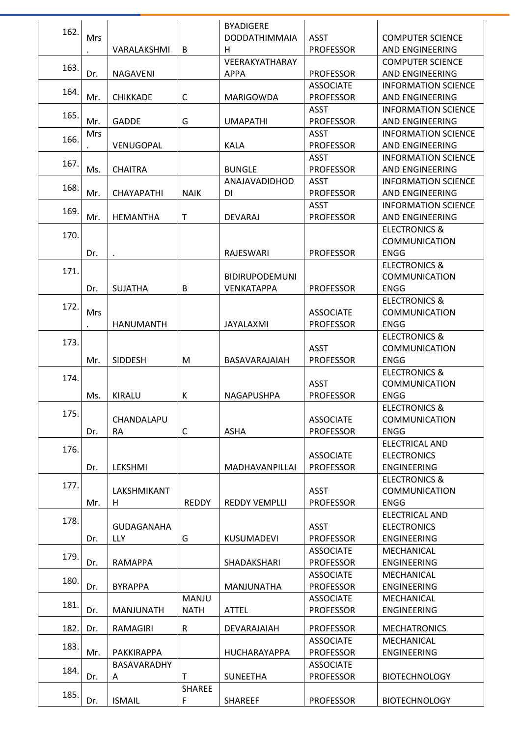| 162. | Mrs. | VARALAKSHMI | B | BYADIGERE DODDATHIMMAIAH | ASST PROFESSOR | COMPUTER SCIENCE AND ENGINEERING |
|---|---|---|---|---|---|---|
| 163. | Dr. | NAGAVENI | | VEERAKYATHARAYAPPA | PROFESSOR | COMPUTER SCIENCE AND ENGINEERING |
| 164. | Mr. | CHIKKADE | C | MARIGOWDA | ASSOCIATE PROFESSOR | INFORMATION SCIENCE AND ENGINEERING |
| 165. | Mr. | GADDE | G | UMAPATHI | ASST PROFESSOR | INFORMATION SCIENCE AND ENGINEERING |
| 166. | Mrs. | VENUGOPAL | | KALA | ASST PROFESSOR | INFORMATION SCIENCE AND ENGINEERING |
| 167. | Ms. | CHAITRA | | BUNGLE | ASST PROFESSOR | INFORMATION SCIENCE AND ENGINEERING |
| 168. | Mr. | CHAYAPATHI | NAIK | ANAJAVADIDHODDI | ASST PROFESSOR | INFORMATION SCIENCE AND ENGINEERING |
| 169. | Mr. | HEMANTHA | T | DEVARAJ | ASST PROFESSOR | INFORMATION SCIENCE AND ENGINEERING |
| 170. | Dr. | . | | RAJESWARI | PROFESSOR | ELECTRONICS & COMMUNICATION ENGG |
| 171. | Dr. | SUJATHA | B | BIDIRUPODEMUNI VENKATAPPA | PROFESSOR | ELECTRONICS & COMMUNICATION ENGG |
| 172. | Mrs. | HANUMANTH | | JAYALAXMI | ASSOCIATE PROFESSOR | ELECTRONICS & COMMUNICATION ENGG |
| 173. | Mr. | SIDDESH | M | BASAVARAJAIAH | ASST PROFESSOR | ELECTRONICS & COMMUNICATION ENGG |
| 174. | Ms. | KIRALU | K | NAGAPUSHPA | ASST PROFESSOR | ELECTRONICS & COMMUNICATION ENGG |
| 175. | Dr. | CHANDALAPURA | C | ASHA | ASSOCIATE PROFESSOR | ELECTRONICS & COMMUNICATION ENGG |
| 176. | Dr. | LEKSHMI | | MADHAVANPILLAI | ASSOCIATE PROFESSOR | ELECTRICAL AND ELECTRONICS ENGINEERING |
| 177. | Mr. | LAKSHMIKANTH | REDDY | REDDY VEMPLLI | ASST PROFESSOR | ELECTRONICS & COMMUNICATION ENGG |
| 178. | Dr. | GUDAGANAHALLY | G | KUSUMADEVI | ASST PROFESSOR | ELECTRICAL AND ELECTRONICS ENGINEERING |
| 179. | Dr. | RAMAPPA | | SHADAKSHARI | ASSOCIATE PROFESSOR | MECHANICAL ENGINEERING |
| 180. | Dr. | BYRAPPA | | MANJUNATHA | ASSOCIATE PROFESSOR | MECHANICAL ENGINEERING |
| 181. | Dr. | MANJUNATH | MANJUNATH | ATTEL | ASSOCIATE PROFESSOR | MECHANICAL ENGINEERING |
| 182. | Dr. | RAMAGIRI | R | DEVARAJAIAH | PROFESSOR | MECHATRONICS |
| 183. | Mr. | PAKKIRAPPA | | HUCHARAYAPPA | ASSOCIATE PROFESSOR | MECHANICAL ENGINEERING |
| 184. | Dr. | BASAVARADHYA | T | SUNEETHA | ASSOCIATE PROFESSOR | BIOTECHNOLOGY |
| 185. | Dr. | ISMAIL | SHAREEF | SHAREEF | PROFESSOR | BIOTECHNOLOGY |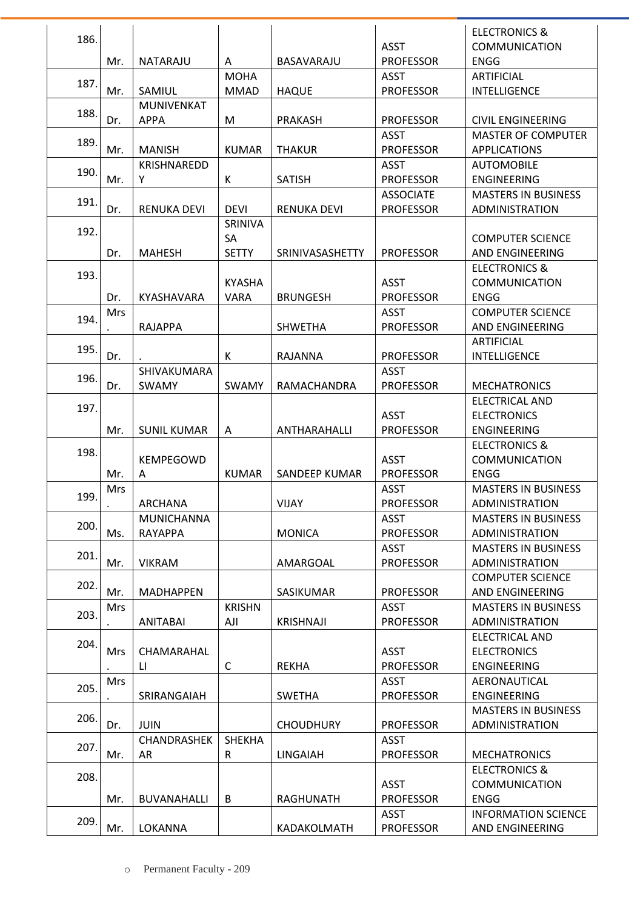| 186. | Mr. | NATARAJU | A | BASAVARAJU | ASST PROFESSOR | ELECTRONICS & COMMUNICATION ENGG |
|---|---|---|---|---|---|---|
| 187. | Mr. | SAMIUL | MOHAMMAD | HAQUE | ASST PROFESSOR | ARTIFICIAL INTELLIGENCE |
| 188. | Dr. | MUNIVENKATAPPA | M | PRAKASH | PROFESSOR | CIVIL ENGINEERING |
| 189. | Mr. | MANISH | KUMAR | THAKUR | ASST PROFESSOR | MASTER OF COMPUTER APPLICATIONS |
| 190. | Mr. | KRISHNAREDDY | K | SATISH | ASST PROFESSOR | AUTOMOBILE ENGINEERING |
| 191. | Dr. | RENUKA DEVI | DEVI | RENUKA DEVI | ASSOCIATE PROFESSOR | MASTERS IN BUSINESS ADMINISTRATION |
| 192. | Dr. | MAHESH | SRINIVASA SETTY | SRINIVASASHETTY | PROFESSOR | COMPUTER SCIENCE AND ENGINEERING |
| 193. | Dr. | KYASHAVARA | KYASHAVARA | BRUNGESH | ASST PROFESSOR | ELECTRONICS & COMMUNICATION ENGG |
| 194. | Mrs. | RAJAPPA | | SHWETHA | ASST PROFESSOR | COMPUTER SCIENCE AND ENGINEERING |
| 195. | Dr. | . | K | RAJANNA | PROFESSOR | ARTIFICIAL INTELLIGENCE |
| 196. | Dr. | SHIVAKUMARA SWAMY | SWAMY | RAMACHANDRA | ASST PROFESSOR | MECHATRONICS |
| 197. | Mr. | SUNIL KUMAR | A | ANTHARAHALLI | ASST PROFESSOR | ELECTRICAL AND ELECTRONICS ENGINEERING |
| 198. | Mr. | KEMPEGOWDA | KUMAR | SANDEEP KUMAR | ASST PROFESSOR | ELECTRONICS & COMMUNICATION ENGG |
| 199. | Mrs. | ARCHANA | | VIJAY | ASST PROFESSOR | MASTERS IN BUSINESS ADMINISTRATION |
| 200. | Ms. | MUNICHANNA RAYAPPA | | MONICA | ASST PROFESSOR | MASTERS IN BUSINESS ADMINISTRATION |
| 201. | Mr. | VIKRAM | | AMARGOAL | ASST PROFESSOR | MASTERS IN BUSINESS ADMINISTRATION |
| 202. | Mr. | MADHAPPEN | | SASIKUMAR | PROFESSOR | COMPUTER SCIENCE AND ENGINEERING |
| 203. | Mrs. | ANITABAI | KRISHNAJI | KRISHNAJI | ASST PROFESSOR | MASTERS IN BUSINESS ADMINISTRATION |
| 204. | Mrs. | CHAMARAHALLI | C | REKHA | ASST PROFESSOR | ELECTRICAL AND ELECTRONICS ENGINEERING |
| 205. | Mrs. | SRIRANGAIAH | | SWETHA | ASST PROFESSOR | AERONAUTICAL ENGINEERING |
| 206. | Dr. | JUIN | | CHOUDHURY | PROFESSOR | MASTERS IN BUSINESS ADMINISTRATION |
| 207. | Mr. | CHANDRASHEKAR | SHEKHAR | LINGAIAH | ASST PROFESSOR | MECHATRONICS |
| 208. | Mr. | BUVANAHALLI | B | RAGHUNATH | ASST PROFESSOR | ELECTRONICS & COMMUNICATION ENGG |
| 209. | Mr. | LOKANNA | | KADAKOLMATH | ASST PROFESSOR | INFORMATION SCIENCE AND ENGINEERING |

- Permanent Faculty - 209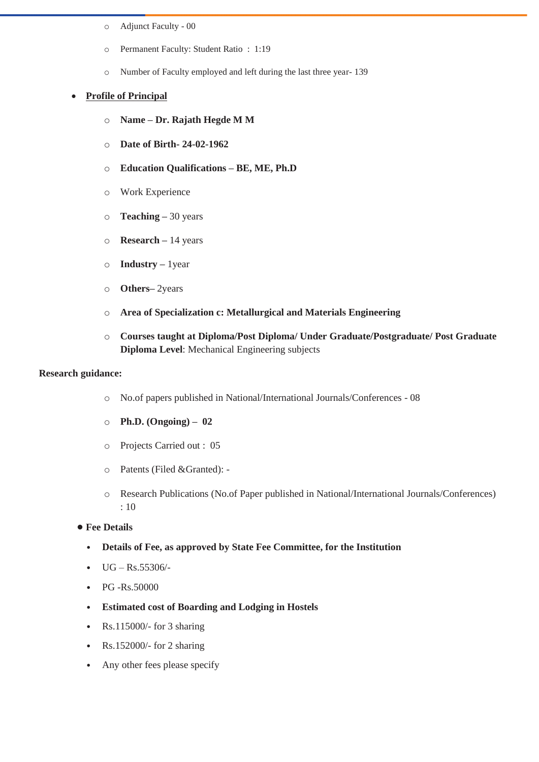- Adjunct Faculty - 00
- Permanent Faculty: Student Ratio : 1:19
- Number of Faculty employed and left during the last three year- 139

- **Profile of Principal**
  - **Name – Dr. Rajath Hegde M M**
  - **Date of Birth- 24-02-1962**
  - **Education Qualifications – BE, ME, Ph.D**
  - Work Experience
  - **Teaching –** 30 years
  - **Research –** 14 years
  - **Industry –** 1year
  - **Others–** 2years
  - **Area of Specialization c: Metallurgical and Materials Engineering**
  - **Courses taught at Diploma/Post Diploma/ Under Graduate/Postgraduate/ Post Graduate Diploma Level**: Mechanical Engineering subjects

**Research guidance:**

- No.of papers published in National/International Journals/Conferences - 08
- **Ph.D. (Ongoing) – 02**
- Projects Carried out : 05
- Patents (Filed &Granted): -
- Research Publications (No.of Paper published in National/International Journals/Conferences) : 10

- **Fee Details**
  - **Details of Fee, as approved by State Fee Committee, for the Institution**
  - UG – Rs.55306/-
  - PG -Rs.50000
  - **Estimated cost of Boarding and Lodging in Hostels**
  - Rs.115000/- for 3 sharing
  - Rs.152000/- for 2 sharing
  - Any other fees please specify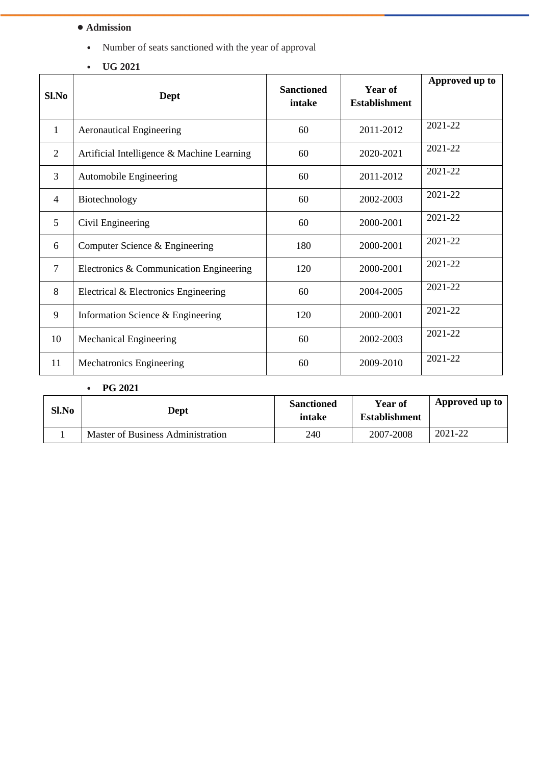- **Admission**

  - Number of seats sanctioned with the year of approval
  - **UG 2021**

| Sl.No | Dept | Sanctioned intake | Year of Establishment | Approved up to |
|---|---|---|---|---|
| 1 | Aeronautical Engineering | 60 | 2011-2012 | 2021-22 |
| 2 | Artificial Intelligence & Machine Learning | 60 | 2020-2021 | 2021-22 |
| 3 | Automobile Engineering | 60 | 2011-2012 | 2021-22 |
| 4 | Biotechnology | 60 | 2002-2003 | 2021-22 |
| 5 | Civil Engineering | 60 | 2000-2001 | 2021-22 |
| 6 | Computer Science & Engineering | 180 | 2000-2001 | 2021-22 |
| 7 | Electronics & Communication Engineering | 120 | 2000-2001 | 2021-22 |
| 8 | Electrical & Electronics Engineering | 60 | 2004-2005 | 2021-22 |
| 9 | Information Science & Engineering | 120 | 2000-2001 | 2021-22 |
| 10 | Mechanical Engineering | 60 | 2002-2003 | 2021-22 |
| 11 | Mechatronics Engineering | 60 | 2009-2010 | 2021-22 |

  - **PG 2021**

| Sl.No | Dept | Sanctioned intake | Year of Establishment | Approved up to |
|---|---|---|---|---|
| 1 | Master of Business Administration | 240 | 2007-2008 | 2021-22 |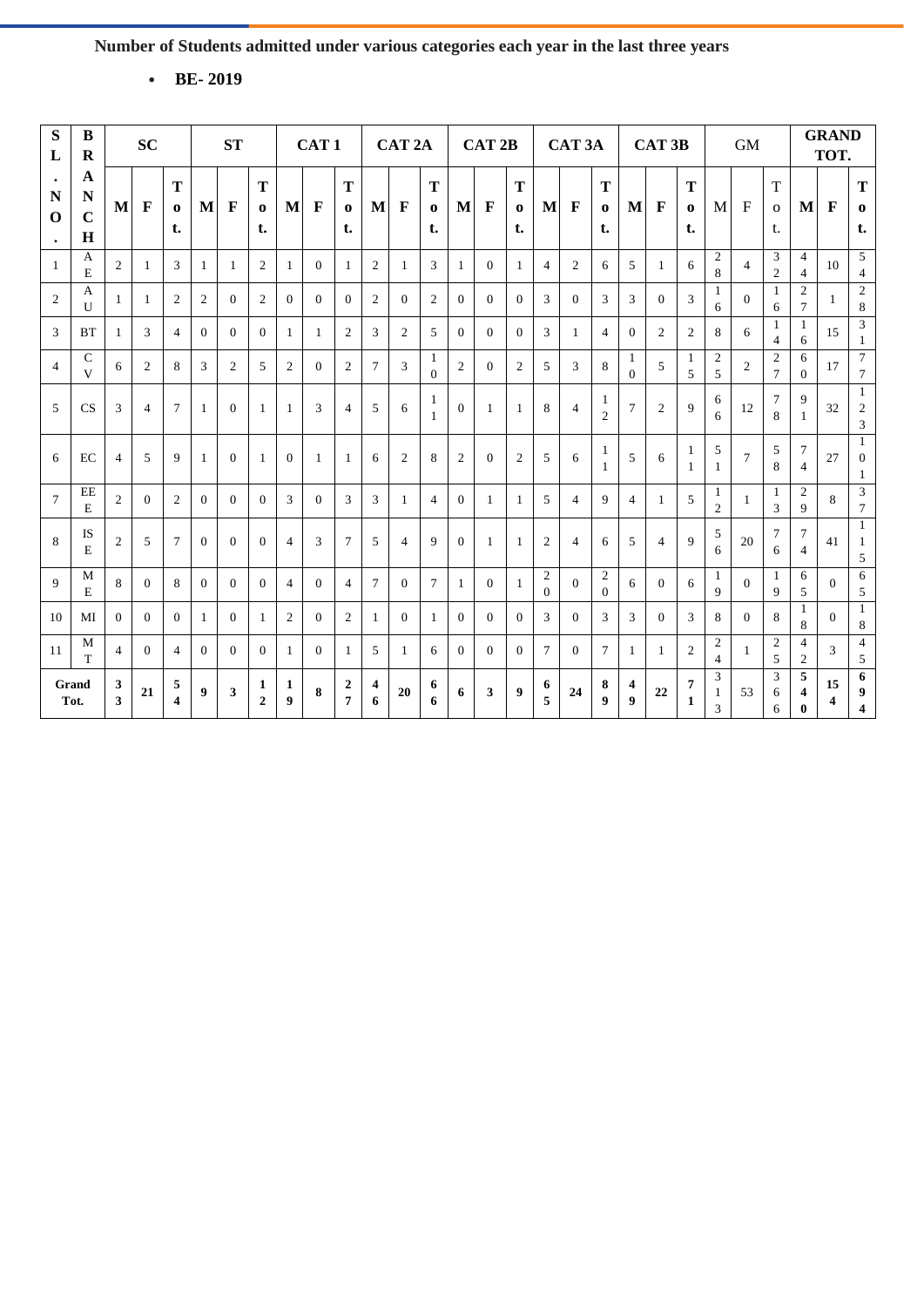**Number of Students admitted under various categories each year in the last three years**

- **BE- 2019**

| SL. NO. | BRANCH | SC | | | ST | | | CAT 1 | | | CAT 2A | | | CAT 2B | | | CAT 3A | | | CAT 3B | | | GM | | | GRAND TOT. | | |
|---|---|---|---|---|---|---|---|---|---|---|---|---|---|---|---|---|---|---|---|---|---|---|---|---|---|---|---|---|---|
| | | M | F | Tot. | M | F | Tot. | M | F | Tot. | M | F | Tot. | M | F | Tot. | M | F | Tot. | M | F | Tot. | M | F | Tot. | M | F | Tot. |
| 1 | AE | 2 | 1 | 3 | 1 | 1 | 2 | 1 | 0 | 1 | 2 | 1 | 3 | 1 | 0 | 1 | 4 | 2 | 6 | 5 | 1 | 6 | 28 | 4 | 32 | 44 | 10 | 54 |
| 2 | AU | 1 | 1 | 2 | 2 | 0 | 2 | 0 | 0 | 0 | 2 | 0 | 2 | 0 | 0 | 0 | 3 | 0 | 3 | 3 | 0 | 3 | 16 | 0 | 16 | 27 | 1 | 28 |
| 3 | BT | 1 | 3 | 4 | 0 | 0 | 0 | 1 | 1 | 2 | 3 | 2 | 5 | 0 | 0 | 0 | 3 | 1 | 4 | 0 | 2 | 2 | 8 | 6 | 14 | 16 | 15 | 31 |
| 4 | CV | 6 | 2 | 8 | 3 | 2 | 5 | 2 | 0 | 2 | 7 | 3 | 10 | 2 | 0 | 2 | 5 | 3 | 8 | 10 | 5 | 15 | 25 | 2 | 27 | 60 | 17 | 77 |
| 5 | CS | 3 | 4 | 7 | 1 | 0 | 1 | 1 | 3 | 4 | 5 | 6 | 11 | 0 | 1 | 1 | 8 | 4 | 12 | 7 | 2 | 9 | 66 | 12 | 78 | 91 | 32 | 123 |
| 6 | EC | 4 | 5 | 9 | 1 | 0 | 1 | 0 | 1 | 1 | 6 | 2 | 8 | 2 | 0 | 2 | 5 | 6 | 11 | 5 | 6 | 11 | 51 | 7 | 58 | 74 | 27 | 101 |
| 7 | EEE | 2 | 0 | 2 | 0 | 0 | 0 | 3 | 0 | 3 | 3 | 1 | 4 | 0 | 1 | 1 | 5 | 4 | 9 | 4 | 1 | 5 | 12 | 1 | 13 | 29 | 8 | 37 |
| 8 | ISE | 2 | 5 | 7 | 0 | 0 | 0 | 4 | 3 | 7 | 5 | 4 | 9 | 0 | 1 | 1 | 2 | 4 | 6 | 5 | 4 | 9 | 56 | 20 | 76 | 74 | 41 | 115 |
| 9 | ME | 8 | 0 | 8 | 0 | 0 | 0 | 4 | 0 | 4 | 7 | 0 | 7 | 1 | 0 | 1 | 20 | 0 | 20 | 6 | 0 | 6 | 19 | 0 | 19 | 65 | 0 | 65 |
| 10 | MI | 0 | 0 | 0 | 1 | 0 | 1 | 2 | 0 | 2 | 1 | 0 | 1 | 0 | 0 | 0 | 3 | 0 | 3 | 3 | 0 | 3 | 8 | 0 | 8 | 18 | 0 | 18 |
| 11 | MT | 4 | 0 | 4 | 0 | 0 | 0 | 1 | 0 | 1 | 5 | 1 | 6 | 0 | 0 | 0 | 7 | 0 | 7 | 1 | 1 | 2 | 24 | 1 | 25 | 42 | 3 | 45 |
| **Grand Tot.** | | **33** | **21** | **54** | **9** | **3** | **12** | **19** | **8** | **27** | **46** | **20** | **66** | **6** | **3** | **9** | **65** | **24** | **89** | **49** | **22** | **71** | 313 | 53 | 366 | **540** | **154** | **694** |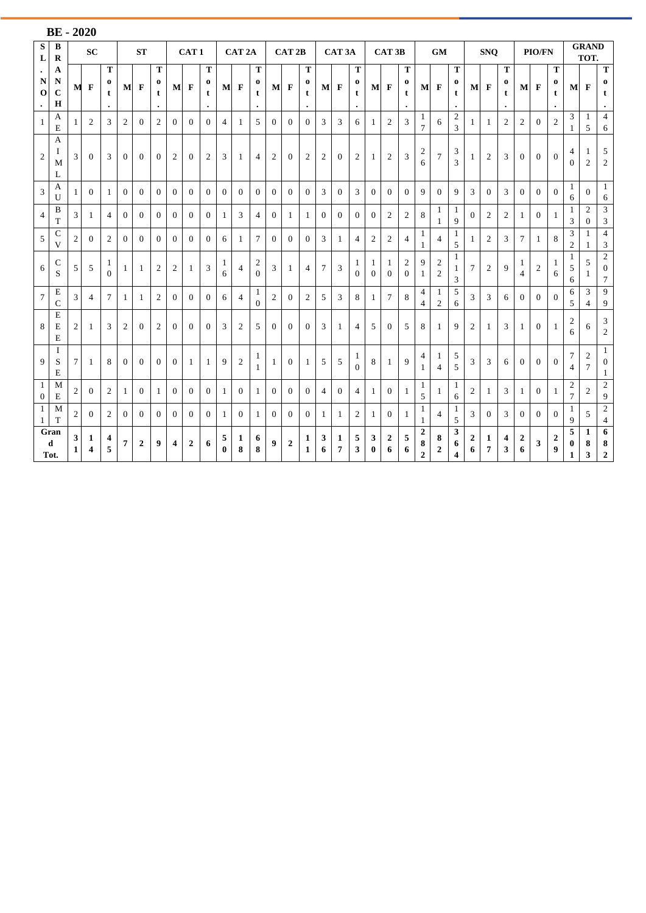## BE - 2020

| SL. NO. | BRANCH | SC | | | ST | | | CAT 1 | | | CAT 2A | | | CAT 2B | | | CAT 3A | | | CAT 3B | | | GM | | | SNQ | | | PIO/FN | | | GRAND TOT. | | |
|---|---|---|---|---|---|---|---|---|---|---|---|---|---|---|---|---|---|---|---|---|---|---|---|---|---|---|---|---|---|---|---|---|---|---|
| | | M | F | Tot. | M | F | Tot. | M | F | Tot. | M | F | Tot. | M | F | Tot. | M | F | Tot. | M | F | Tot. | M | F | Tot. | M | F | Tot. | M | F | Tot. | M | F | Tot. |
| 1 | AE | 1 | 2 | 3 | 2 | 0 | 2 | 0 | 0 | 0 | 4 | 1 | 5 | 0 | 0 | 0 | 3 | 3 | 6 | 1 | 2 | 3 | 17 | 6 | 23 | 1 | 1 | 2 | 2 | 0 | 2 | 31 | 15 | 46 |
| 2 | AIML | 3 | 0 | 3 | 0 | 0 | 0 | 2 | 0 | 2 | 3 | 1 | 4 | 2 | 0 | 2 | 2 | 0 | 2 | 1 | 2 | 3 | 26 | 7 | 33 | 1 | 2 | 3 | 0 | 0 | 0 | 40 | 12 | 52 |
| 3 | AU | 1 | 0 | 1 | 0 | 0 | 0 | 0 | 0 | 0 | 0 | 0 | 0 | 0 | 0 | 0 | 3 | 0 | 3 | 0 | 0 | 0 | 9 | 0 | 9 | 3 | 0 | 3 | 0 | 0 | 0 | 16 | 0 | 16 |
| 4 | BT | 3 | 1 | 4 | 0 | 0 | 0 | 0 | 0 | 0 | 1 | 3 | 4 | 0 | 1 | 1 | 0 | 0 | 0 | 0 | 2 | 2 | 8 | 11 | 19 | 0 | 2 | 2 | 1 | 0 | 1 | 13 | 20 | 33 |
| 5 | CV | 2 | 0 | 2 | 0 | 0 | 0 | 0 | 0 | 0 | 6 | 1 | 7 | 0 | 0 | 0 | 3 | 1 | 4 | 2 | 2 | 4 | 11 | 4 | 15 | 1 | 2 | 3 | 7 | 1 | 8 | 32 | 11 | 43 |
| 6 | CS | 5 | 5 | 10 | 1 | 1 | 2 | 2 | 1 | 3 | 16 | 4 | 20 | 3 | 1 | 4 | 7 | 3 | 10 | 10 | 10 | 20 | 91 | 22 | 113 | 7 | 2 | 9 | 14 | 2 | 16 | 156 | 51 | 207 |
| 7 | EC | 3 | 4 | 7 | 1 | 1 | 2 | 0 | 0 | 0 | 6 | 4 | 10 | 2 | 0 | 2 | 5 | 3 | 8 | 1 | 7 | 8 | 44 | 12 | 56 | 3 | 3 | 6 | 0 | 0 | 0 | 65 | 34 | 99 |
| 8 | EEE | 2 | 1 | 3 | 2 | 0 | 2 | 0 | 0 | 0 | 3 | 2 | 5 | 0 | 0 | 0 | 3 | 1 | 4 | 5 | 0 | 5 | 8 | 1 | 9 | 2 | 1 | 3 | 1 | 0 | 1 | 26 | 6 | 32 |
| 9 | ISE | 7 | 1 | 8 | 0 | 0 | 0 | 0 | 1 | 1 | 9 | 2 | 11 | 1 | 0 | 1 | 5 | 5 | 10 | 8 | 1 | 9 | 41 | 14 | 55 | 3 | 3 | 6 | 0 | 0 | 0 | 74 | 27 | 101 |
| 10 | ME | 2 | 0 | 2 | 1 | 0 | 1 | 0 | 0 | 0 | 1 | 0 | 1 | 0 | 0 | 0 | 4 | 0 | 4 | 1 | 0 | 1 | 15 | 1 | 16 | 2 | 1 | 3 | 1 | 0 | 1 | 27 | 2 | 29 |
| 11 | MT | 2 | 0 | 2 | 0 | 0 | 0 | 0 | 0 | 0 | 1 | 0 | 1 | 0 | 0 | 0 | 1 | 1 | 2 | 1 | 0 | 1 | 11 | 4 | 15 | 3 | 0 | 3 | 0 | 0 | 0 | 19 | 5 | 24 |
| **Grand Tot.** | | **31** | **14** | **45** | **7** | **2** | **9** | **4** | **2** | **6** | **50** | **18** | **68** | **9** | **2** | **11** | **36** | **17** | **53** | **30** | **26** | **56** | **282** | **82** | **364** | **26** | **17** | **43** | **26** | **3** | **29** | **501** | **183** | **682** |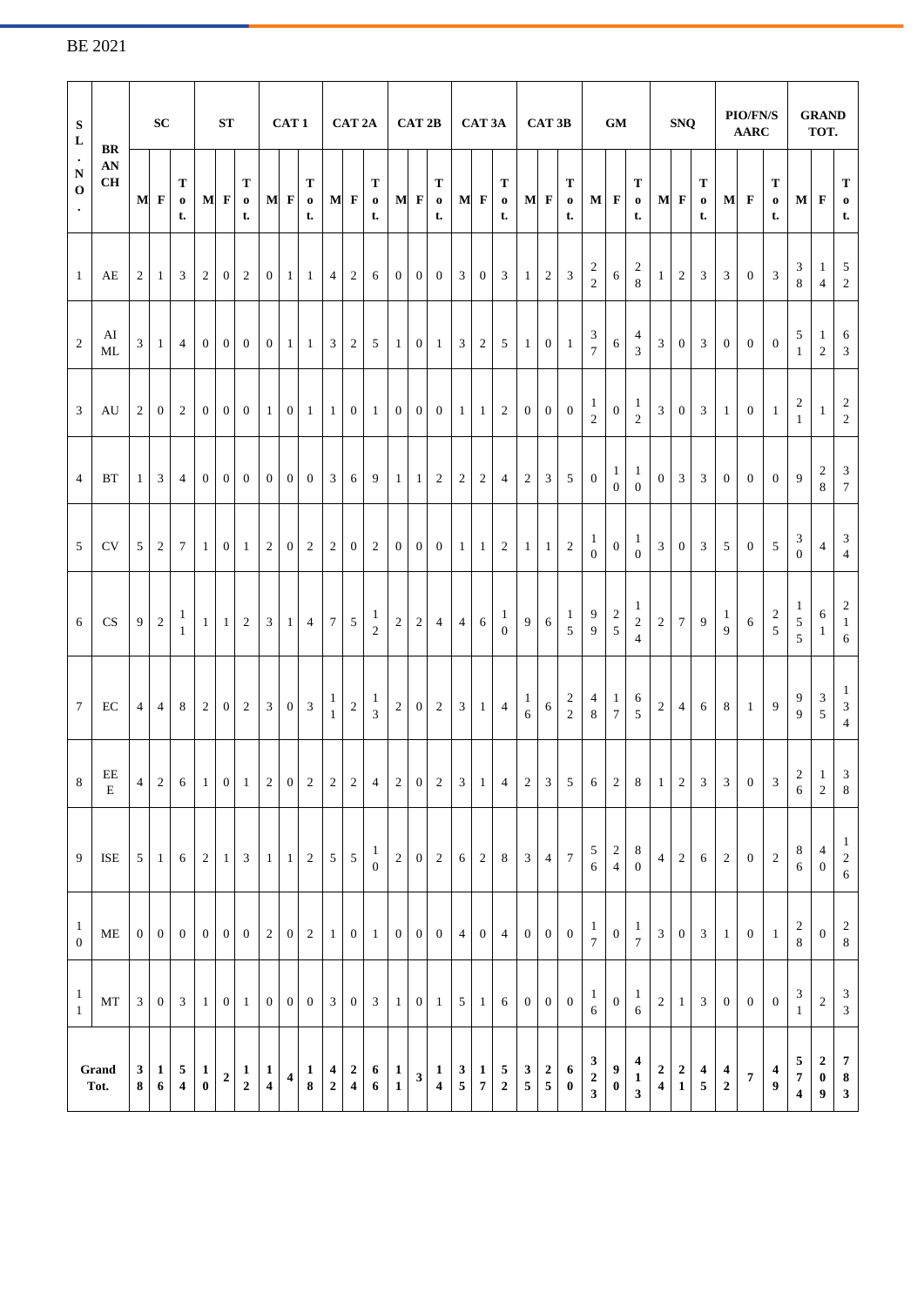BE 2021

| SL. NO. | BRANCH | SC | | | ST | | | CAT 1 | | | CAT 2A | | | CAT 2B | | | CAT 3A | | | CAT 3B | | | GM | | | SNQ | | | PIO/FN/S AARC | | | GRAND TOT. | | |
|---|---|---|---|---|---|---|---|---|---|---|---|---|---|---|---|---|---|---|---|---|---|---|---|---|---|---|---|---|---|---|---|---|---|---|---|---|
| | | M | F | Tot. | M | F | Tot. | M | F | Tot. | M | F | Tot. | M | F | Tot. | M | F | Tot. | M | F | Tot. | M | F | Tot. | M | F | Tot. | M | F | Tot. | M | F | Tot. |
| 1 | AE | 2 | 1 | 3 | 2 | 0 | 2 | 0 | 1 | 1 | 4 | 2 | 6 | 0 | 0 | 0 | 3 | 0 | 3 | 1 | 2 | 3 | 22 | 6 | 28 | 1 | 2 | 3 | 3 | 0 | 3 | 38 | 14 | 52 |
| 2 | AIML | 3 | 1 | 4 | 0 | 0 | 0 | 0 | 1 | 1 | 3 | 2 | 5 | 1 | 0 | 1 | 3 | 2 | 5 | 1 | 0 | 1 | 37 | 6 | 43 | 3 | 0 | 3 | 0 | 0 | 0 | 51 | 12 | 63 |
| 3 | AU | 2 | 0 | 2 | 0 | 0 | 0 | 1 | 0 | 1 | 1 | 0 | 1 | 0 | 0 | 0 | 1 | 1 | 2 | 0 | 0 | 0 | 12 | 0 | 12 | 3 | 0 | 3 | 1 | 0 | 1 | 21 | 1 | 22 |
| 4 | BT | 1 | 3 | 4 | 0 | 0 | 0 | 0 | 0 | 0 | 3 | 6 | 9 | 1 | 1 | 2 | 2 | 2 | 4 | 2 | 3 | 5 | 0 | 10 | 10 | 0 | 3 | 3 | 0 | 0 | 0 | 9 | 28 | 37 |
| 5 | CV | 5 | 2 | 7 | 1 | 0 | 1 | 2 | 0 | 2 | 2 | 0 | 2 | 0 | 0 | 0 | 1 | 1 | 2 | 1 | 1 | 2 | 10 | 0 | 10 | 3 | 0 | 3 | 5 | 0 | 5 | 30 | 4 | 34 |
| 6 | CS | 9 | 2 | 11 | 1 | 1 | 2 | 3 | 1 | 4 | 7 | 5 | 12 | 2 | 2 | 4 | 4 | 6 | 10 | 9 | 6 | 15 | 99 | 25 | 124 | 2 | 7 | 9 | 19 | 6 | 25 | 155 | 61 | 216 |
| 7 | EC | 4 | 4 | 8 | 2 | 0 | 2 | 3 | 0 | 3 | 11 | 2 | 13 | 2 | 0 | 2 | 3 | 1 | 4 | 16 | 6 | 22 | 48 | 17 | 65 | 2 | 4 | 6 | 8 | 1 | 9 | 99 | 35 | 134 |
| 8 | EEE | 4 | 2 | 6 | 1 | 0 | 1 | 2 | 0 | 2 | 2 | 2 | 4 | 2 | 0 | 2 | 3 | 1 | 4 | 2 | 3 | 5 | 6 | 2 | 8 | 1 | 2 | 3 | 3 | 0 | 3 | 26 | 12 | 38 |
| 9 | ISE | 5 | 1 | 6 | 2 | 1 | 3 | 1 | 1 | 2 | 5 | 5 | 10 | 2 | 0 | 2 | 6 | 2 | 8 | 3 | 4 | 7 | 56 | 24 | 80 | 4 | 2 | 6 | 2 | 0 | 2 | 86 | 40 | 126 |
| 10 | ME | 0 | 0 | 0 | 0 | 0 | 0 | 2 | 0 | 2 | 1 | 0 | 1 | 0 | 0 | 0 | 4 | 0 | 4 | 0 | 0 | 0 | 17 | 0 | 17 | 3 | 0 | 3 | 1 | 0 | 1 | 28 | 0 | 28 |
| 11 | MT | 3 | 0 | 3 | 1 | 0 | 1 | 0 | 0 | 0 | 3 | 0 | 3 | 1 | 0 | 1 | 5 | 1 | 6 | 0 | 0 | 0 | 16 | 0 | 16 | 2 | 1 | 3 | 0 | 0 | 0 | 31 | 2 | 33 |
| **Grand Tot.** | | **38** | **16** | **54** | **10** | **2** | **12** | **14** | **4** | **18** | **42** | **24** | **66** | **11** | **3** | **14** | **35** | **17** | **52** | **35** | **25** | **60** | **323** | **90** | **413** | **24** | **21** | **45** | **42** | **7** | **49** | **574** | **209** | **783** |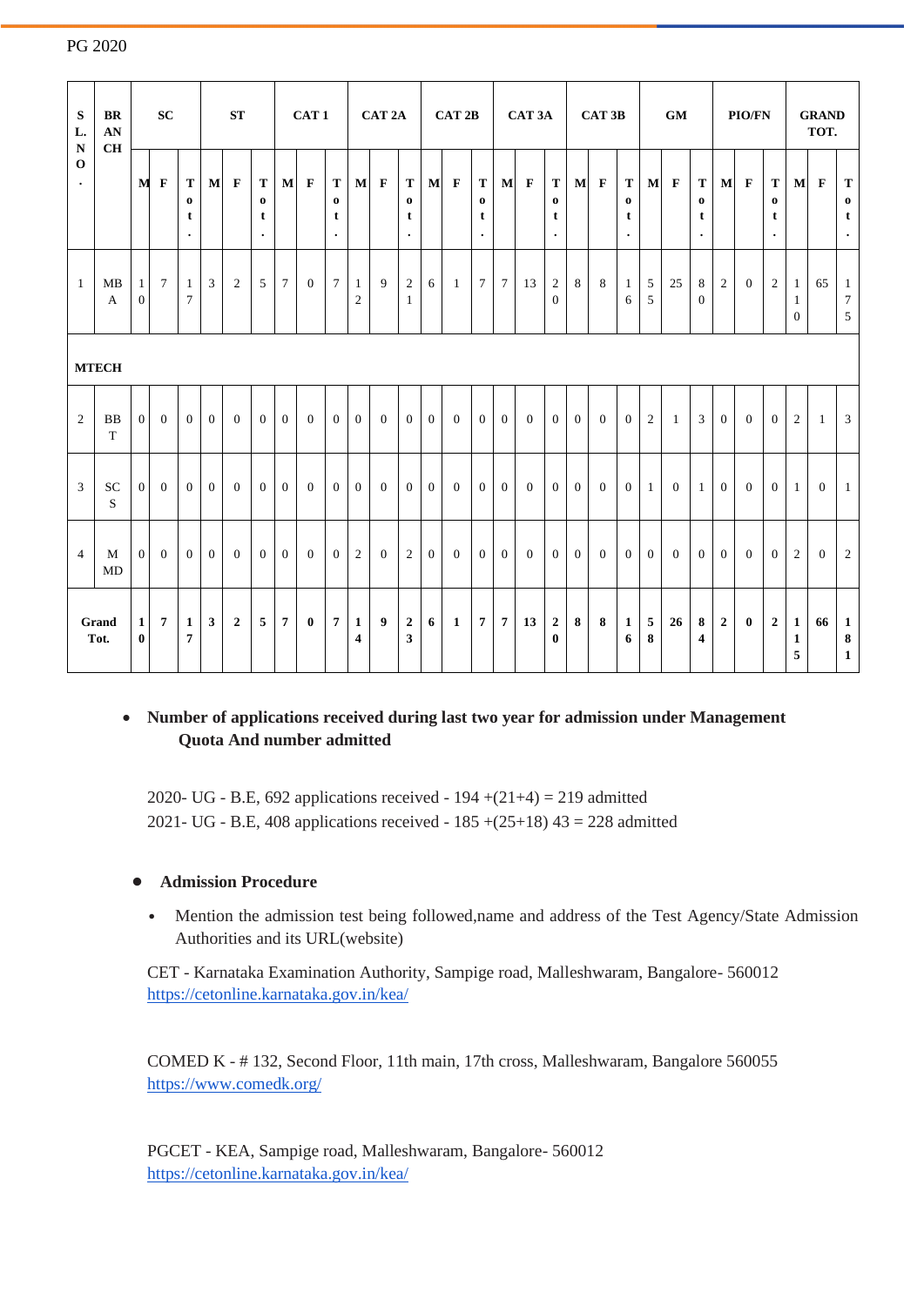PG 2020

| SL. NO. | BRANCH | SC | | | ST | | | CAT 1 | | | CAT 2A | | | CAT 2B | | | CAT 3A | | | CAT 3B | | | GM | | | PIO/FN | | | GRAND TOT. | | |
|---|---|---|---|---|---|---|---|---|---|---|---|---|---|---|---|---|---|---|---|---|---|---|---|---|---|---|---|---|---|---|---|
| | | M | F | Tot. | M | F | Tot. | M | F | Tot. | M | F | Tot. | M | F | Tot. | M | F | Tot. | M | F | Tot. | M | F | Tot. | M | F | Tot. | M | F | Tot. |
| 1 | MBA | 10 | 7 | 17 | 3 | 2 | 5 | 7 | 0 | 7 | 12 | 9 | 21 | 6 | 1 | 7 | 7 | 13 | 20 | 8 | 8 | 16 | 55 | 25 | 80 | 2 | 0 | 2 | 110 | 65 | 175 |
| **MTECH** | | | | | | | | | | | | | | | | | | | | | | | | | | | | | | | |
| 2 | BBT | 0 | 0 | 0 | 0 | 0 | 0 | 0 | 0 | 0 | 0 | 0 | 0 | 0 | 0 | 0 | 0 | 0 | 0 | 0 | 0 | 0 | 2 | 1 | 3 | 0 | 0 | 0 | 2 | 1 | 3 |
| 3 | SCS | 0 | 0 | 0 | 0 | 0 | 0 | 0 | 0 | 0 | 0 | 0 | 0 | 0 | 0 | 0 | 0 | 0 | 0 | 0 | 0 | 0 | 1 | 0 | 1 | 0 | 0 | 0 | 1 | 0 | 1 |
| 4 | MMD | 0 | 0 | 0 | 0 | 0 | 0 | 0 | 0 | 0 | 2 | 0 | 2 | 0 | 0 | 0 | 0 | 0 | 0 | 0 | 0 | 0 | 0 | 0 | 0 | 0 | 0 | 0 | 2 | 0 | 2 |
| **Grand Tot.** | | **10** | **7** | **17** | **3** | **2** | **5** | **7** | **0** | **7** | **14** | **9** | **23** | **6** | **1** | **7** | **7** | **13** | **20** | **8** | **8** | **16** | **58** | **26** | **84** | **2** | **0** | **2** | **115** | **66** | **181** |

- **Number of applications received during last two year for admission under Management Quota And number admitted**

  2020- UG - B.E, 692 applications received - 194 +(21+4) = 219 admitted
  2021- UG - B.E, 408 applications received - 185 +(25+18) 43 = 228 admitted

- **Admission Procedure**

  - Mention the admission test being followed,name and address of the Test Agency/State Admission Authorities and its URL(website)

  CET - Karnataka Examination Authority, Sampige road, Malleshwaram, Bangalore- 560012
  https://cetonline.karnataka.gov.in/kea/

  COMED K - # 132, Second Floor, 11th main, 17th cross, Malleshwaram, Bangalore 560055
  https://www.comedk.org/

  PGCET - KEA, Sampige road, Malleshwaram, Bangalore- 560012
  https://cetonline.karnataka.gov.in/kea/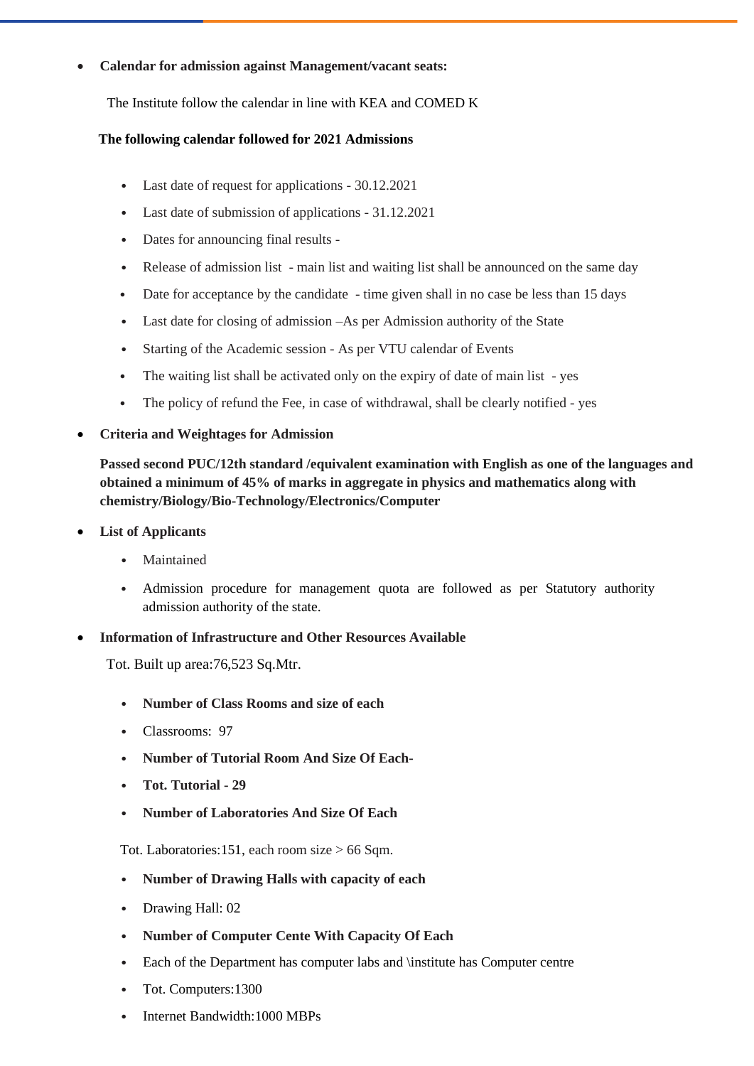- **Calendar for admission against Management/vacant seats:**

  The Institute follow the calendar in line with KEA and COMED K

  **The following calendar followed for 2021 Admissions**

  - Last date of request for applications - 30.12.2021
  - Last date of submission of applications - 31.12.2021
  - Dates for announcing final results -
  - Release of admission list - main list and waiting list shall be announced on the same day
  - Date for acceptance by the candidate - time given shall in no case be less than 15 days
  - Last date for closing of admission –As per Admission authority of the State
  - Starting of the Academic session - As per VTU calendar of Events
  - The waiting list shall be activated only on the expiry of date of main list - yes
  - The policy of refund the Fee, in case of withdrawal, shall be clearly notified - yes

- **Criteria and Weightages for Admission**

  **Passed second PUC/12th standard /equivalent examination with English as one of the languages and obtained a minimum of 45% of marks in aggregate in physics and mathematics along with chemistry/Biology/Bio-Technology/Electronics/Computer**

- **List of Applicants**

  - Maintained
  - Admission procedure for management quota are followed as per Statutory authority admission authority of the state.

- **Information of Infrastructure and Other Resources Available**

  Tot. Built up area:76,523 Sq.Mtr.

  - **Number of Class Rooms and size of each**
  - Classrooms: 97
  - **Number of Tutorial Room And Size Of Each-**
  - **Tot. Tutorial - 29**
  - **Number of Laboratories And Size Of Each**

  Tot. Laboratories:151, each room size > 66 Sqm.

  - **Number of Drawing Halls with capacity of each**
  - Drawing Hall: 02
  - **Number of Computer Cente With Capacity Of Each**
  - Each of the Department has computer labs and \institute has Computer centre
  - Tot. Computers:1300
  - Internet Bandwidth:1000 MBPs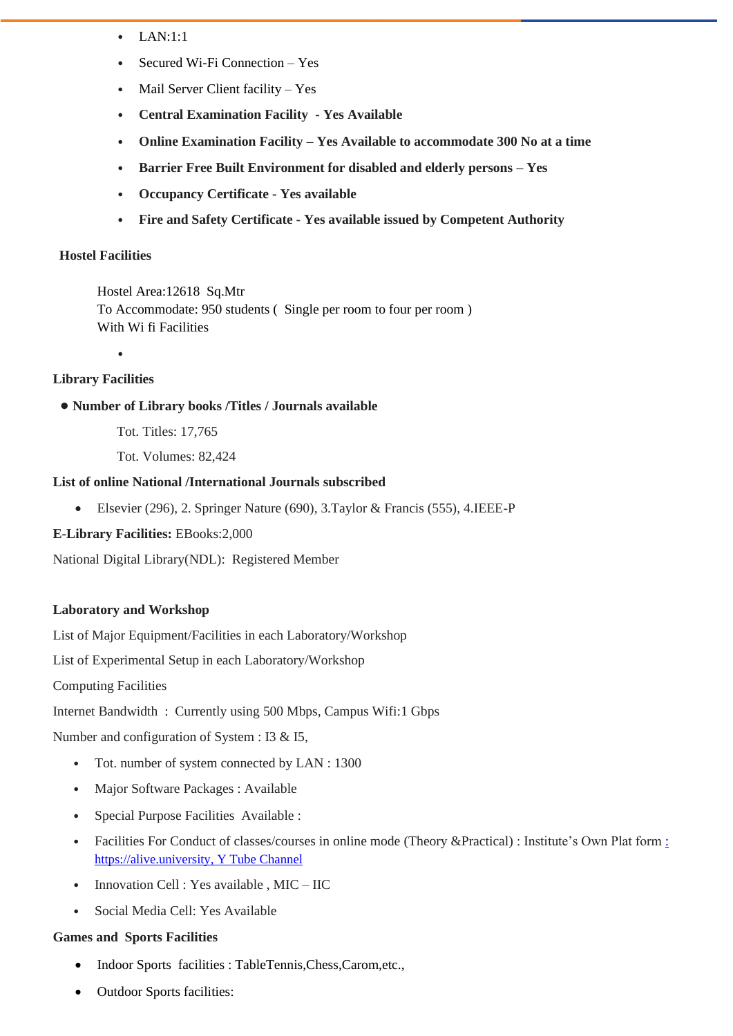- LAN:1:1
- Secured Wi-Fi Connection – Yes
- Mail Server Client facility – Yes
- **Central Examination Facility - Yes Available**
- **Online Examination Facility – Yes Available to accommodate 300 No at a time**
- **Barrier Free Built Environment for disabled and elderly persons – Yes**
- **Occupancy Certificate - Yes available**
- **Fire and Safety Certificate - Yes available issued by Competent Authority**

**Hostel Facilities**

Hostel Area:12618 Sq.Mtr
To Accommodate: 950 students ( Single per room to four per room )
With Wi fi Facilities

**Library Facilities**

- **Number of Library books /Titles / Journals available**

  Tot. Titles: 17,765

  Tot. Volumes: 82,424

**List of online National /International Journals subscribed**

- Elsevier (296), 2. Springer Nature (690), 3.Taylor & Francis (555), 4.IEEE-P

**E-Library Facilities:** EBooks:2,000

National Digital Library(NDL): Registered Member

**Laboratory and Workshop**

List of Major Equipment/Facilities in each Laboratory/Workshop

List of Experimental Setup in each Laboratory/Workshop

Computing Facilities

Internet Bandwidth : Currently using 500 Mbps, Campus Wifi:1 Gbps

Number and configuration of System : I3 & I5,

- Tot. number of system connected by LAN : 1300
- Major Software Packages : Available
- Special Purpose Facilities Available :
- Facilities For Conduct of classes/courses in online mode (Theory &Practical) : Institute's Own Plat form : https://alive.university, Y Tube Channel
- Innovation Cell : Yes available , MIC – IIC
- Social Media Cell: Yes Available

**Games and Sports Facilities**

- Indoor Sports facilities : TableTennis,Chess,Carom,etc.,
- Outdoor Sports facilities: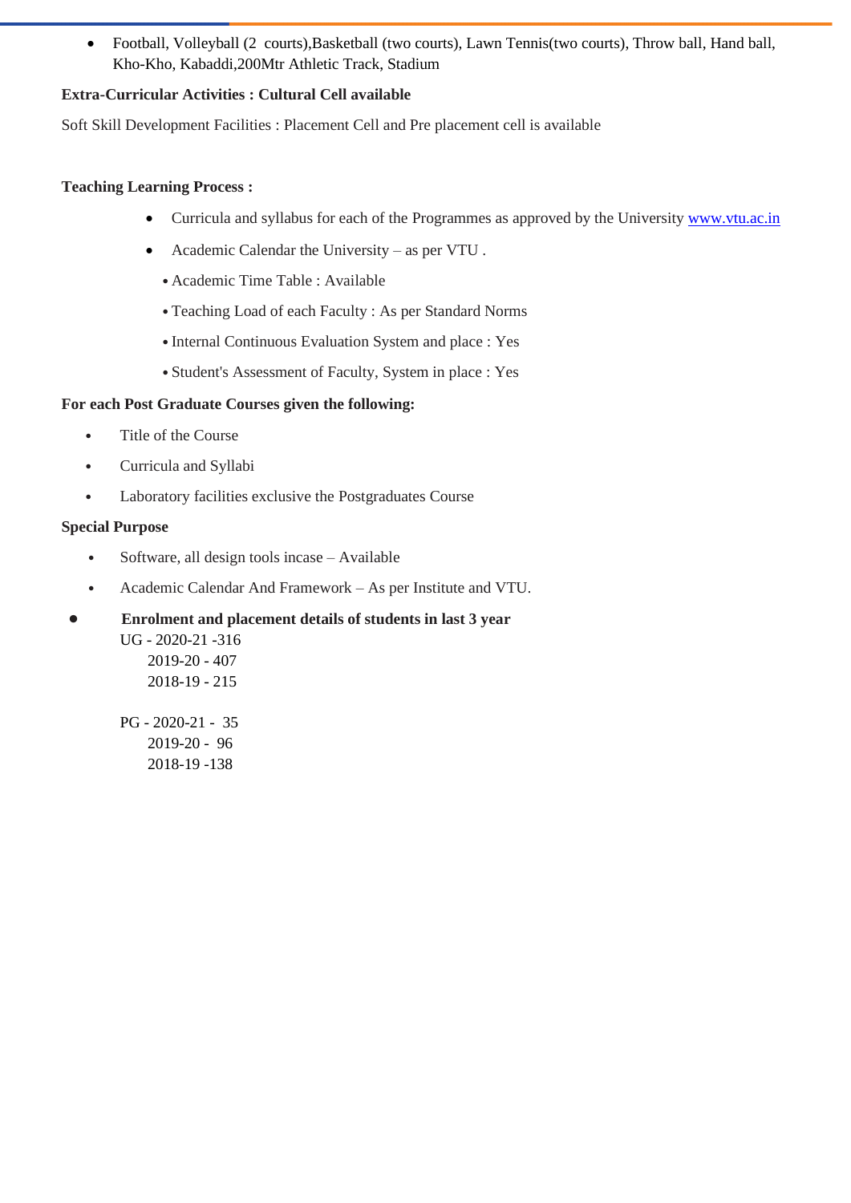- Football, Volleyball (2  courts),Basketball (two courts), Lawn Tennis(two courts), Throw ball, Hand ball, Kho-Kho, Kabaddi,200Mtr Athletic Track, Stadium

**Extra-Curricular Activities : Cultural Cell available**

Soft Skill Development Facilities : Placement Cell and Pre placement cell is available

**Teaching Learning Process :**

- Curricula and syllabus for each of the Programmes as approved by the University [www.vtu.ac.in](http://www.vtu.ac.in)
- Academic Calendar the University – as per VTU .
  - Academic Time Table : Available
  - Teaching Load of each Faculty : As per Standard Norms
  - Internal Continuous Evaluation System and place : Yes
  - Student's Assessment of Faculty, System in place : Yes

**For each Post Graduate Courses given the following:**

- Title of the Course
- Curricula and Syllabi
- Laboratory facilities exclusive the Postgraduates Course

**Special Purpose**

- Software, all design tools incase – Available
- Academic Calendar And Framework – As per Institute and VTU.

- **Enrolment and placement details of students in last 3 year**

  UG - 2020-21 -316
  2019-20 - 407
  2018-19 - 215

  PG - 2020-21 -  35
  2019-20 -  96
  2018-19 -138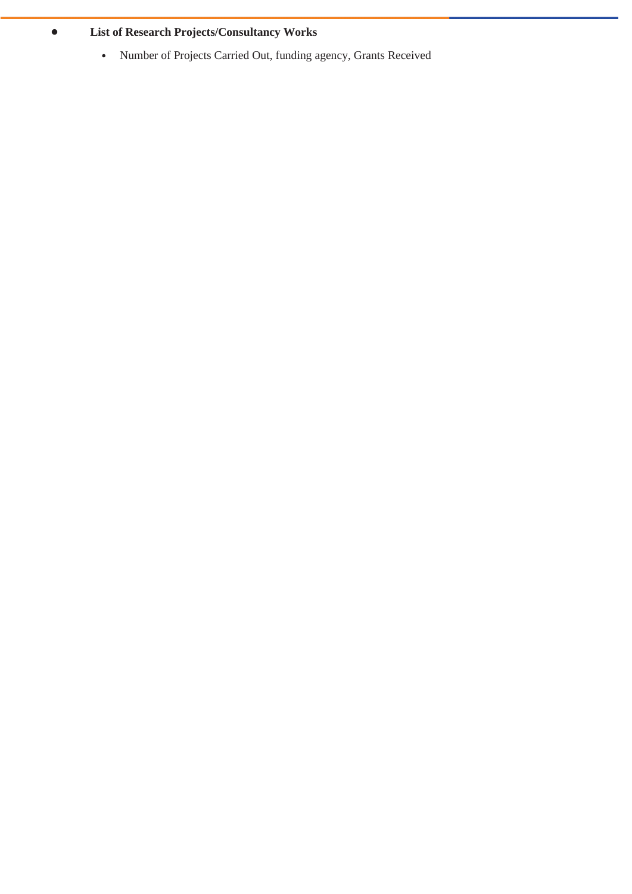- **List of Research Projects/Consultancy Works**
  - Number of Projects Carried Out, funding agency, Grants Received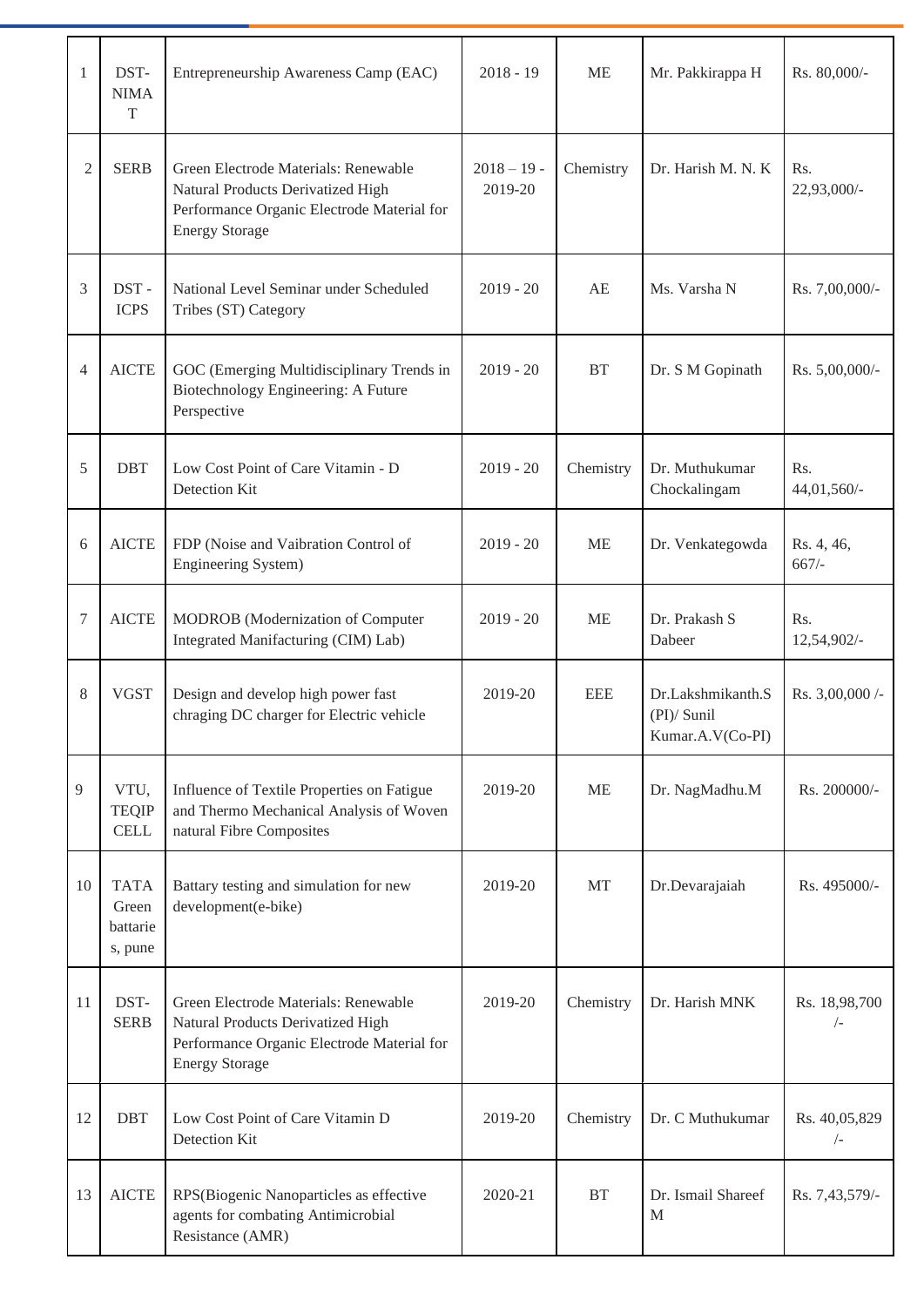| 1 | DST-NIMAT | Entrepreneurship Awareness Camp (EAC) | 2018 - 19 | ME | Mr. Pakkirappa H | Rs. 80,000/- |
|---|---|---|---|---|---|---|
| 2 | SERB | Green Electrode Materials: Renewable Natural Products Derivatized High Performance Organic Electrode Material for Energy Storage | 2018 – 19 - 2019-20 | Chemistry | Dr. Harish M. N. K | Rs. 22,93,000/- |
| 3 | DST - ICPS | National Level Seminar under Scheduled Tribes (ST) Category | 2019 - 20 | AE | Ms. Varsha N | Rs. 7,00,000/- |
| 4 | AICTE | GOC (Emerging Multidisciplinary Trends in Biotechnology Engineering: A Future Perspective | 2019 - 20 | BT | Dr. S M Gopinath | Rs. 5,00,000/- |
| 5 | DBT | Low Cost Point of Care Vitamin - D Detection Kit | 2019 - 20 | Chemistry | Dr. Muthukumar Chockalingam | Rs. 44,01,560/- |
| 6 | AICTE | FDP (Noise and Vaibration Control of Engineering System) | 2019 - 20 | ME | Dr. Venkategowda | Rs. 4, 46, 667/- |
| 7 | AICTE | MODROB (Modernization of Computer Integrated Manifacturing (CIM) Lab) | 2019 - 20 | ME | Dr. Prakash S Dabeer | Rs. 12,54,902/- |
| 8 | VGST | Design and develop high power fast chraging DC charger for Electric vehicle | 2019-20 | EEE | Dr.Lakshmikanth.S (PI)/ Sunil Kumar.A.V(Co-PI) | Rs. 3,00,000 /- |
| 9 | VTU, TEQIP CELL | Influence of Textile Properties on Fatigue and Thermo Mechanical Analysis of Woven natural Fibre Composites | 2019-20 | ME | Dr. NagMadhu.M | Rs. 200000/- |
| 10 | TATA Green battaries, pune | Battary testing and simulation for new development(e-bike) | 2019-20 | MT | Dr.Devarajaiah | Rs. 495000/- |
| 11 | DST-SERB | Green Electrode Materials: Renewable Natural Products Derivatized High Performance Organic Electrode Material for Energy Storage | 2019-20 | Chemistry | Dr. Harish MNK | Rs. 18,98,700 /- |
| 12 | DBT | Low Cost Point of Care Vitamin D Detection Kit | 2019-20 | Chemistry | Dr. C Muthukumar | Rs. 40,05,829 /- |
| 13 | AICTE | RPS(Biogenic Nanoparticles as effective agents for combating Antimicrobial Resistance (AMR) | 2020-21 | BT | Dr. Ismail Shareef M | Rs. 7,43,579/- |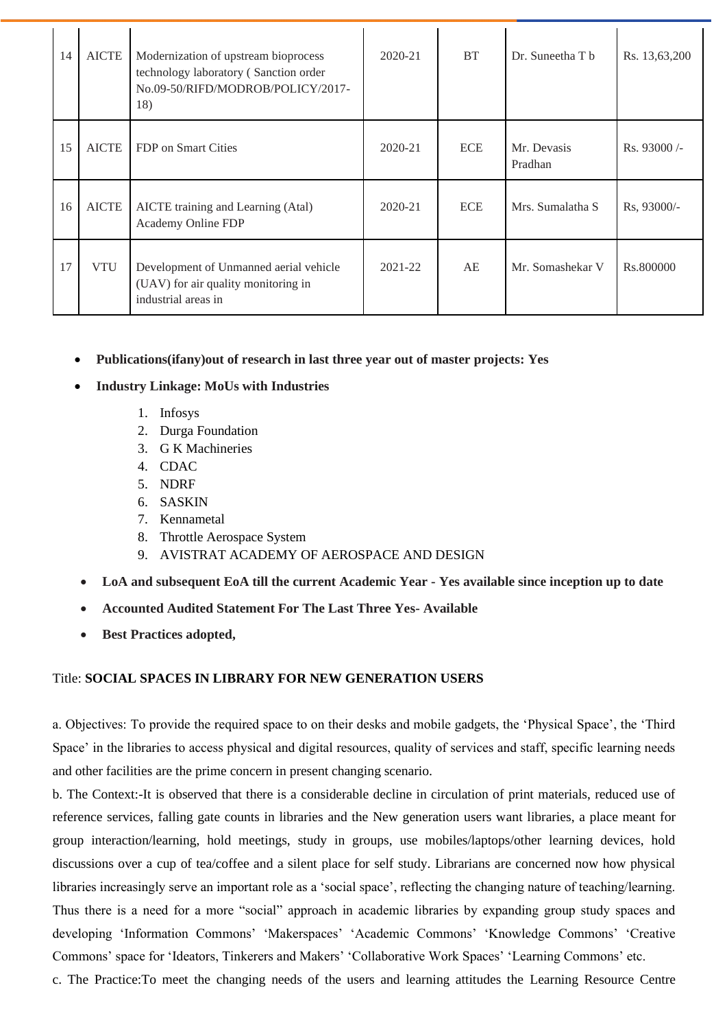| 14 | AICTE | Modernization of upstream bioprocess technology laboratory ( Sanction order No.09-50/RIFD/MODROB/POLICY/2017-18) | 2020-21 | BT | Dr. Suneetha T b | Rs. 13,63,200 |
|---|---|---|---|---|---|---|
| 15 | AICTE | FDP on Smart Cities | 2020-21 | ECE | Mr. Devasis Pradhan | Rs. 93000 /- |
| 16 | AICTE | AICTE training and Learning (Atal) Academy Online FDP | 2020-21 | ECE | Mrs. Sumalatha S | Rs, 93000/- |
| 17 | VTU | Development of Unmanned aerial vehicle (UAV) for air quality monitoring in industrial areas in | 2021-22 | AE | Mr. Somashekar V | Rs.800000 |

- **Publications(ifany)out of research in last three year out of master projects: Yes**
- **Industry Linkage: MoUs with Industries**
    1. Infosys
    2. Durga Foundation
    3. G K Machineries
    4. CDAC
    5. NDRF
    6. SASKIN
    7. Kennametal
    8. Throttle Aerospace System
    9. AVISTRAT ACADEMY OF AEROSPACE AND DESIGN
- **LoA and subsequent EoA till the current Academic Year - Yes available since inception up to date**
- **Accounted Audited Statement For The Last Three Yes- Available**
- **Best Practices adopted,**

Title: **SOCIAL SPACES IN LIBRARY FOR NEW GENERATION USERS**

a. Objectives: To provide the required space to on their desks and mobile gadgets, the 'Physical Space', the 'Third Space' in the libraries to access physical and digital resources, quality of services and staff, specific learning needs and other facilities are the prime concern in present changing scenario.

b. The Context:-It is observed that there is a considerable decline in circulation of print materials, reduced use of reference services, falling gate counts in libraries and the New generation users want libraries, a place meant for group interaction/learning, hold meetings, study in groups, use mobiles/laptops/other learning devices, hold discussions over a cup of tea/coffee and a silent place for self study. Librarians are concerned now how physical libraries increasingly serve an important role as a 'social space', reflecting the changing nature of teaching/learning. Thus there is a need for a more "social" approach in academic libraries by expanding group study spaces and developing 'Information Commons' 'Makerspaces' 'Academic Commons' 'Knowledge Commons' 'Creative Commons' space for 'Ideators, Tinkerers and Makers' 'Collaborative Work Spaces' 'Learning Commons' etc.

c. The Practice:To meet the changing needs of the users and learning attitudes the Learning Resource Centre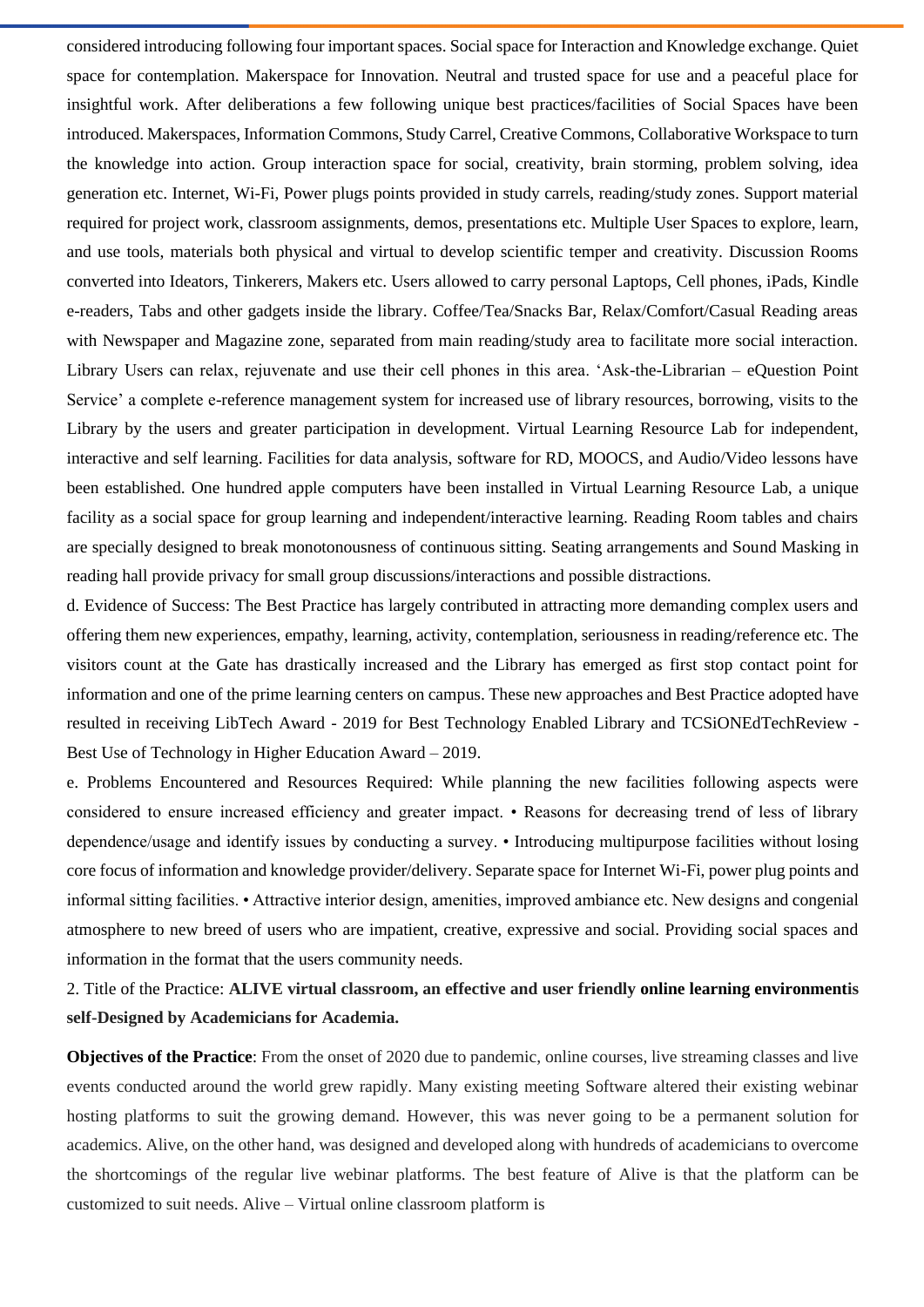considered introducing following four important spaces. Social space for Interaction and Knowledge exchange. Quiet space for contemplation. Makerspace for Innovation. Neutral and trusted space for use and a peaceful place for insightful work. After deliberations a few following unique best practices/facilities of Social Spaces have been introduced. Makerspaces, Information Commons, Study Carrel, Creative Commons, Collaborative Workspace to turn the knowledge into action. Group interaction space for social, creativity, brain storming, problem solving, idea generation etc. Internet, Wi-Fi, Power plugs points provided in study carrels, reading/study zones. Support material required for project work, classroom assignments, demos, presentations etc. Multiple User Spaces to explore, learn, and use tools, materials both physical and virtual to develop scientific temper and creativity. Discussion Rooms converted into Ideators, Tinkerers, Makers etc. Users allowed to carry personal Laptops, Cell phones, iPads, Kindle e-readers, Tabs and other gadgets inside the library. Coffee/Tea/Snacks Bar, Relax/Comfort/Casual Reading areas with Newspaper and Magazine zone, separated from main reading/study area to facilitate more social interaction. Library Users can relax, rejuvenate and use their cell phones in this area. 'Ask-the-Librarian – eQuestion Point Service' a complete e-reference management system for increased use of library resources, borrowing, visits to the Library by the users and greater participation in development. Virtual Learning Resource Lab for independent, interactive and self learning. Facilities for data analysis, software for RD, MOOCS, and Audio/Video lessons have been established. One hundred apple computers have been installed in Virtual Learning Resource Lab, a unique facility as a social space for group learning and independent/interactive learning. Reading Room tables and chairs are specially designed to break monotonousness of continuous sitting. Seating arrangements and Sound Masking in reading hall provide privacy for small group discussions/interactions and possible distractions.

d. Evidence of Success: The Best Practice has largely contributed in attracting more demanding complex users and offering them new experiences, empathy, learning, activity, contemplation, seriousness in reading/reference etc. The visitors count at the Gate has drastically increased and the Library has emerged as first stop contact point for information and one of the prime learning centers on campus. These new approaches and Best Practice adopted have resulted in receiving LibTech Award - 2019 for Best Technology Enabled Library and TCSiONEdTechReview - Best Use of Technology in Higher Education Award – 2019.

e. Problems Encountered and Resources Required: While planning the new facilities following aspects were considered to ensure increased efficiency and greater impact. • Reasons for decreasing trend of less of library dependence/usage and identify issues by conducting a survey. • Introducing multipurpose facilities without losing core focus of information and knowledge provider/delivery. Separate space for Internet Wi-Fi, power plug points and informal sitting facilities. • Attractive interior design, amenities, improved ambiance etc. New designs and congenial atmosphere to new breed of users who are impatient, creative, expressive and social. Providing social spaces and information in the format that the users community needs.

2. Title of the Practice: **ALIVE virtual classroom, an effective and user friendly online learning environmentis self-Designed by Academicians for Academia.**

**Objectives of the Practice**: From the onset of 2020 due to pandemic, online courses, live streaming classes and live events conducted around the world grew rapidly. Many existing meeting Software altered their existing webinar hosting platforms to suit the growing demand. However, this was never going to be a permanent solution for academics. Alive, on the other hand, was designed and developed along with hundreds of academicians to overcome the shortcomings of the regular live webinar platforms. The best feature of Alive is that the platform can be customized to suit needs. Alive – Virtual online classroom platform is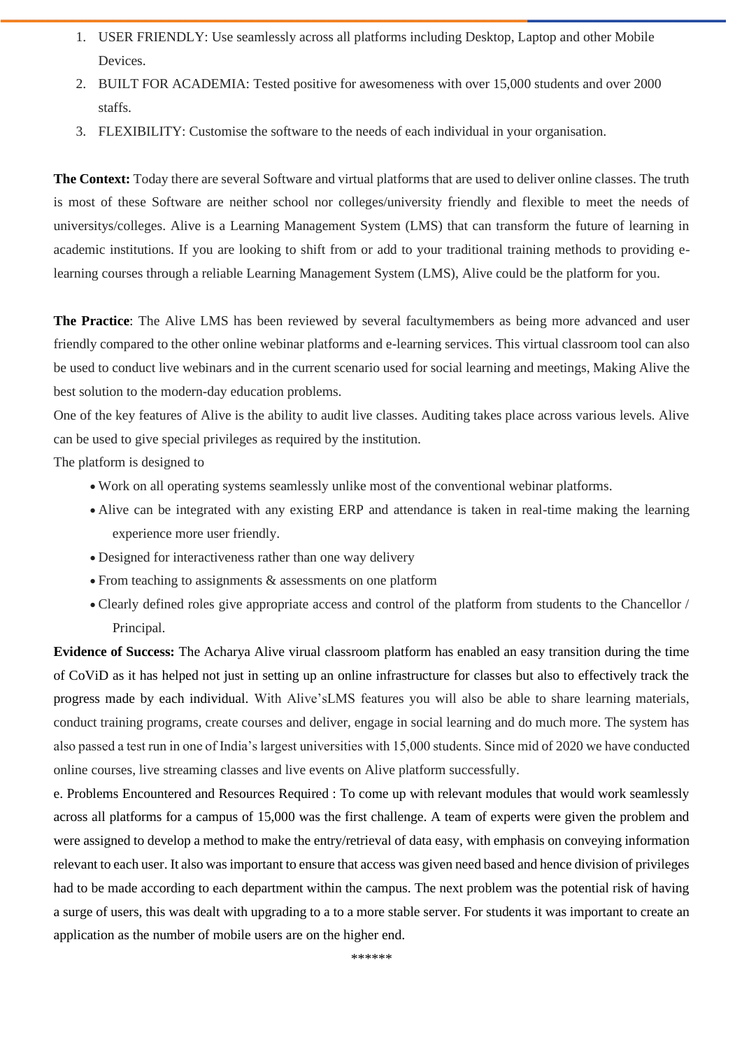1. USER FRIENDLY: Use seamlessly across all platforms including Desktop, Laptop and other Mobile Devices.
2. BUILT FOR ACADEMIA: Tested positive for awesomeness with over 15,000 students and over 2000 staffs.
3. FLEXIBILITY: Customise the software to the needs of each individual in your organisation.

**The Context:** Today there are several Software and virtual platforms that are used to deliver online classes. The truth is most of these Software are neither school nor colleges/university friendly and flexible to meet the needs of universitys/colleges. Alive is a Learning Management System (LMS) that can transform the future of learning in academic institutions. If you are looking to shift from or add to your traditional training methods to providing e-learning courses through a reliable Learning Management System (LMS), Alive could be the platform for you.

**The Practice**: The Alive LMS has been reviewed by several facultymembers as being more advanced and user friendly compared to the other online webinar platforms and e-learning services. This virtual classroom tool can also be used to conduct live webinars and in the current scenario used for social learning and meetings, Making Alive the best solution to the modern-day education problems.

One of the key features of Alive is the ability to audit live classes. Auditing takes place across various levels. Alive can be used to give special privileges as required by the institution.

The platform is designed to

- Work on all operating systems seamlessly unlike most of the conventional webinar platforms.
- Alive can be integrated with any existing ERP and attendance is taken in real-time making the learning experience more user friendly.
- Designed for interactiveness rather than one way delivery
- From teaching to assignments & assessments on one platform
- Clearly defined roles give appropriate access and control of the platform from students to the Chancellor / Principal.

**Evidence of Success:** The Acharya Alive virual classroom platform has enabled an easy transition during the time of CoViD as it has helped not just in setting up an online infrastructure for classes but also to effectively track the progress made by each individual. With Alive'sLMS features you will also be able to share learning materials, conduct training programs, create courses and deliver, engage in social learning and do much more. The system has also passed a test run in one of India's largest universities with 15,000 students. Since mid of 2020 we have conducted online courses, live streaming classes and live events on Alive platform successfully.

e. Problems Encountered and Resources Required : To come up with relevant modules that would work seamlessly across all platforms for a campus of 15,000 was the first challenge. A team of experts were given the problem and were assigned to develop a method to make the entry/retrieval of data easy, with emphasis on conveying information relevant to each user. It also was important to ensure that access was given need based and hence division of privileges had to be made according to each department within the campus. The next problem was the potential risk of having a surge of users, this was dealt with upgrading to a to a more stable server. For students it was important to create an application as the number of mobile users are on the higher end.

******